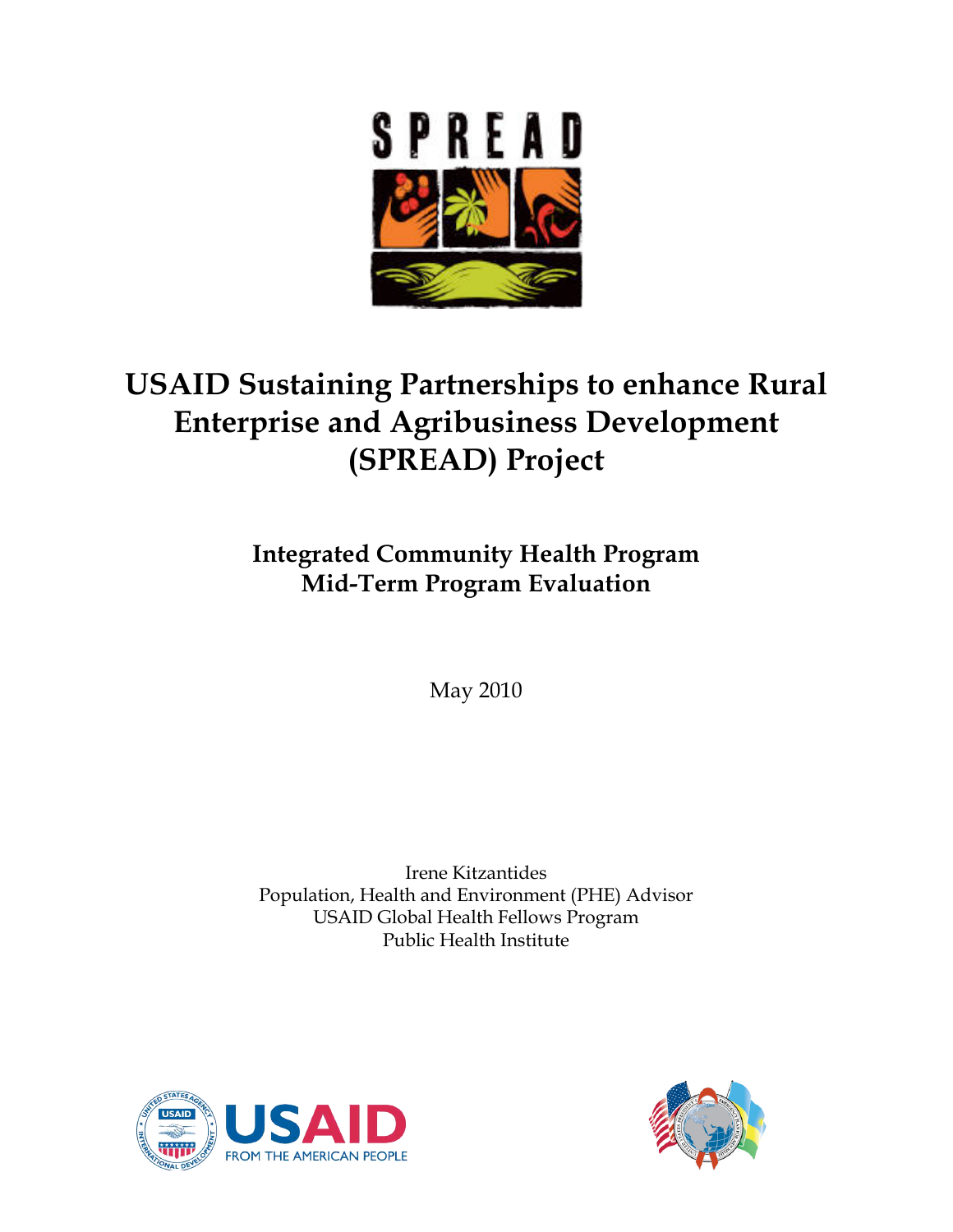SPREAD

# USAID Sustaining Partnerships to enhance Rural Enterprise and Agribusiness Development (SPREAD) Project

## Integrated Community Health Program
## Mid-Term Program Evaluation

May 2010

Irene Kitzantides
Population, Health and Environment (PHE) Advisor
USAID Global Health Fellows Program
Public Health Institute

USAID
FROM THE AMERICAN PEOPLE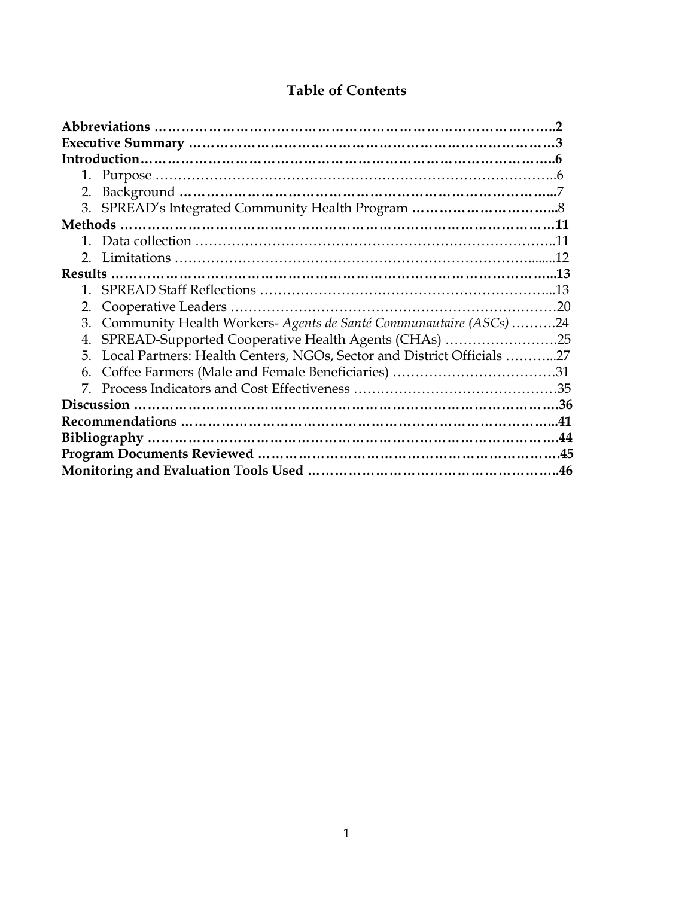# Table of Contents

**Abbreviations** ……………………………………………………………………………..2

**Executive Summary** …………………………………………………………………….3

**Introduction**…………………………………………………………………………….6

1. Purpose …………………………………………………………………………..6
2. Background ……………………………………………………………………...7
3. SPREAD's Integrated Community Health Program …………………………...8

**Methods** ………………………………………………………………………………….11

1. Data collection ……………………………………………………………………..11
2. Limitations ……………………………………………………………………........12

**Results** ……………………………………………………………………………………..13

1. SPREAD Staff Reflections ……………………………………………………...13
2. Cooperative Leaders ……………………………………………………………20
3. Community Health Workers- *Agents de Santé Communautaire (ASCs)* ……….24
4. SPREAD-Supported Cooperative Health Agents (CHAs) …………………….25
5. Local Partners: Health Centers, NGOs, Sector and District Officials ………...27
6. Coffee Farmers (Male and Female Beneficiaries) ……………………………..31
7. Process Indicators and Cost Effectiveness ……………………………………..35

**Discussion** ………………………………………………………………………………….36

**Recommendations** ……………………………………………………………………...41

**Bibliography** …………………………………………………………………………….44

**Program Documents Reviewed** ………………………………………………………….45

**Monitoring and Evaluation Tools Used** ……………………………………………….46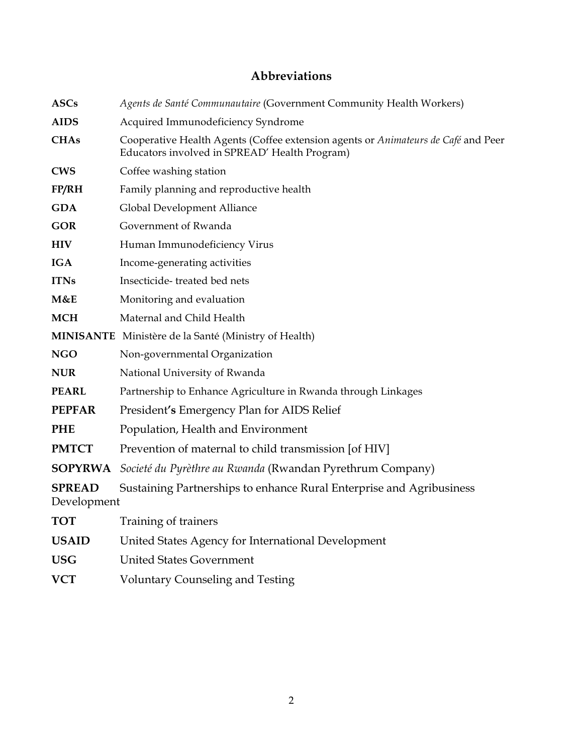# Abbreviations

**ASCs** *Agents de Santé Communautaire* (Government Community Health Workers)

**AIDS** Acquired Immunodeficiency Syndrome

**CHAs** Cooperative Health Agents (Coffee extension agents or *Animateurs de Café* and Peer Educators involved in SPREAD' Health Program)

**CWS** Coffee washing station

**FP/RH** Family planning and reproductive health

**GDA** Global Development Alliance

**GOR** Government of Rwanda

**HIV** Human Immunodeficiency Virus

**IGA** Income-generating activities

**ITNs** Insecticide- treated bed nets

**M&E** Monitoring and evaluation

**MCH** Maternal and Child Health

**MINISANTE** Ministère de la Santé (Ministry of Health)

**NGO** Non-governmental Organization

**NUR** National University of Rwanda

**PEARL** Partnership to Enhance Agriculture in Rwanda through Linkages

**PEPFAR** President**'s** Emergency Plan for AIDS Relief

**PHE** Population, Health and Environment

**PMTCT** Prevention of maternal to child transmission [of HIV]

**SOPYRWA** *Societé du Pyrèthre au Rwanda* (Rwandan Pyrethrum Company)

**SPREAD** Sustaining Partnerships to enhance Rural Enterprise and Agribusiness Development

**TOT** Training of trainers

**USAID** United States Agency for International Development

**USG** United States Government

**VCT** Voluntary Counseling and Testing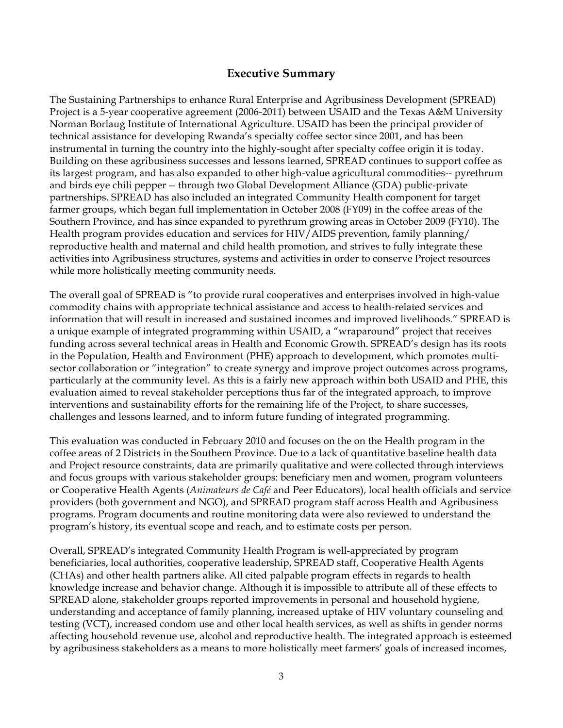## Executive Summary

The Sustaining Partnerships to enhance Rural Enterprise and Agribusiness Development (SPREAD) Project is a 5-year cooperative agreement (2006-2011) between USAID and the Texas A&M University Norman Borlaug Institute of International Agriculture. USAID has been the principal provider of technical assistance for developing Rwanda's specialty coffee sector since 2001, and has been instrumental in turning the country into the highly-sought after specialty coffee origin it is today. Building on these agribusiness successes and lessons learned, SPREAD continues to support coffee as its largest program, and has also expanded to other high-value agricultural commodities-- pyrethrum and birds eye chili pepper -- through two Global Development Alliance (GDA) public-private partnerships. SPREAD has also included an integrated Community Health component for target farmer groups, which began full implementation in October 2008 (FY09) in the coffee areas of the Southern Province, and has since expanded to pyrethrum growing areas in October 2009 (FY10). The Health program provides education and services for HIV/AIDS prevention, family planning/ reproductive health and maternal and child health promotion, and strives to fully integrate these activities into Agribusiness structures, systems and activities in order to conserve Project resources while more holistically meeting community needs.

The overall goal of SPREAD is "to provide rural cooperatives and enterprises involved in high-value commodity chains with appropriate technical assistance and access to health-related services and information that will result in increased and sustained incomes and improved livelihoods." SPREAD is a unique example of integrated programming within USAID, a "wraparound" project that receives funding across several technical areas in Health and Economic Growth. SPREAD's design has its roots in the Population, Health and Environment (PHE) approach to development, which promotes multi-sector collaboration or "integration" to create synergy and improve project outcomes across programs, particularly at the community level. As this is a fairly new approach within both USAID and PHE, this evaluation aimed to reveal stakeholder perceptions thus far of the integrated approach, to improve interventions and sustainability efforts for the remaining life of the Project, to share successes, challenges and lessons learned, and to inform future funding of integrated programming.

This evaluation was conducted in February 2010 and focuses on the on the Health program in the coffee areas of 2 Districts in the Southern Province. Due to a lack of quantitative baseline health data and Project resource constraints, data are primarily qualitative and were collected through interviews and focus groups with various stakeholder groups: beneficiary men and women, program volunteers or Cooperative Health Agents (*Animateurs de Café* and Peer Educators), local health officials and service providers (both government and NGO), and SPREAD program staff across Health and Agribusiness programs. Program documents and routine monitoring data were also reviewed to understand the program's history, its eventual scope and reach, and to estimate costs per person.

Overall, SPREAD's integrated Community Health Program is well-appreciated by program beneficiaries, local authorities, cooperative leadership, SPREAD staff, Cooperative Health Agents (CHAs) and other health partners alike. All cited palpable program effects in regards to health knowledge increase and behavior change. Although it is impossible to attribute all of these effects to SPREAD alone, stakeholder groups reported improvements in personal and household hygiene, understanding and acceptance of family planning, increased uptake of HIV voluntary counseling and testing (VCT), increased condom use and other local health services, as well as shifts in gender norms affecting household revenue use, alcohol and reproductive health. The integrated approach is esteemed by agribusiness stakeholders as a means to more holistically meet farmers' goals of increased incomes,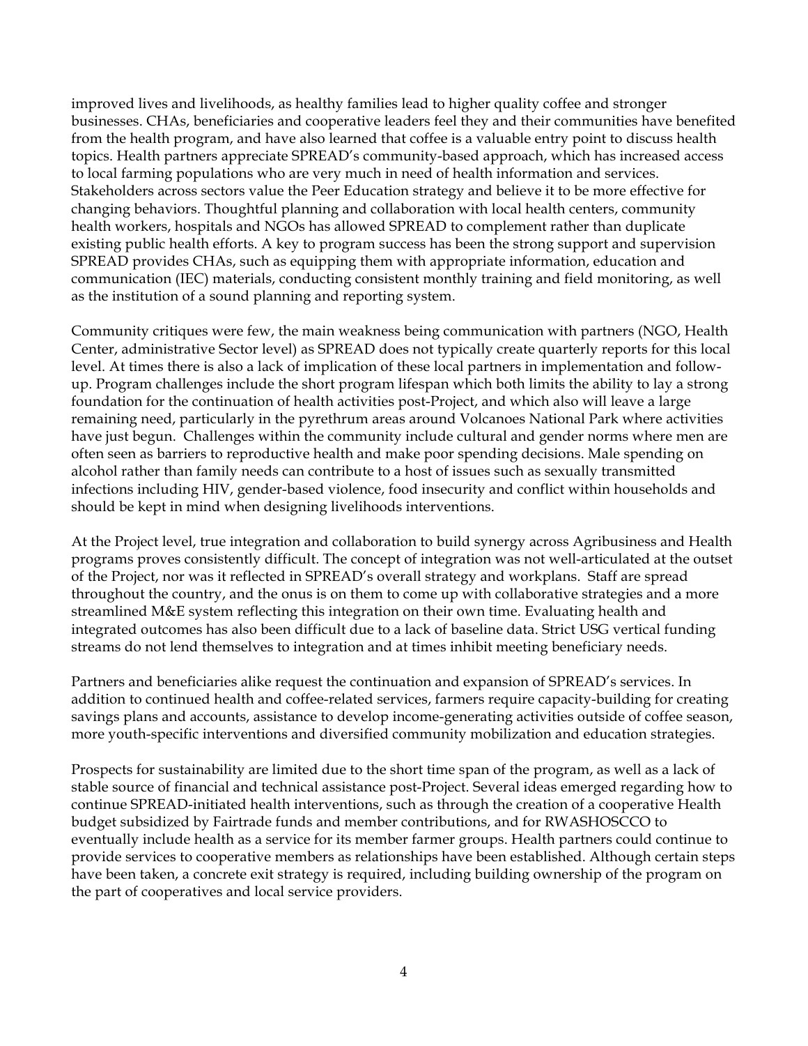improved lives and livelihoods, as healthy families lead to higher quality coffee and stronger businesses. CHAs, beneficiaries and cooperative leaders feel they and their communities have benefited from the health program, and have also learned that coffee is a valuable entry point to discuss health topics. Health partners appreciate SPREAD's community-based approach, which has increased access to local farming populations who are very much in need of health information and services. Stakeholders across sectors value the Peer Education strategy and believe it to be more effective for changing behaviors. Thoughtful planning and collaboration with local health centers, community health workers, hospitals and NGOs has allowed SPREAD to complement rather than duplicate existing public health efforts. A key to program success has been the strong support and supervision SPREAD provides CHAs, such as equipping them with appropriate information, education and communication (IEC) materials, conducting consistent monthly training and field monitoring, as well as the institution of a sound planning and reporting system.

Community critiques were few, the main weakness being communication with partners (NGO, Health Center, administrative Sector level) as SPREAD does not typically create quarterly reports for this local level. At times there is also a lack of implication of these local partners in implementation and follow-up. Program challenges include the short program lifespan which both limits the ability to lay a strong foundation for the continuation of health activities post-Project, and which also will leave a large remaining need, particularly in the pyrethrum areas around Volcanoes National Park where activities have just begun. Challenges within the community include cultural and gender norms where men are often seen as barriers to reproductive health and make poor spending decisions. Male spending on alcohol rather than family needs can contribute to a host of issues such as sexually transmitted infections including HIV, gender-based violence, food insecurity and conflict within households and should be kept in mind when designing livelihoods interventions.

At the Project level, true integration and collaboration to build synergy across Agribusiness and Health programs proves consistently difficult. The concept of integration was not well-articulated at the outset of the Project, nor was it reflected in SPREAD's overall strategy and workplans. Staff are spread throughout the country, and the onus is on them to come up with collaborative strategies and a more streamlined M&E system reflecting this integration on their own time. Evaluating health and integrated outcomes has also been difficult due to a lack of baseline data. Strict USG vertical funding streams do not lend themselves to integration and at times inhibit meeting beneficiary needs.

Partners and beneficiaries alike request the continuation and expansion of SPREAD's services. In addition to continued health and coffee-related services, farmers require capacity-building for creating savings plans and accounts, assistance to develop income-generating activities outside of coffee season, more youth-specific interventions and diversified community mobilization and education strategies.

Prospects for sustainability are limited due to the short time span of the program, as well as a lack of stable source of financial and technical assistance post-Project. Several ideas emerged regarding how to continue SPREAD-initiated health interventions, such as through the creation of a cooperative Health budget subsidized by Fairtrade funds and member contributions, and for RWASHOSCCO to eventually include health as a service for its member farmer groups. Health partners could continue to provide services to cooperative members as relationships have been established. Although certain steps have been taken, a concrete exit strategy is required, including building ownership of the program on the part of cooperatives and local service providers.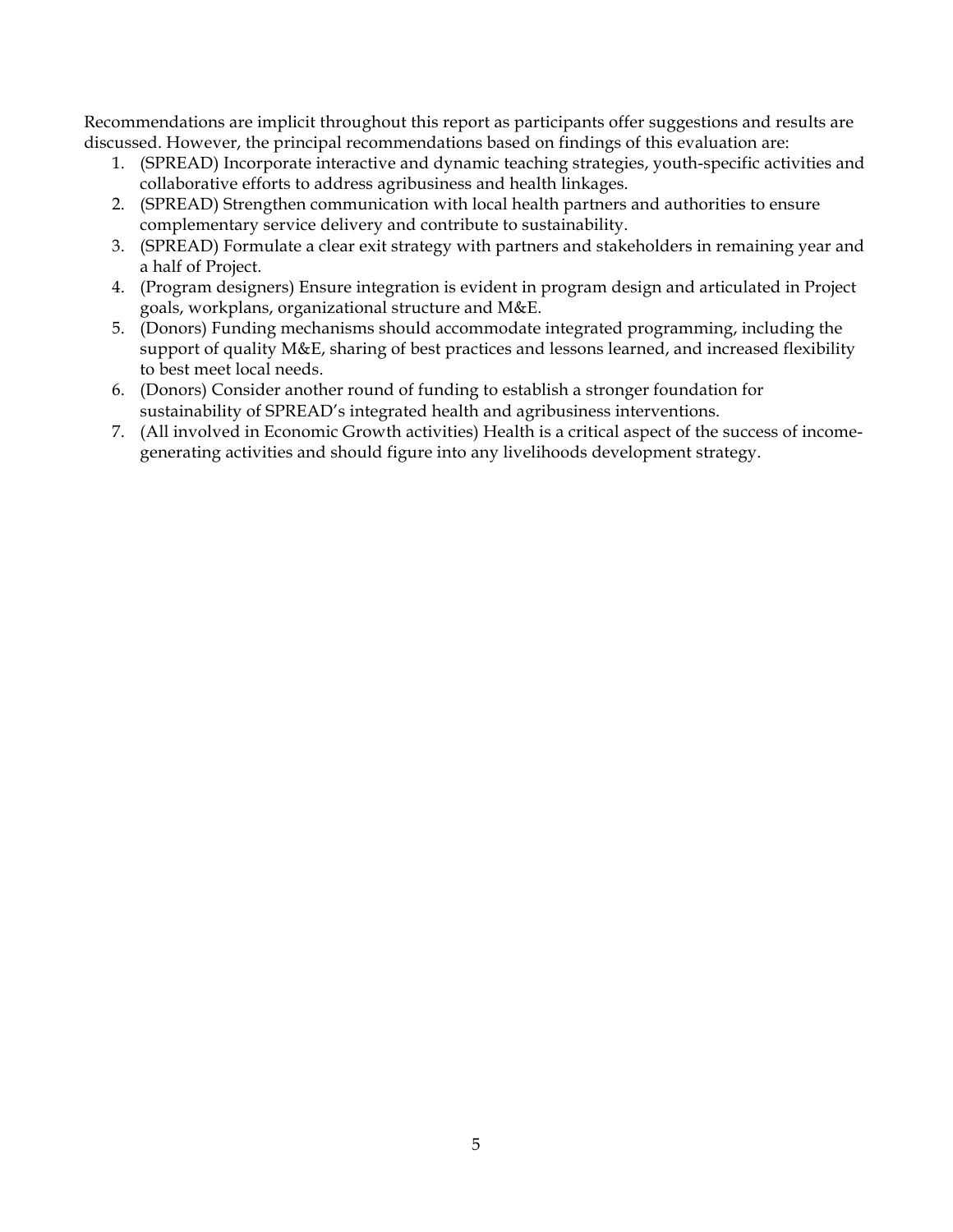Recommendations are implicit throughout this report as participants offer suggestions and results are discussed. However, the principal recommendations based on findings of this evaluation are:

1. (SPREAD) Incorporate interactive and dynamic teaching strategies, youth-specific activities and collaborative efforts to address agribusiness and health linkages.
2. (SPREAD) Strengthen communication with local health partners and authorities to ensure complementary service delivery and contribute to sustainability.
3. (SPREAD) Formulate a clear exit strategy with partners and stakeholders in remaining year and a half of Project.
4. (Program designers) Ensure integration is evident in program design and articulated in Project goals, workplans, organizational structure and M&E.
5. (Donors) Funding mechanisms should accommodate integrated programming, including the support of quality M&E, sharing of best practices and lessons learned, and increased flexibility to best meet local needs.
6. (Donors) Consider another round of funding to establish a stronger foundation for sustainability of SPREAD's integrated health and agribusiness interventions.
7. (All involved in Economic Growth activities) Health is a critical aspect of the success of income-generating activities and should figure into any livelihoods development strategy.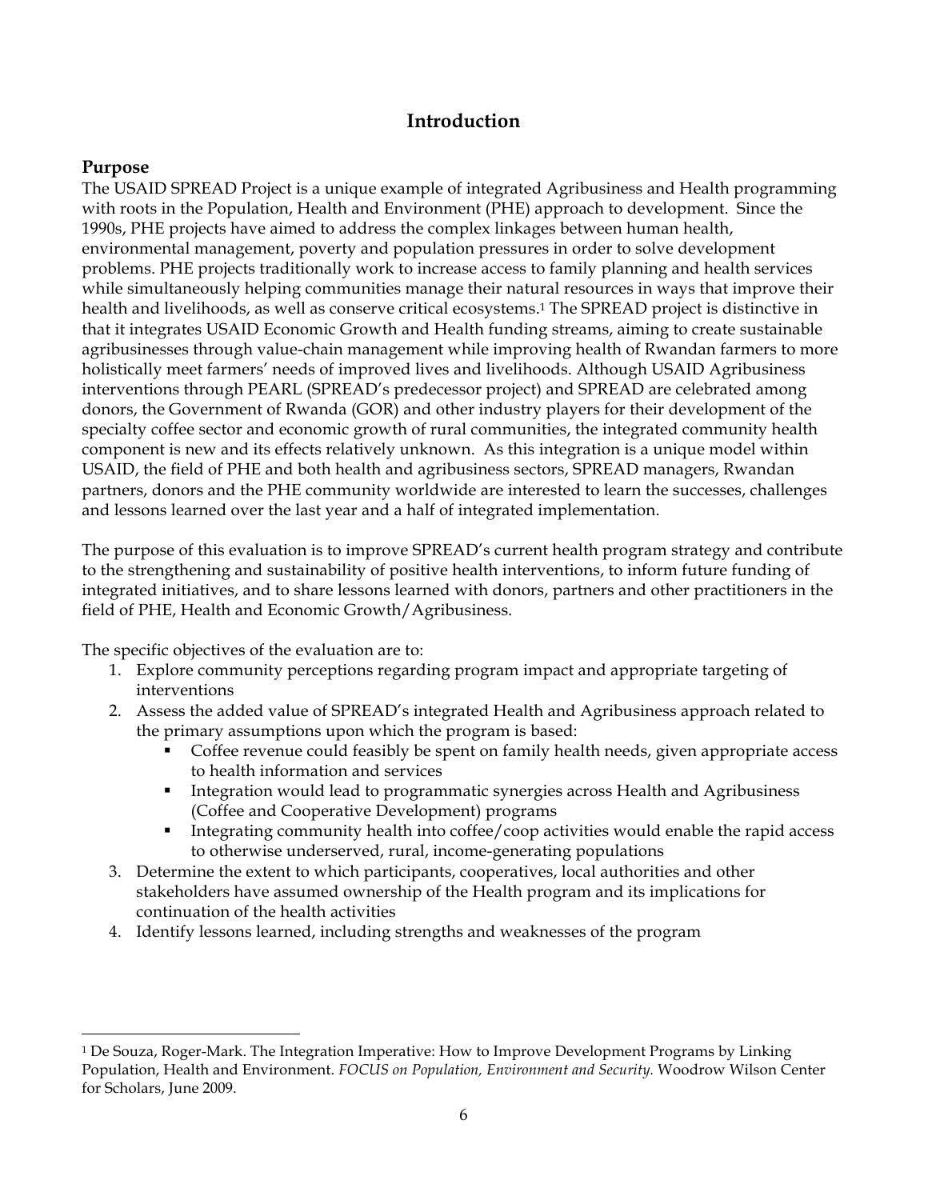# Introduction

## Purpose

The USAID SPREAD Project is a unique example of integrated Agribusiness and Health programming with roots in the Population, Health and Environment (PHE) approach to development. Since the 1990s, PHE projects have aimed to address the complex linkages between human health, environmental management, poverty and population pressures in order to solve development problems. PHE projects traditionally work to increase access to family planning and health services while simultaneously helping communities manage their natural resources in ways that improve their health and livelihoods, as well as conserve critical ecosystems.[1] The SPREAD project is distinctive in that it integrates USAID Economic Growth and Health funding streams, aiming to create sustainable agribusinesses through value-chain management while improving health of Rwandan farmers to more holistically meet farmers' needs of improved lives and livelihoods. Although USAID Agribusiness interventions through PEARL (SPREAD's predecessor project) and SPREAD are celebrated among donors, the Government of Rwanda (GOR) and other industry players for their development of the specialty coffee sector and economic growth of rural communities, the integrated community health component is new and its effects relatively unknown. As this integration is a unique model within USAID, the field of PHE and both health and agribusiness sectors, SPREAD managers, Rwandan partners, donors and the PHE community worldwide are interested to learn the successes, challenges and lessons learned over the last year and a half of integrated implementation.

The purpose of this evaluation is to improve SPREAD's current health program strategy and contribute to the strengthening and sustainability of positive health interventions, to inform future funding of integrated initiatives, and to share lessons learned with donors, partners and other practitioners in the field of PHE, Health and Economic Growth/Agribusiness.

The specific objectives of the evaluation are to:

1. Explore community perceptions regarding program impact and appropriate targeting of interventions
2. Assess the added value of SPREAD's integrated Health and Agribusiness approach related to the primary assumptions upon which the program is based:
   - Coffee revenue could feasibly be spent on family health needs, given appropriate access to health information and services
   - Integration would lead to programmatic synergies across Health and Agribusiness (Coffee and Cooperative Development) programs
   - Integrating community health into coffee/coop activities would enable the rapid access to otherwise underserved, rural, income-generating populations
3. Determine the extent to which participants, cooperatives, local authorities and other stakeholders have assumed ownership of the Health program and its implications for continuation of the health activities
4. Identify lessons learned, including strengths and weaknesses of the program

---

[1] De Souza, Roger-Mark. The Integration Imperative: How to Improve Development Programs by Linking Population, Health and Environment. *FOCUS on Population, Environment and Security.* Woodrow Wilson Center for Scholars, June 2009.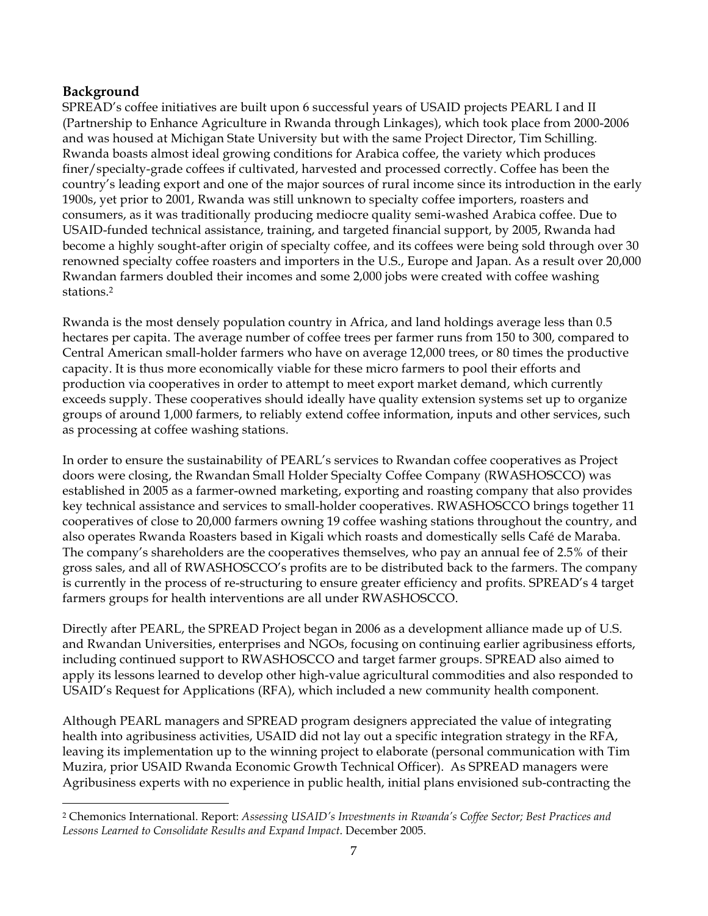## Background

SPREAD's coffee initiatives are built upon 6 successful years of USAID projects PEARL I and II (Partnership to Enhance Agriculture in Rwanda through Linkages), which took place from 2000-2006 and was housed at Michigan State University but with the same Project Director, Tim Schilling. Rwanda boasts almost ideal growing conditions for Arabica coffee, the variety which produces finer/specialty-grade coffees if cultivated, harvested and processed correctly. Coffee has been the country's leading export and one of the major sources of rural income since its introduction in the early 1900s, yet prior to 2001, Rwanda was still unknown to specialty coffee importers, roasters and consumers, as it was traditionally producing mediocre quality semi-washed Arabica coffee. Due to USAID-funded technical assistance, training, and targeted financial support, by 2005, Rwanda had become a highly sought-after origin of specialty coffee, and its coffees were being sold through over 30 renowned specialty coffee roasters and importers in the U.S., Europe and Japan. As a result over 20,000 Rwandan farmers doubled their incomes and some 2,000 jobs were created with coffee washing stations.[2]

Rwanda is the most densely population country in Africa, and land holdings average less than 0.5 hectares per capita. The average number of coffee trees per farmer runs from 150 to 300, compared to Central American small-holder farmers who have on average 12,000 trees, or 80 times the productive capacity. It is thus more economically viable for these micro farmers to pool their efforts and production via cooperatives in order to attempt to meet export market demand, which currently exceeds supply. These cooperatives should ideally have quality extension systems set up to organize groups of around 1,000 farmers, to reliably extend coffee information, inputs and other services, such as processing at coffee washing stations.

In order to ensure the sustainability of PEARL's services to Rwandan coffee cooperatives as Project doors were closing, the Rwandan Small Holder Specialty Coffee Company (RWASHOSCCO) was established in 2005 as a farmer-owned marketing, exporting and roasting company that also provides key technical assistance and services to small-holder cooperatives. RWASHOSCCO brings together 11 cooperatives of close to 20,000 farmers owning 19 coffee washing stations throughout the country, and also operates Rwanda Roasters based in Kigali which roasts and domestically sells Café de Maraba. The company's shareholders are the cooperatives themselves, who pay an annual fee of 2.5% of their gross sales, and all of RWASHOSCCO's profits are to be distributed back to the farmers. The company is currently in the process of re-structuring to ensure greater efficiency and profits. SPREAD's 4 target farmers groups for health interventions are all under RWASHOSCCO.

Directly after PEARL, the SPREAD Project began in 2006 as a development alliance made up of U.S. and Rwandan Universities, enterprises and NGOs, focusing on continuing earlier agribusiness efforts, including continued support to RWASHOSCCO and target farmer groups. SPREAD also aimed to apply its lessons learned to develop other high-value agricultural commodities and also responded to USAID's Request for Applications (RFA), which included a new community health component.

Although PEARL managers and SPREAD program designers appreciated the value of integrating health into agribusiness activities, USAID did not lay out a specific integration strategy in the RFA, leaving its implementation up to the winning project to elaborate (personal communication with Tim Muzira, prior USAID Rwanda Economic Growth Technical Officer). As SPREAD managers were Agribusiness experts with no experience in public health, initial plans envisioned sub-contracting the

---

[2] Chemonics International. Report: *Assessing USAID's Investments in Rwanda's Coffee Sector; Best Practices and Lessons Learned to Consolidate Results and Expand Impact.* December 2005.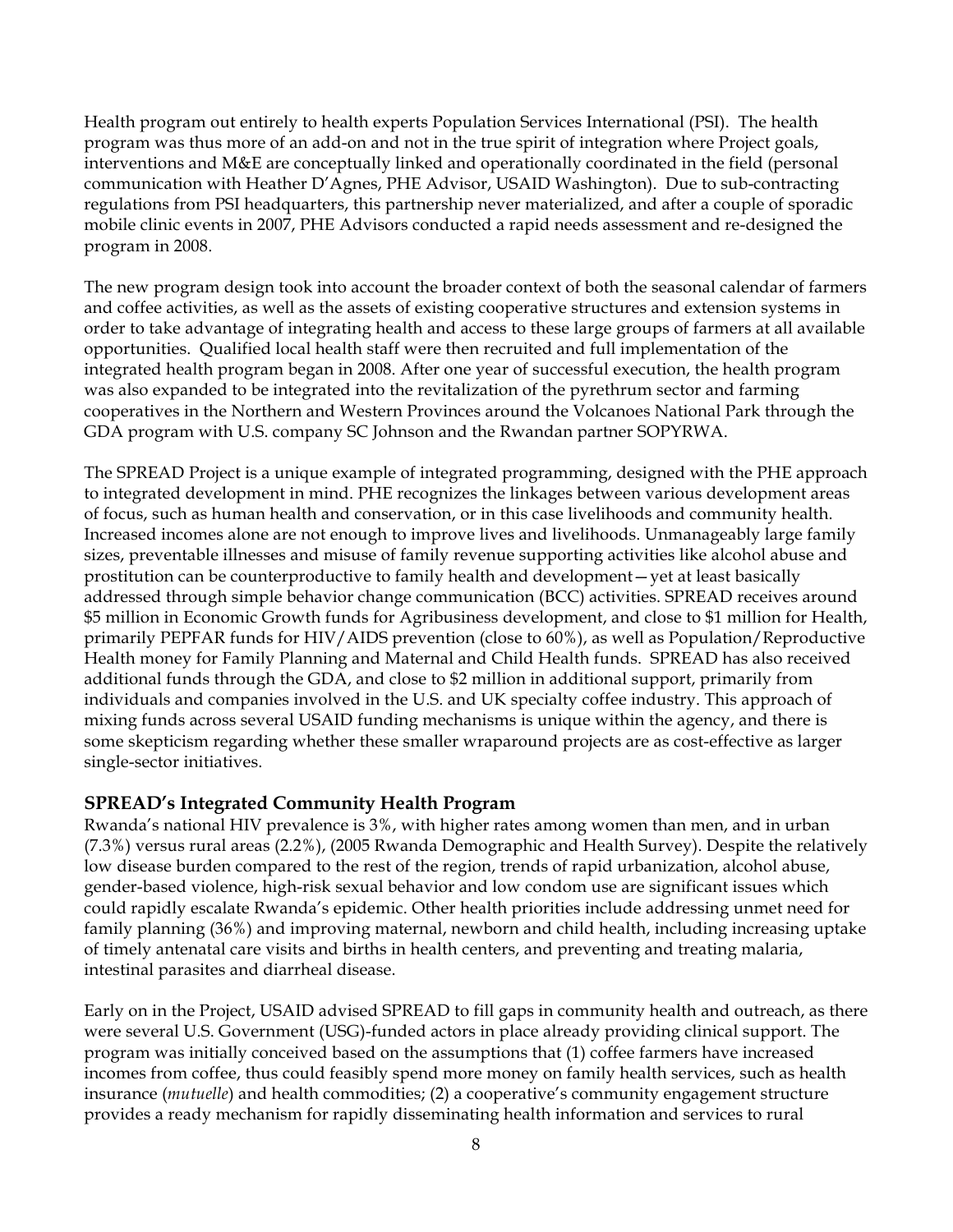Health program out entirely to health experts Population Services International (PSI). The health program was thus more of an add-on and not in the true spirit of integration where Project goals, interventions and M&E are conceptually linked and operationally coordinated in the field (personal communication with Heather D'Agnes, PHE Advisor, USAID Washington). Due to sub-contracting regulations from PSI headquarters, this partnership never materialized, and after a couple of sporadic mobile clinic events in 2007, PHE Advisors conducted a rapid needs assessment and re-designed the program in 2008.

The new program design took into account the broader context of both the seasonal calendar of farmers and coffee activities, as well as the assets of existing cooperative structures and extension systems in order to take advantage of integrating health and access to these large groups of farmers at all available opportunities. Qualified local health staff were then recruited and full implementation of the integrated health program began in 2008. After one year of successful execution, the health program was also expanded to be integrated into the revitalization of the pyrethrum sector and farming cooperatives in the Northern and Western Provinces around the Volcanoes National Park through the GDA program with U.S. company SC Johnson and the Rwandan partner SOPYRWA.

The SPREAD Project is a unique example of integrated programming, designed with the PHE approach to integrated development in mind. PHE recognizes the linkages between various development areas of focus, such as human health and conservation, or in this case livelihoods and community health. Increased incomes alone are not enough to improve lives and livelihoods. Unmanageably large family sizes, preventable illnesses and misuse of family revenue supporting activities like alcohol abuse and prostitution can be counterproductive to family health and development—yet at least basically addressed through simple behavior change communication (BCC) activities. SPREAD receives around $5 million in Economic Growth funds for Agribusiness development, and close to $1 million for Health, primarily PEPFAR funds for HIV/AIDS prevention (close to 60%), as well as Population/Reproductive Health money for Family Planning and Maternal and Child Health funds. SPREAD has also received additional funds through the GDA, and close to $2 million in additional support, primarily from individuals and companies involved in the U.S. and UK specialty coffee industry. This approach of mixing funds across several USAID funding mechanisms is unique within the agency, and there is some skepticism regarding whether these smaller wraparound projects are as cost-effective as larger single-sector initiatives.

### SPREAD's Integrated Community Health Program

Rwanda's national HIV prevalence is 3%, with higher rates among women than men, and in urban (7.3%) versus rural areas (2.2%), (2005 Rwanda Demographic and Health Survey). Despite the relatively low disease burden compared to the rest of the region, trends of rapid urbanization, alcohol abuse, gender-based violence, high-risk sexual behavior and low condom use are significant issues which could rapidly escalate Rwanda's epidemic. Other health priorities include addressing unmet need for family planning (36%) and improving maternal, newborn and child health, including increasing uptake of timely antenatal care visits and births in health centers, and preventing and treating malaria, intestinal parasites and diarrheal disease.

Early on in the Project, USAID advised SPREAD to fill gaps in community health and outreach, as there were several U.S. Government (USG)-funded actors in place already providing clinical support. The program was initially conceived based on the assumptions that (1) coffee farmers have increased incomes from coffee, thus could feasibly spend more money on family health services, such as health insurance (*mutuelle*) and health commodities; (2) a cooperative's community engagement structure provides a ready mechanism for rapidly disseminating health information and services to rural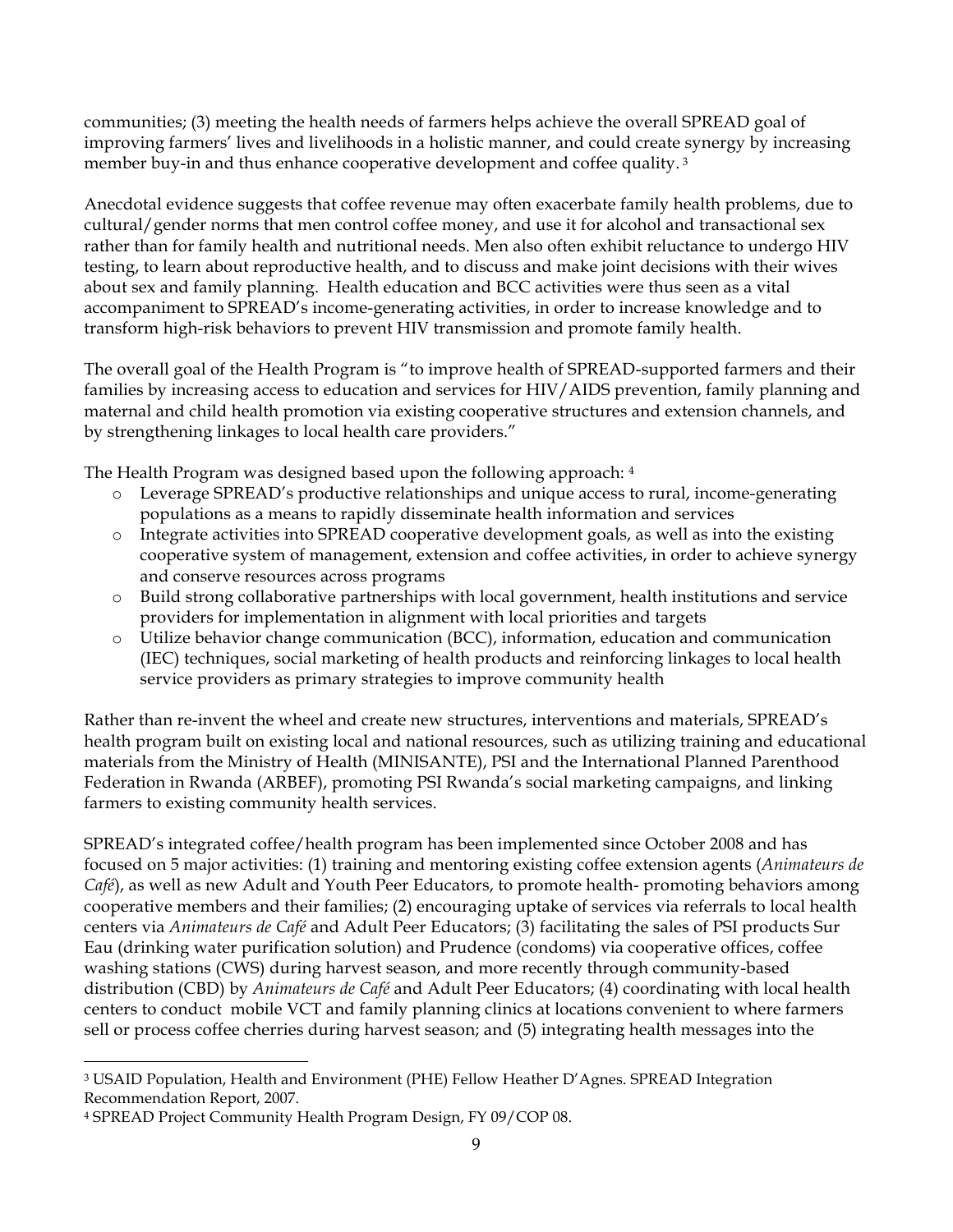communities; (3) meeting the health needs of farmers helps achieve the overall SPREAD goal of improving farmers' lives and livelihoods in a holistic manner, and could create synergy by increasing member buy-in and thus enhance cooperative development and coffee quality.[3]

Anecdotal evidence suggests that coffee revenue may often exacerbate family health problems, due to cultural/gender norms that men control coffee money, and use it for alcohol and transactional sex rather than for family health and nutritional needs. Men also often exhibit reluctance to undergo HIV testing, to learn about reproductive health, and to discuss and make joint decisions with their wives about sex and family planning. Health education and BCC activities were thus seen as a vital accompaniment to SPREAD's income-generating activities, in order to increase knowledge and to transform high-risk behaviors to prevent HIV transmission and promote family health.

The overall goal of the Health Program is "to improve health of SPREAD-supported farmers and their families by increasing access to education and services for HIV/AIDS prevention, family planning and maternal and child health promotion via existing cooperative structures and extension channels, and by strengthening linkages to local health care providers."

The Health Program was designed based upon the following approach:[4]

- Leverage SPREAD's productive relationships and unique access to rural, income-generating populations as a means to rapidly disseminate health information and services
- Integrate activities into SPREAD cooperative development goals, as well as into the existing cooperative system of management, extension and coffee activities, in order to achieve synergy and conserve resources across programs
- Build strong collaborative partnerships with local government, health institutions and service providers for implementation in alignment with local priorities and targets
- Utilize behavior change communication (BCC), information, education and communication (IEC) techniques, social marketing of health products and reinforcing linkages to local health service providers as primary strategies to improve community health

Rather than re-invent the wheel and create new structures, interventions and materials, SPREAD's health program built on existing local and national resources, such as utilizing training and educational materials from the Ministry of Health (MINISANTE), PSI and the International Planned Parenthood Federation in Rwanda (ARBEF), promoting PSI Rwanda's social marketing campaigns, and linking farmers to existing community health services.

SPREAD's integrated coffee/health program has been implemented since October 2008 and has focused on 5 major activities: (1) training and mentoring existing coffee extension agents (*Animateurs de Café*), as well as new Adult and Youth Peer Educators, to promote health- promoting behaviors among cooperative members and their families; (2) encouraging uptake of services via referrals to local health centers via *Animateurs de Café* and Adult Peer Educators; (3) facilitating the sales of PSI products Sur Eau (drinking water purification solution) and Prudence (condoms) via cooperative offices, coffee washing stations (CWS) during harvest season, and more recently through community-based distribution (CBD) by *Animateurs de Café* and Adult Peer Educators; (4) coordinating with local health centers to conduct mobile VCT and family planning clinics at locations convenient to where farmers sell or process coffee cherries during harvest season; and (5) integrating health messages into the

[3] USAID Population, Health and Environment (PHE) Fellow Heather D'Agnes. SPREAD Integration Recommendation Report, 2007.

[4] SPREAD Project Community Health Program Design, FY 09/COP 08.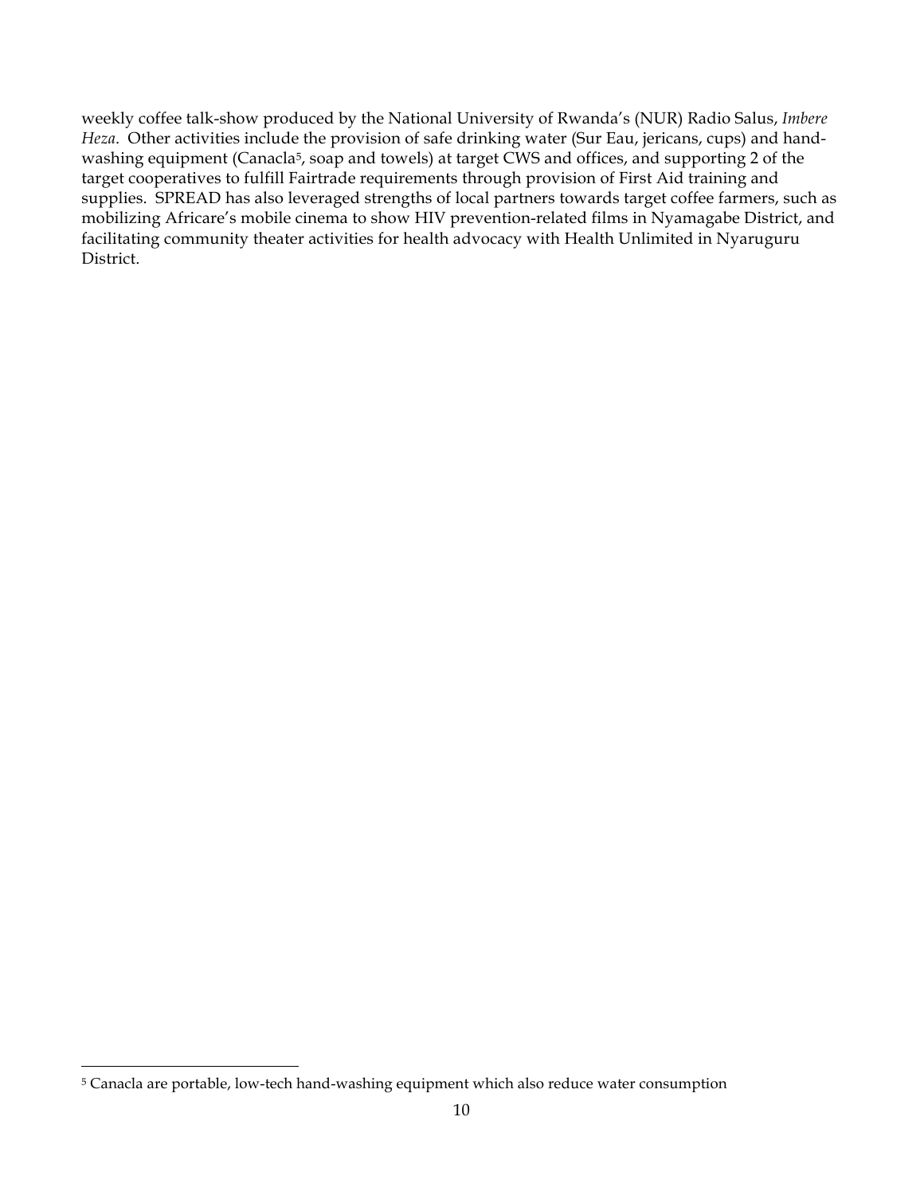weekly coffee talk-show produced by the National University of Rwanda's (NUR) Radio Salus, *Imbere Heza*. Other activities include the provision of safe drinking water (Sur Eau, jericans, cups) and hand-washing equipment (Canacla[5], soap and towels) at target CWS and offices, and supporting 2 of the target cooperatives to fulfill Fairtrade requirements through provision of First Aid training and supplies. SPREAD has also leveraged strengths of local partners towards target coffee farmers, such as mobilizing Africare's mobile cinema to show HIV prevention-related films in Nyamagabe District, and facilitating community theater activities for health advocacy with Health Unlimited in Nyaruguru District.

[5] Canacla are portable, low-tech hand-washing equipment which also reduce water consumption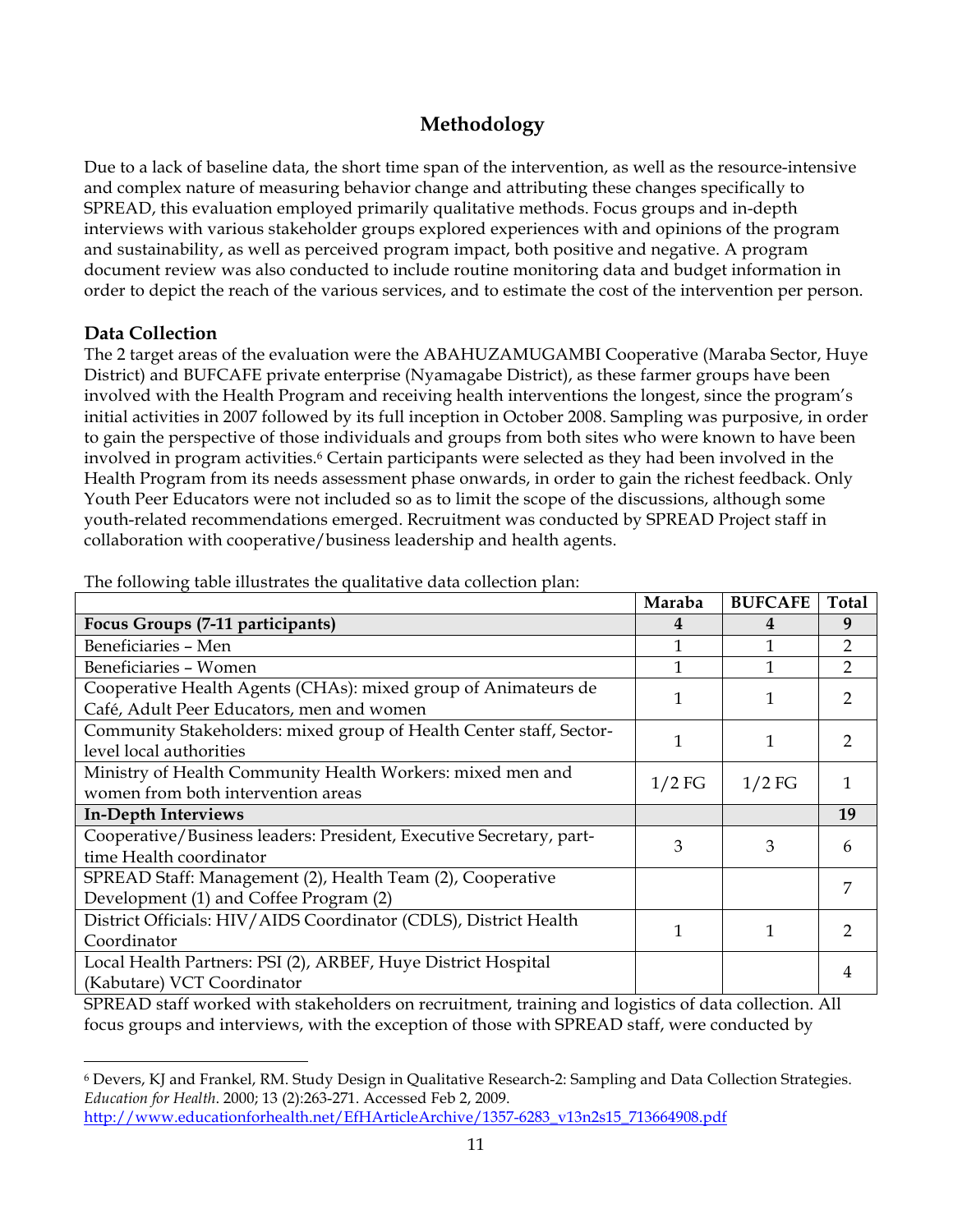## Methodology

Due to a lack of baseline data, the short time span of the intervention, as well as the resource-intensive and complex nature of measuring behavior change and attributing these changes specifically to SPREAD, this evaluation employed primarily qualitative methods. Focus groups and in-depth interviews with various stakeholder groups explored experiences with and opinions of the program and sustainability, as well as perceived program impact, both positive and negative. A program document review was also conducted to include routine monitoring data and budget information in order to depict the reach of the various services, and to estimate the cost of the intervention per person.

### Data Collection

The 2 target areas of the evaluation were the ABAHUZAMUGAMBI Cooperative (Maraba Sector, Huye District) and BUFCAFE private enterprise (Nyamagabe District), as these farmer groups have been involved with the Health Program and receiving health interventions the longest, since the program's initial activities in 2007 followed by its full inception in October 2008. Sampling was purposive, in order to gain the perspective of those individuals and groups from both sites who were known to have been involved in program activities.[6] Certain participants were selected as they had been involved in the Health Program from its needs assessment phase onwards, in order to gain the richest feedback. Only Youth Peer Educators were not included so as to limit the scope of the discussions, although some youth-related recommendations emerged. Recruitment was conducted by SPREAD Project staff in collaboration with cooperative/business leadership and health agents.

The following table illustrates the qualitative data collection plan:

| | Maraba | BUFCAFE | Total |
|---|---|---|---|
| **Focus Groups (7-11 participants)** | **4** | **4** | **9** |
| Beneficiaries – Men | 1 | 1 | 2 |
| Beneficiaries – Women | 1 | 1 | 2 |
| Cooperative Health Agents (CHAs): mixed group of Animateurs de Café, Adult Peer Educators, men and women | 1 | 1 | 2 |
| Community Stakeholders: mixed group of Health Center staff, Sector-level local authorities | 1 | 1 | 2 |
| Ministry of Health Community Health Workers: mixed men and women from both intervention areas | 1/2 FG | 1/2 FG | 1 |
| **In-Depth Interviews** | | | **19** |
| Cooperative/Business leaders: President, Executive Secretary, part-time Health coordinator | 3 | 3 | 6 |
| SPREAD Staff: Management (2), Health Team (2), Cooperative Development (1) and Coffee Program (2) | | | 7 |
| District Officials: HIV/AIDS Coordinator (CDLS), District Health Coordinator | 1 | 1 | 2 |
| Local Health Partners: PSI (2), ARBEF, Huye District Hospital (Kabutare) VCT Coordinator | | | 4 |

SPREAD staff worked with stakeholders on recruitment, training and logistics of data collection. All focus groups and interviews, with the exception of those with SPREAD staff, were conducted by

---

[6] Devers, KJ and Frankel, RM. Study Design in Qualitative Research-2: Sampling and Data Collection Strategies. *Education for Health*. 2000; 13 (2):263-271. Accessed Feb 2, 2009. http://www.educationforhealth.net/EfHArticleArchive/1357-6283_v13n2s15_713664908.pdf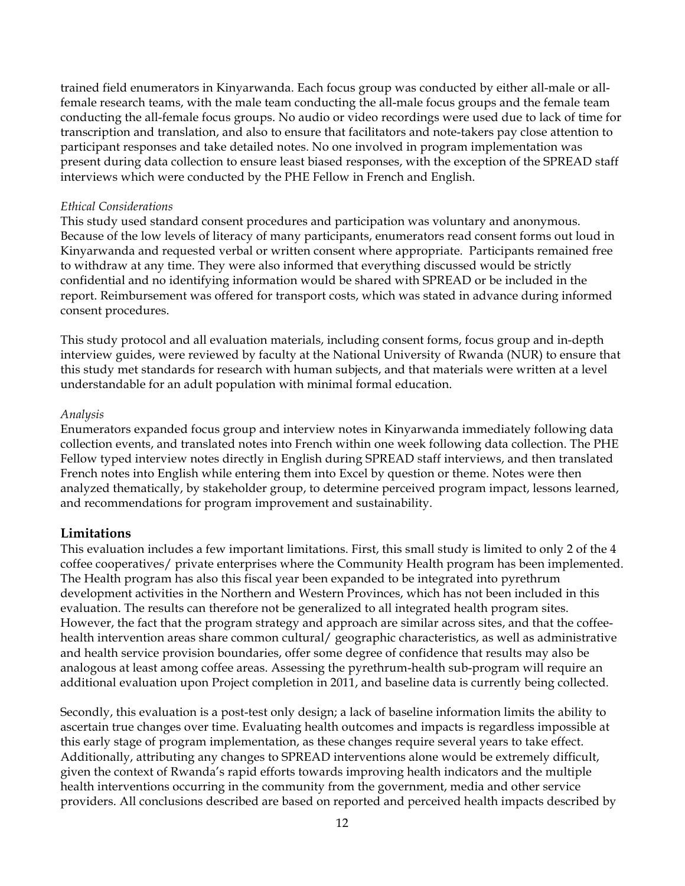trained field enumerators in Kinyarwanda. Each focus group was conducted by either all-male or all-female research teams, with the male team conducting the all-male focus groups and the female team conducting the all-female focus groups. No audio or video recordings were used due to lack of time for transcription and translation, and also to ensure that facilitators and note-takers pay close attention to participant responses and take detailed notes. No one involved in program implementation was present during data collection to ensure least biased responses, with the exception of the SPREAD staff interviews which were conducted by the PHE Fellow in French and English.

*Ethical Considerations*

This study used standard consent procedures and participation was voluntary and anonymous. Because of the low levels of literacy of many participants, enumerators read consent forms out loud in Kinyarwanda and requested verbal or written consent where appropriate. Participants remained free to withdraw at any time. They were also informed that everything discussed would be strictly confidential and no identifying information would be shared with SPREAD or be included in the report. Reimbursement was offered for transport costs, which was stated in advance during informed consent procedures.

This study protocol and all evaluation materials, including consent forms, focus group and in-depth interview guides, were reviewed by faculty at the National University of Rwanda (NUR) to ensure that this study met standards for research with human subjects, and that materials were written at a level understandable for an adult population with minimal formal education.

*Analysis*

Enumerators expanded focus group and interview notes in Kinyarwanda immediately following data collection events, and translated notes into French within one week following data collection. The PHE Fellow typed interview notes directly in English during SPREAD staff interviews, and then translated French notes into English while entering them into Excel by question or theme. Notes were then analyzed thematically, by stakeholder group, to determine perceived program impact, lessons learned, and recommendations for program improvement and sustainability.

## Limitations

This evaluation includes a few important limitations. First, this small study is limited to only 2 of the 4 coffee cooperatives/ private enterprises where the Community Health program has been implemented. The Health program has also this fiscal year been expanded to be integrated into pyrethrum development activities in the Northern and Western Provinces, which has not been included in this evaluation. The results can therefore not be generalized to all integrated health program sites. However, the fact that the program strategy and approach are similar across sites, and that the coffee-health intervention areas share common cultural/ geographic characteristics, as well as administrative and health service provision boundaries, offer some degree of confidence that results may also be analogous at least among coffee areas. Assessing the pyrethrum-health sub-program will require an additional evaluation upon Project completion in 2011, and baseline data is currently being collected.

Secondly, this evaluation is a post-test only design; a lack of baseline information limits the ability to ascertain true changes over time. Evaluating health outcomes and impacts is regardless impossible at this early stage of program implementation, as these changes require several years to take effect. Additionally, attributing any changes to SPREAD interventions alone would be extremely difficult, given the context of Rwanda's rapid efforts towards improving health indicators and the multiple health interventions occurring in the community from the government, media and other service providers. All conclusions described are based on reported and perceived health impacts described by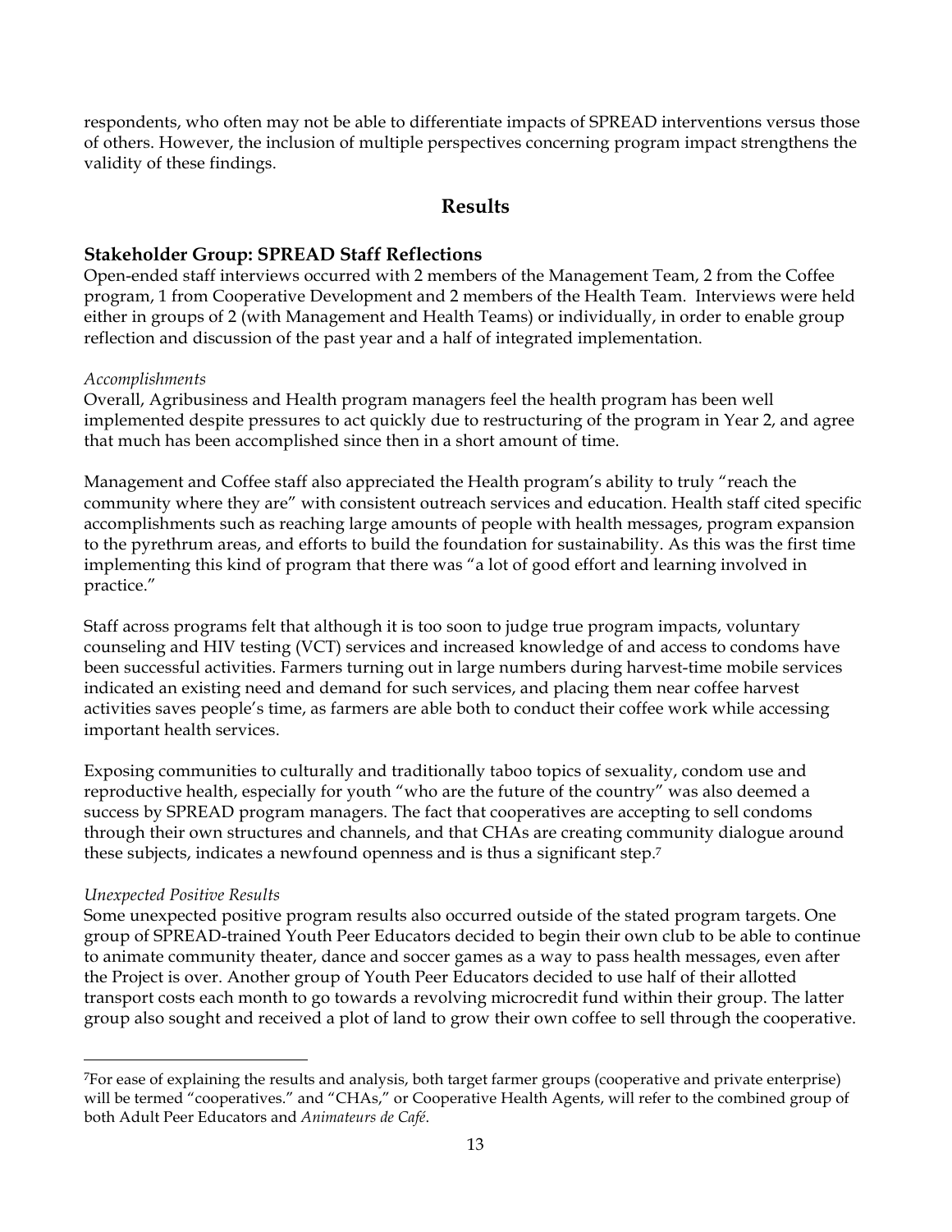respondents, who often may not be able to differentiate impacts of SPREAD interventions versus those of others. However, the inclusion of multiple perspectives concerning program impact strengthens the validity of these findings.

## Results

### Stakeholder Group: SPREAD Staff Reflections

Open-ended staff interviews occurred with 2 members of the Management Team, 2 from the Coffee program, 1 from Cooperative Development and 2 members of the Health Team. Interviews were held either in groups of 2 (with Management and Health Teams) or individually, in order to enable group reflection and discussion of the past year and a half of integrated implementation.

*Accomplishments*

Overall, Agribusiness and Health program managers feel the health program has been well implemented despite pressures to act quickly due to restructuring of the program in Year 2, and agree that much has been accomplished since then in a short amount of time.

Management and Coffee staff also appreciated the Health program's ability to truly "reach the community where they are" with consistent outreach services and education. Health staff cited specific accomplishments such as reaching large amounts of people with health messages, program expansion to the pyrethrum areas, and efforts to build the foundation for sustainability. As this was the first time implementing this kind of program that there was "a lot of good effort and learning involved in practice."

Staff across programs felt that although it is too soon to judge true program impacts, voluntary counseling and HIV testing (VCT) services and increased knowledge of and access to condoms have been successful activities. Farmers turning out in large numbers during harvest-time mobile services indicated an existing need and demand for such services, and placing them near coffee harvest activities saves people's time, as farmers are able both to conduct their coffee work while accessing important health services.

Exposing communities to culturally and traditionally taboo topics of sexuality, condom use and reproductive health, especially for youth "who are the future of the country" was also deemed a success by SPREAD program managers. The fact that cooperatives are accepting to sell condoms through their own structures and channels, and that CHAs are creating community dialogue around these subjects, indicates a newfound openness and is thus a significant step.[7]

*Unexpected Positive Results*

Some unexpected positive program results also occurred outside of the stated program targets. One group of SPREAD-trained Youth Peer Educators decided to begin their own club to be able to continue to animate community theater, dance and soccer games as a way to pass health messages, even after the Project is over. Another group of Youth Peer Educators decided to use half of their allotted transport costs each month to go towards a revolving microcredit fund within their group. The latter group also sought and received a plot of land to grow their own coffee to sell through the cooperative.

---

[7]For ease of explaining the results and analysis, both target farmer groups (cooperative and private enterprise) will be termed "cooperatives." and "CHAs," or Cooperative Health Agents, will refer to the combined group of both Adult Peer Educators and *Animateurs de Café*.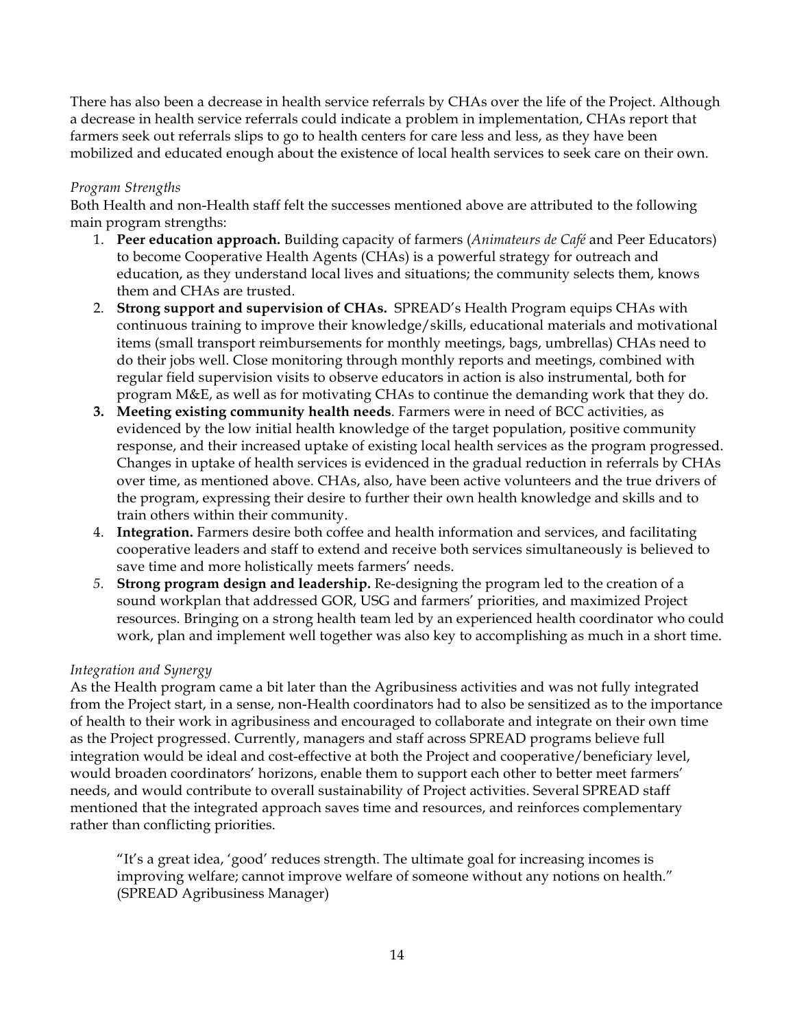There has also been a decrease in health service referrals by CHAs over the life of the Project. Although a decrease in health service referrals could indicate a problem in implementation, CHAs report that farmers seek out referrals slips to go to health centers for care less and less, as they have been mobilized and educated enough about the existence of local health services to seek care on their own.

*Program Strengths*

Both Health and non-Health staff felt the successes mentioned above are attributed to the following main program strengths:

1. **Peer education approach.** Building capacity of farmers (*Animateurs de Café* and Peer Educators) to become Cooperative Health Agents (CHAs) is a powerful strategy for outreach and education, as they understand local lives and situations; the community selects them, knows them and CHAs are trusted.
2. **Strong support and supervision of CHAs.** SPREAD's Health Program equips CHAs with continuous training to improve their knowledge/skills, educational materials and motivational items (small transport reimbursements for monthly meetings, bags, umbrellas) CHAs need to do their jobs well. Close monitoring through monthly reports and meetings, combined with regular field supervision visits to observe educators in action is also instrumental, both for program M&E, as well as for motivating CHAs to continue the demanding work that they do.
3. **Meeting existing community health needs**. Farmers were in need of BCC activities, as evidenced by the low initial health knowledge of the target population, positive community response, and their increased uptake of existing local health services as the program progressed. Changes in uptake of health services is evidenced in the gradual reduction in referrals by CHAs over time, as mentioned above. CHAs, also, have been active volunteers and the true drivers of the program, expressing their desire to further their own health knowledge and skills and to train others within their community.
4. **Integration.** Farmers desire both coffee and health information and services, and facilitating cooperative leaders and staff to extend and receive both services simultaneously is believed to save time and more holistically meets farmers' needs.
5. **Strong program design and leadership.** Re-designing the program led to the creation of a sound workplan that addressed GOR, USG and farmers' priorities, and maximized Project resources. Bringing on a strong health team led by an experienced health coordinator who could work, plan and implement well together was also key to accomplishing as much in a short time.

*Integration and Synergy*

As the Health program came a bit later than the Agribusiness activities and was not fully integrated from the Project start, in a sense, non-Health coordinators had to also be sensitized as to the importance of health to their work in agribusiness and encouraged to collaborate and integrate on their own time as the Project progressed. Currently, managers and staff across SPREAD programs believe full integration would be ideal and cost-effective at both the Project and cooperative/beneficiary level, would broaden coordinators' horizons, enable them to support each other to better meet farmers' needs, and would contribute to overall sustainability of Project activities. Several SPREAD staff mentioned that the integrated approach saves time and resources, and reinforces complementary rather than conflicting priorities.

> "It's a great idea, 'good' reduces strength. The ultimate goal for increasing incomes is improving welfare; cannot improve welfare of someone without any notions on health." (SPREAD Agribusiness Manager)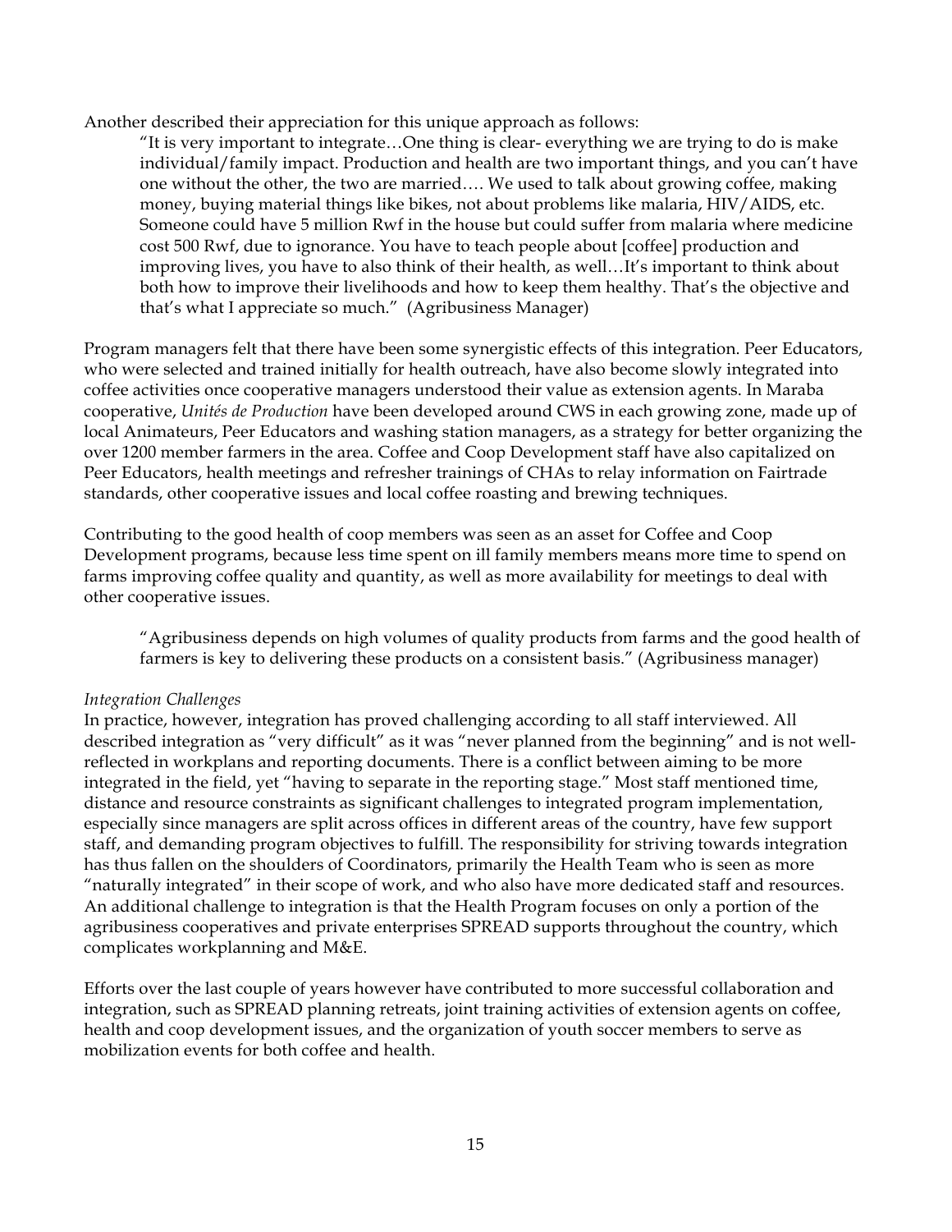Another described their appreciation for this unique approach as follows:

> "It is very important to integrate…One thing is clear- everything we are trying to do is make individual/family impact. Production and health are two important things, and you can't have one without the other, the two are married…. We used to talk about growing coffee, making money, buying material things like bikes, not about problems like malaria, HIV/AIDS, etc. Someone could have 5 million Rwf in the house but could suffer from malaria where medicine cost 500 Rwf, due to ignorance. You have to teach people about [coffee] production and improving lives, you have to also think of their health, as well…It's important to think about both how to improve their livelihoods and how to keep them healthy. That's the objective and that's what I appreciate so much." (Agribusiness Manager)

Program managers felt that there have been some synergistic effects of this integration. Peer Educators, who were selected and trained initially for health outreach, have also become slowly integrated into coffee activities once cooperative managers understood their value as extension agents. In Maraba cooperative, *Unités de Production* have been developed around CWS in each growing zone, made up of local Animateurs, Peer Educators and washing station managers, as a strategy for better organizing the over 1200 member farmers in the area. Coffee and Coop Development staff have also capitalized on Peer Educators, health meetings and refresher trainings of CHAs to relay information on Fairtrade standards, other cooperative issues and local coffee roasting and brewing techniques.

Contributing to the good health of coop members was seen as an asset for Coffee and Coop Development programs, because less time spent on ill family members means more time to spend on farms improving coffee quality and quantity, as well as more availability for meetings to deal with other cooperative issues.

> "Agribusiness depends on high volumes of quality products from farms and the good health of farmers is key to delivering these products on a consistent basis." (Agribusiness manager)

*Integration Challenges*

In practice, however, integration has proved challenging according to all staff interviewed. All described integration as "very difficult" as it was "never planned from the beginning" and is not well-reflected in workplans and reporting documents. There is a conflict between aiming to be more integrated in the field, yet "having to separate in the reporting stage." Most staff mentioned time, distance and resource constraints as significant challenges to integrated program implementation, especially since managers are split across offices in different areas of the country, have few support staff, and demanding program objectives to fulfill. The responsibility for striving towards integration has thus fallen on the shoulders of Coordinators, primarily the Health Team who is seen as more "naturally integrated" in their scope of work, and who also have more dedicated staff and resources. An additional challenge to integration is that the Health Program focuses on only a portion of the agribusiness cooperatives and private enterprises SPREAD supports throughout the country, which complicates workplanning and M&E.

Efforts over the last couple of years however have contributed to more successful collaboration and integration, such as SPREAD planning retreats, joint training activities of extension agents on coffee, health and coop development issues, and the organization of youth soccer members to serve as mobilization events for both coffee and health.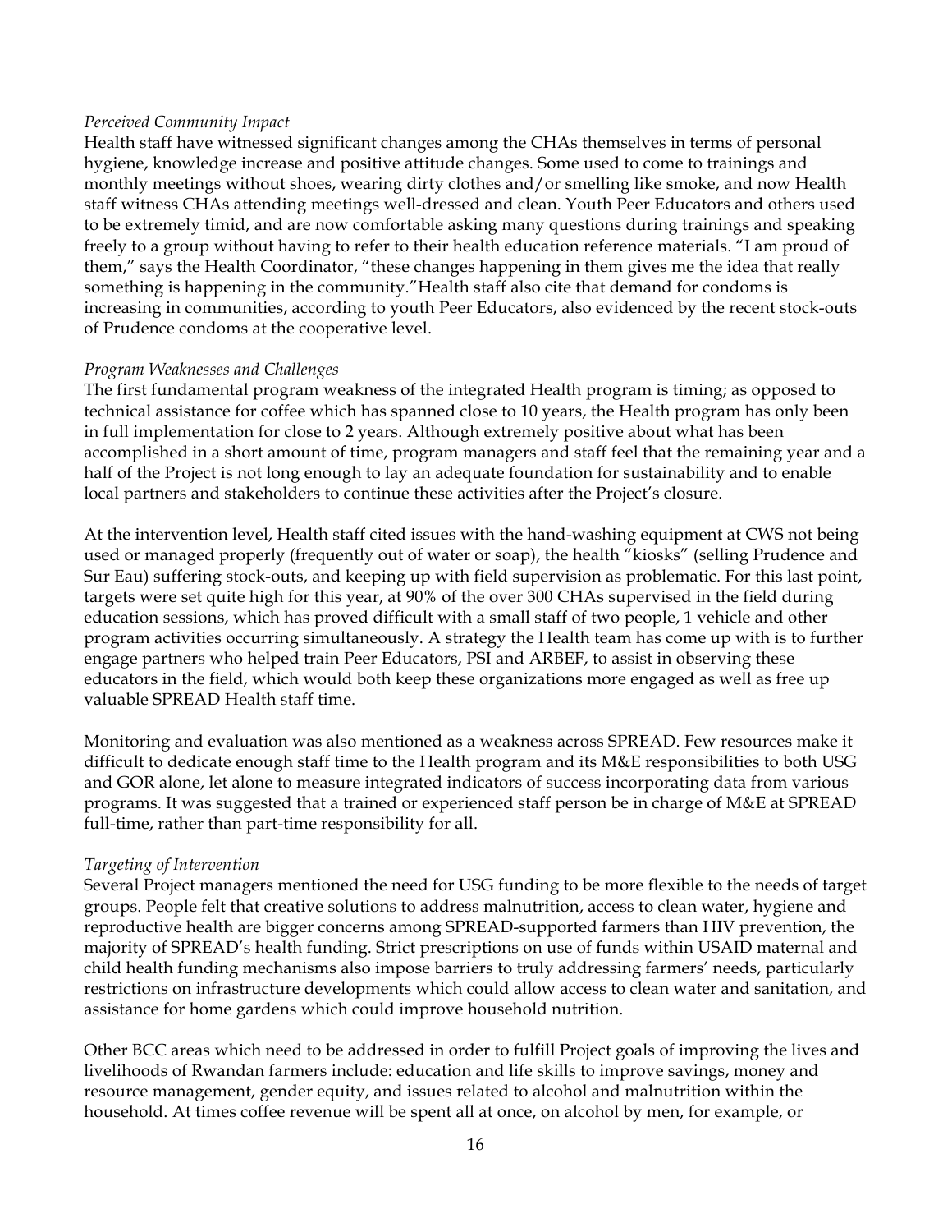*Perceived Community Impact*

Health staff have witnessed significant changes among the CHAs themselves in terms of personal hygiene, knowledge increase and positive attitude changes. Some used to come to trainings and monthly meetings without shoes, wearing dirty clothes and/or smelling like smoke, and now Health staff witness CHAs attending meetings well-dressed and clean. Youth Peer Educators and others used to be extremely timid, and are now comfortable asking many questions during trainings and speaking freely to a group without having to refer to their health education reference materials. "I am proud of them," says the Health Coordinator, "these changes happening in them gives me the idea that really something is happening in the community."Health staff also cite that demand for condoms is increasing in communities, according to youth Peer Educators, also evidenced by the recent stock-outs of Prudence condoms at the cooperative level.

*Program Weaknesses and Challenges*

The first fundamental program weakness of the integrated Health program is timing; as opposed to technical assistance for coffee which has spanned close to 10 years, the Health program has only been in full implementation for close to 2 years. Although extremely positive about what has been accomplished in a short amount of time, program managers and staff feel that the remaining year and a half of the Project is not long enough to lay an adequate foundation for sustainability and to enable local partners and stakeholders to continue these activities after the Project's closure.

At the intervention level, Health staff cited issues with the hand-washing equipment at CWS not being used or managed properly (frequently out of water or soap), the health "kiosks" (selling Prudence and Sur Eau) suffering stock-outs, and keeping up with field supervision as problematic. For this last point, targets were set quite high for this year, at 90% of the over 300 CHAs supervised in the field during education sessions, which has proved difficult with a small staff of two people, 1 vehicle and other program activities occurring simultaneously. A strategy the Health team has come up with is to further engage partners who helped train Peer Educators, PSI and ARBEF, to assist in observing these educators in the field, which would both keep these organizations more engaged as well as free up valuable SPREAD Health staff time.

Monitoring and evaluation was also mentioned as a weakness across SPREAD. Few resources make it difficult to dedicate enough staff time to the Health program and its M&E responsibilities to both USG and GOR alone, let alone to measure integrated indicators of success incorporating data from various programs. It was suggested that a trained or experienced staff person be in charge of M&E at SPREAD full-time, rather than part-time responsibility for all.

*Targeting of Intervention*

Several Project managers mentioned the need for USG funding to be more flexible to the needs of target groups. People felt that creative solutions to address malnutrition, access to clean water, hygiene and reproductive health are bigger concerns among SPREAD-supported farmers than HIV prevention, the majority of SPREAD's health funding. Strict prescriptions on use of funds within USAID maternal and child health funding mechanisms also impose barriers to truly addressing farmers' needs, particularly restrictions on infrastructure developments which could allow access to clean water and sanitation, and assistance for home gardens which could improve household nutrition.

Other BCC areas which need to be addressed in order to fulfill Project goals of improving the lives and livelihoods of Rwandan farmers include: education and life skills to improve savings, money and resource management, gender equity, and issues related to alcohol and malnutrition within the household. At times coffee revenue will be spent all at once, on alcohol by men, for example, or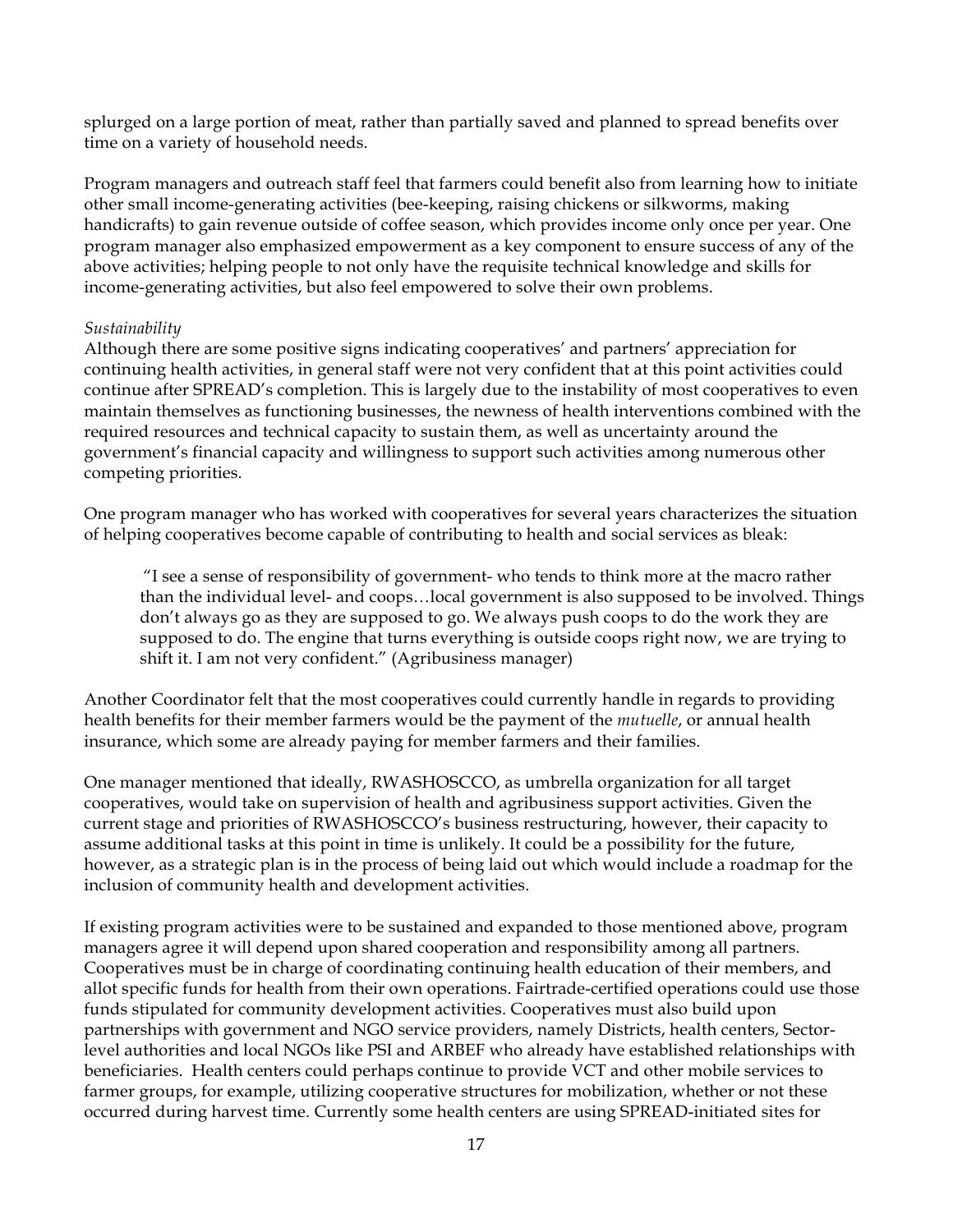splurged on a large portion of meat, rather than partially saved and planned to spread benefits over time on a variety of household needs.

Program managers and outreach staff feel that farmers could benefit also from learning how to initiate other small income-generating activities (bee-keeping, raising chickens or silkworms, making handicrafts) to gain revenue outside of coffee season, which provides income only once per year. One program manager also emphasized empowerment as a key component to ensure success of any of the above activities; helping people to not only have the requisite technical knowledge and skills for income-generating activities, but also feel empowered to solve their own problems.

*Sustainability*

Although there are some positive signs indicating cooperatives' and partners' appreciation for continuing health activities, in general staff were not very confident that at this point activities could continue after SPREAD's completion. This is largely due to the instability of most cooperatives to even maintain themselves as functioning businesses, the newness of health interventions combined with the required resources and technical capacity to sustain them, as well as uncertainty around the government's financial capacity and willingness to support such activities among numerous other competing priorities.

One program manager who has worked with cooperatives for several years characterizes the situation of helping cooperatives become capable of contributing to health and social services as bleak:

> "I see a sense of responsibility of government- who tends to think more at the macro rather than the individual level- and coops…local government is also supposed to be involved. Things don't always go as they are supposed to go. We always push coops to do the work they are supposed to do. The engine that turns everything is outside coops right now, we are trying to shift it. I am not very confident." (Agribusiness manager)

Another Coordinator felt that the most cooperatives could currently handle in regards to providing health benefits for their member farmers would be the payment of the *mutuelle*, or annual health insurance, which some are already paying for member farmers and their families.

One manager mentioned that ideally, RWASHOSCCO, as umbrella organization for all target cooperatives, would take on supervision of health and agribusiness support activities. Given the current stage and priorities of RWASHOSCCO's business restructuring, however, their capacity to assume additional tasks at this point in time is unlikely. It could be a possibility for the future, however, as a strategic plan is in the process of being laid out which would include a roadmap for the inclusion of community health and development activities.

If existing program activities were to be sustained and expanded to those mentioned above, program managers agree it will depend upon shared cooperation and responsibility among all partners. Cooperatives must be in charge of coordinating continuing health education of their members, and allot specific funds for health from their own operations. Fairtrade-certified operations could use those funds stipulated for community development activities. Cooperatives must also build upon partnerships with government and NGO service providers, namely Districts, health centers, Sector-level authorities and local NGOs like PSI and ARBEF who already have established relationships with beneficiaries. Health centers could perhaps continue to provide VCT and other mobile services to farmer groups, for example, utilizing cooperative structures for mobilization, whether or not these occurred during harvest time. Currently some health centers are using SPREAD-initiated sites for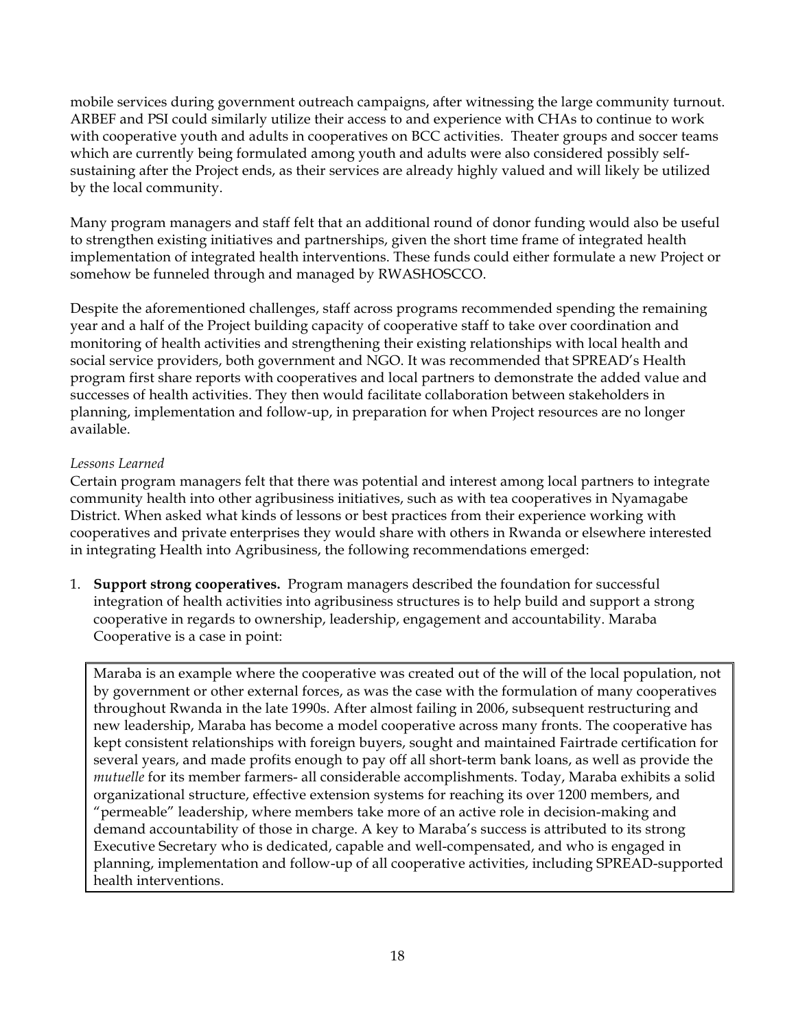mobile services during government outreach campaigns, after witnessing the large community turnout. ARBEF and PSI could similarly utilize their access to and experience with CHAs to continue to work with cooperative youth and adults in cooperatives on BCC activities. Theater groups and soccer teams which are currently being formulated among youth and adults were also considered possibly self-sustaining after the Project ends, as their services are already highly valued and will likely be utilized by the local community.

Many program managers and staff felt that an additional round of donor funding would also be useful to strengthen existing initiatives and partnerships, given the short time frame of integrated health implementation of integrated health interventions. These funds could either formulate a new Project or somehow be funneled through and managed by RWASHOSCCO.

Despite the aforementioned challenges, staff across programs recommended spending the remaining year and a half of the Project building capacity of cooperative staff to take over coordination and monitoring of health activities and strengthening their existing relationships with local health and social service providers, both government and NGO. It was recommended that SPREAD's Health program first share reports with cooperatives and local partners to demonstrate the added value and successes of health activities. They then would facilitate collaboration between stakeholders in planning, implementation and follow-up, in preparation for when Project resources are no longer available.

*Lessons Learned*

Certain program managers felt that there was potential and interest among local partners to integrate community health into other agribusiness initiatives, such as with tea cooperatives in Nyamagabe District. When asked what kinds of lessons or best practices from their experience working with cooperatives and private enterprises they would share with others in Rwanda or elsewhere interested in integrating Health into Agribusiness, the following recommendations emerged:

1. **Support strong cooperatives.** Program managers described the foundation for successful integration of health activities into agribusiness structures is to help build and support a strong cooperative in regards to ownership, leadership, engagement and accountability. Maraba Cooperative is a case in point:

> Maraba is an example where the cooperative was created out of the will of the local population, not by government or other external forces, as was the case with the formulation of many cooperatives throughout Rwanda in the late 1990s. After almost failing in 2006, subsequent restructuring and new leadership, Maraba has become a model cooperative across many fronts. The cooperative has kept consistent relationships with foreign buyers, sought and maintained Fairtrade certification for several years, and made profits enough to pay off all short-term bank loans, as well as provide the *mutuelle* for its member farmers- all considerable accomplishments. Today, Maraba exhibits a solid organizational structure, effective extension systems for reaching its over 1200 members, and "permeable" leadership, where members take more of an active role in decision-making and demand accountability of those in charge. A key to Maraba's success is attributed to its strong Executive Secretary who is dedicated, capable and well-compensated, and who is engaged in planning, implementation and follow-up of all cooperative activities, including SPREAD-supported health interventions.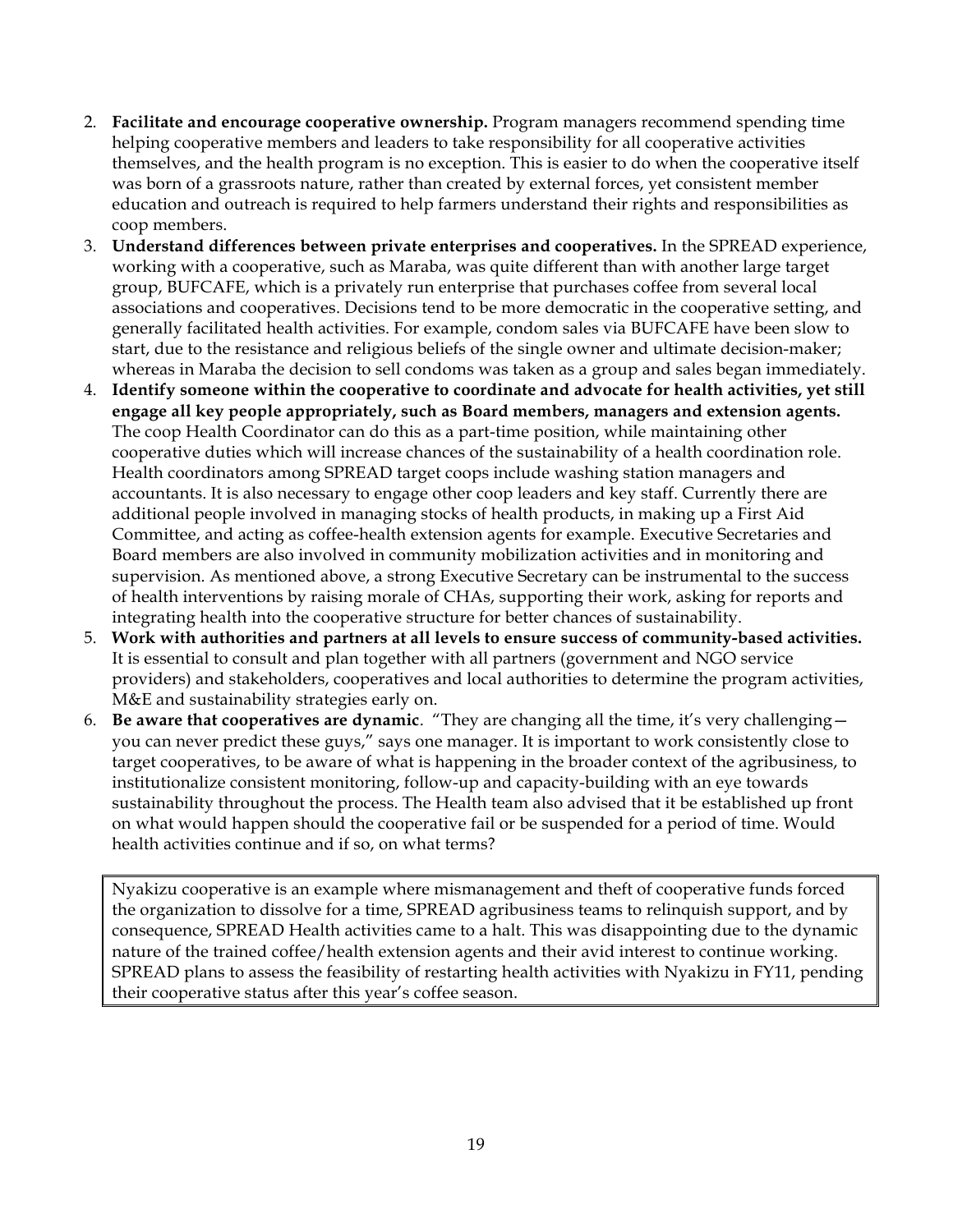2. **Facilitate and encourage cooperative ownership.** Program managers recommend spending time helping cooperative members and leaders to take responsibility for all cooperative activities themselves, and the health program is no exception. This is easier to do when the cooperative itself was born of a grassroots nature, rather than created by external forces, yet consistent member education and outreach is required to help farmers understand their rights and responsibilities as coop members.
3. **Understand differences between private enterprises and cooperatives.** In the SPREAD experience, working with a cooperative, such as Maraba, was quite different than with another large target group, BUFCAFE, which is a privately run enterprise that purchases coffee from several local associations and cooperatives. Decisions tend to be more democratic in the cooperative setting, and generally facilitated health activities. For example, condom sales via BUFCAFE have been slow to start, due to the resistance and religious beliefs of the single owner and ultimate decision-maker; whereas in Maraba the decision to sell condoms was taken as a group and sales began immediately.
4. **Identify someone within the cooperative to coordinate and advocate for health activities, yet still engage all key people appropriately, such as Board members, managers and extension agents.** The coop Health Coordinator can do this as a part-time position, while maintaining other cooperative duties which will increase chances of the sustainability of a health coordination role. Health coordinators among SPREAD target coops include washing station managers and accountants. It is also necessary to engage other coop leaders and key staff. Currently there are additional people involved in managing stocks of health products, in making up a First Aid Committee, and acting as coffee-health extension agents for example. Executive Secretaries and Board members are also involved in community mobilization activities and in monitoring and supervision. As mentioned above, a strong Executive Secretary can be instrumental to the success of health interventions by raising morale of CHAs, supporting their work, asking for reports and integrating health into the cooperative structure for better chances of sustainability.
5. **Work with authorities and partners at all levels to ensure success of community-based activities.** It is essential to consult and plan together with all partners (government and NGO service providers) and stakeholders, cooperatives and local authorities to determine the program activities, M&E and sustainability strategies early on.
6. **Be aware that cooperatives are dynamic**. "They are changing all the time, it's very challenging—you can never predict these guys," says one manager. It is important to work consistently close to target cooperatives, to be aware of what is happening in the broader context of the agribusiness, to institutionalize consistent monitoring, follow-up and capacity-building with an eye towards sustainability throughout the process. The Health team also advised that it be established up front on what would happen should the cooperative fail or be suspended for a period of time. Would health activities continue and if so, on what terms?

> Nyakizu cooperative is an example where mismanagement and theft of cooperative funds forced the organization to dissolve for a time, SPREAD agribusiness teams to relinquish support, and by consequence, SPREAD Health activities came to a halt. This was disappointing due to the dynamic nature of the trained coffee/health extension agents and their avid interest to continue working. SPREAD plans to assess the feasibility of restarting health activities with Nyakizu in FY11, pending their cooperative status after this year's coffee season.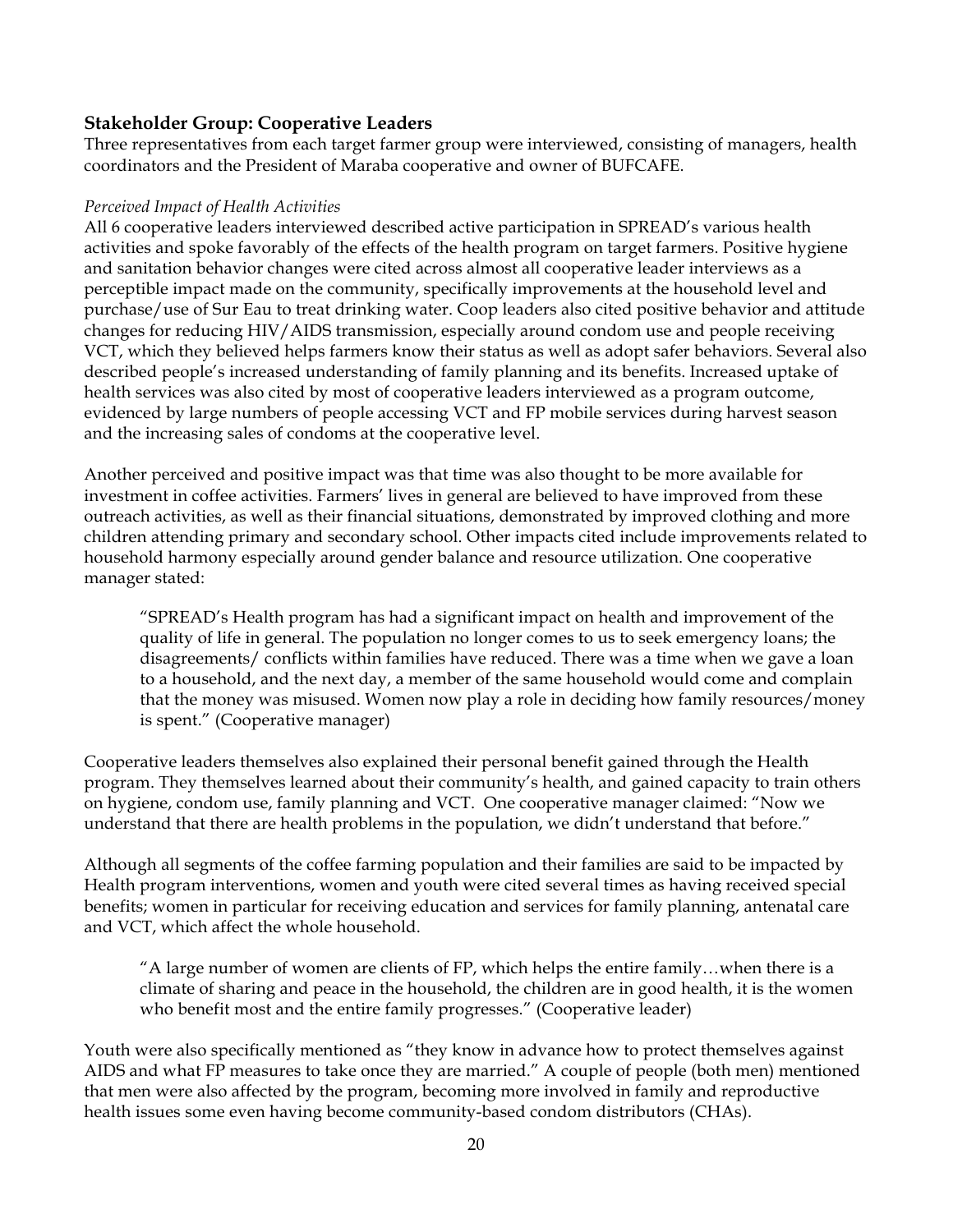### Stakeholder Group: Cooperative Leaders

Three representatives from each target farmer group were interviewed, consisting of managers, health coordinators and the President of Maraba cooperative and owner of BUFCAFE.

*Perceived Impact of Health Activities*

All 6 cooperative leaders interviewed described active participation in SPREAD's various health activities and spoke favorably of the effects of the health program on target farmers. Positive hygiene and sanitation behavior changes were cited across almost all cooperative leader interviews as a perceptible impact made on the community, specifically improvements at the household level and purchase/use of Sur Eau to treat drinking water. Coop leaders also cited positive behavior and attitude changes for reducing HIV/AIDS transmission, especially around condom use and people receiving VCT, which they believed helps farmers know their status as well as adopt safer behaviors. Several also described people's increased understanding of family planning and its benefits. Increased uptake of health services was also cited by most of cooperative leaders interviewed as a program outcome, evidenced by large numbers of people accessing VCT and FP mobile services during harvest season and the increasing sales of condoms at the cooperative level.

Another perceived and positive impact was that time was also thought to be more available for investment in coffee activities. Farmers' lives in general are believed to have improved from these outreach activities, as well as their financial situations, demonstrated by improved clothing and more children attending primary and secondary school. Other impacts cited include improvements related to household harmony especially around gender balance and resource utilization. One cooperative manager stated:

> "SPREAD's Health program has had a significant impact on health and improvement of the quality of life in general. The population no longer comes to us to seek emergency loans; the disagreements/ conflicts within families have reduced. There was a time when we gave a loan to a household, and the next day, a member of the same household would come and complain that the money was misused. Women now play a role in deciding how family resources/money is spent." (Cooperative manager)

Cooperative leaders themselves also explained their personal benefit gained through the Health program. They themselves learned about their community's health, and gained capacity to train others on hygiene, condom use, family planning and VCT. One cooperative manager claimed: "Now we understand that there are health problems in the population, we didn't understand that before."

Although all segments of the coffee farming population and their families are said to be impacted by Health program interventions, women and youth were cited several times as having received special benefits; women in particular for receiving education and services for family planning, antenatal care and VCT, which affect the whole household.

> "A large number of women are clients of FP, which helps the entire family…when there is a climate of sharing and peace in the household, the children are in good health, it is the women who benefit most and the entire family progresses." (Cooperative leader)

Youth were also specifically mentioned as "they know in advance how to protect themselves against AIDS and what FP measures to take once they are married." A couple of people (both men) mentioned that men were also affected by the program, becoming more involved in family and reproductive health issues some even having become community-based condom distributors (CHAs).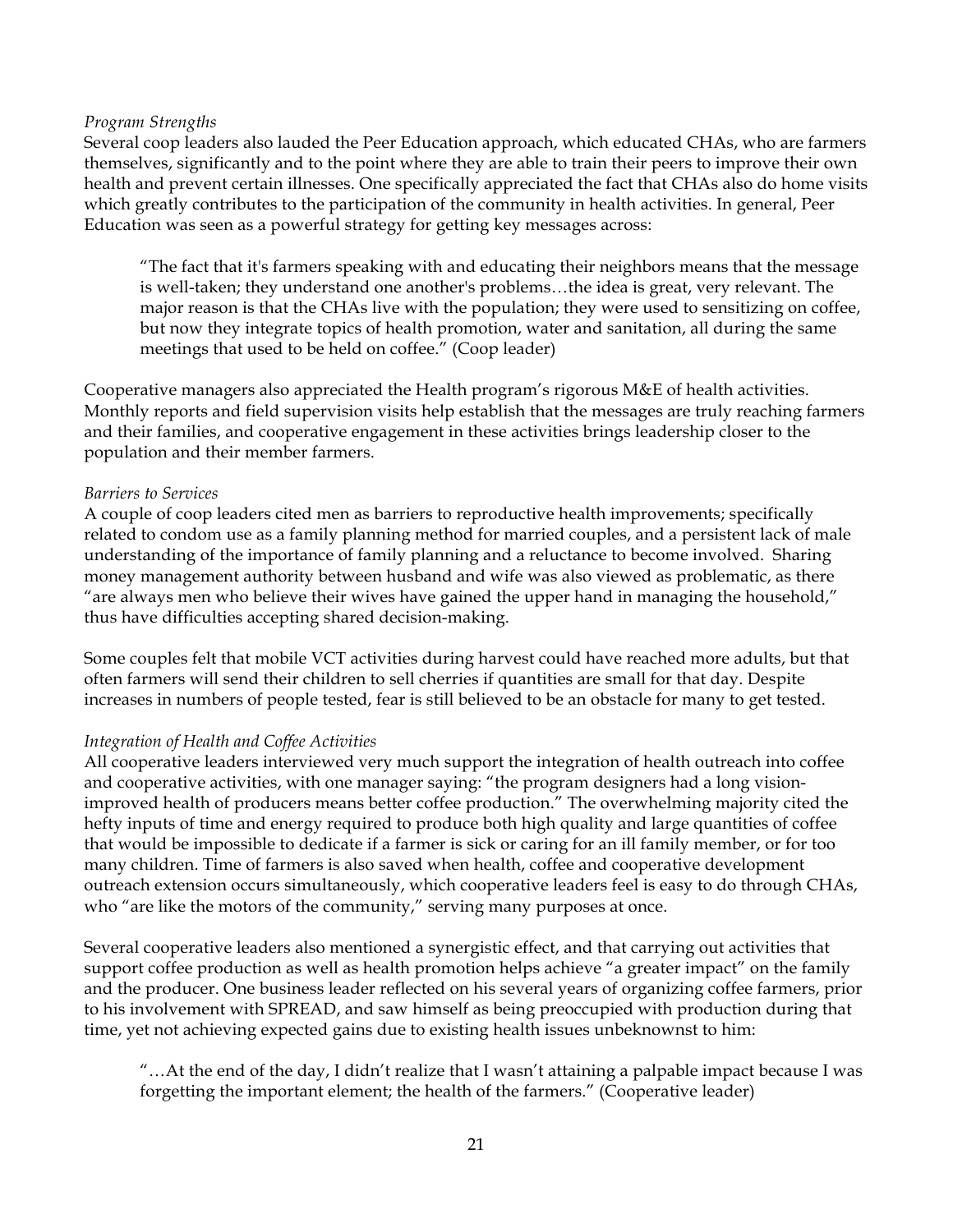*Program Strengths*

Several coop leaders also lauded the Peer Education approach, which educated CHAs, who are farmers themselves, significantly and to the point where they are able to train their peers to improve their own health and prevent certain illnesses. One specifically appreciated the fact that CHAs also do home visits which greatly contributes to the participation of the community in health activities. In general, Peer Education was seen as a powerful strategy for getting key messages across:

> "The fact that it's farmers speaking with and educating their neighbors means that the message is well-taken; they understand one another's problems…the idea is great, very relevant. The major reason is that the CHAs live with the population; they were used to sensitizing on coffee, but now they integrate topics of health promotion, water and sanitation, all during the same meetings that used to be held on coffee." (Coop leader)

Cooperative managers also appreciated the Health program's rigorous M&E of health activities. Monthly reports and field supervision visits help establish that the messages are truly reaching farmers and their families, and cooperative engagement in these activities brings leadership closer to the population and their member farmers.

*Barriers to Services*

A couple of coop leaders cited men as barriers to reproductive health improvements; specifically related to condom use as a family planning method for married couples, and a persistent lack of male understanding of the importance of family planning and a reluctance to become involved. Sharing money management authority between husband and wife was also viewed as problematic, as there "are always men who believe their wives have gained the upper hand in managing the household," thus have difficulties accepting shared decision-making.

Some couples felt that mobile VCT activities during harvest could have reached more adults, but that often farmers will send their children to sell cherries if quantities are small for that day. Despite increases in numbers of people tested, fear is still believed to be an obstacle for many to get tested.

*Integration of Health and Coffee Activities*

All cooperative leaders interviewed very much support the integration of health outreach into coffee and cooperative activities, with one manager saying: "the program designers had a long vision-improved health of producers means better coffee production." The overwhelming majority cited the hefty inputs of time and energy required to produce both high quality and large quantities of coffee that would be impossible to dedicate if a farmer is sick or caring for an ill family member, or for too many children. Time of farmers is also saved when health, coffee and cooperative development outreach extension occurs simultaneously, which cooperative leaders feel is easy to do through CHAs, who "are like the motors of the community," serving many purposes at once.

Several cooperative leaders also mentioned a synergistic effect, and that carrying out activities that support coffee production as well as health promotion helps achieve "a greater impact" on the family and the producer. One business leader reflected on his several years of organizing coffee farmers, prior to his involvement with SPREAD, and saw himself as being preoccupied with production during that time, yet not achieving expected gains due to existing health issues unbeknownst to him:

> "…At the end of the day, I didn't realize that I wasn't attaining a palpable impact because I was forgetting the important element; the health of the farmers." (Cooperative leader)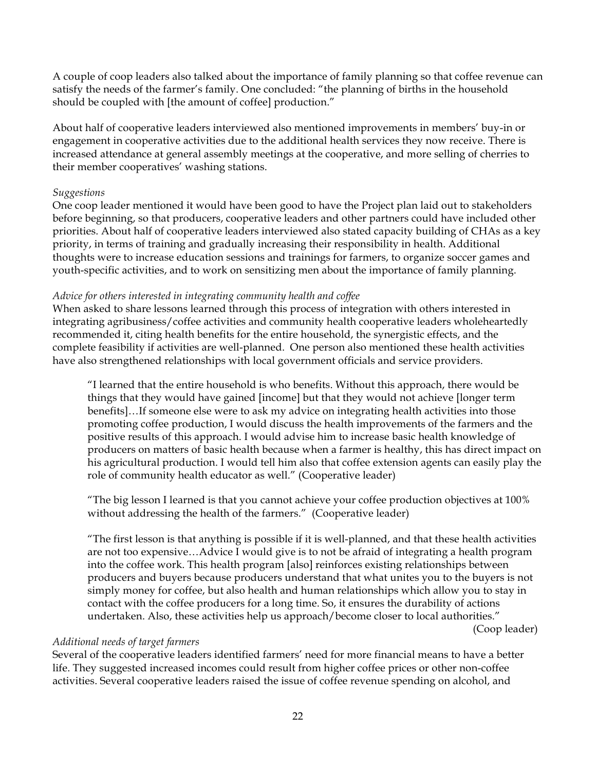A couple of coop leaders also talked about the importance of family planning so that coffee revenue can satisfy the needs of the farmer's family. One concluded: "the planning of births in the household should be coupled with [the amount of coffee] production."

About half of cooperative leaders interviewed also mentioned improvements in members' buy-in or engagement in cooperative activities due to the additional health services they now receive. There is increased attendance at general assembly meetings at the cooperative, and more selling of cherries to their member cooperatives' washing stations.

*Suggestions*

One coop leader mentioned it would have been good to have the Project plan laid out to stakeholders before beginning, so that producers, cooperative leaders and other partners could have included other priorities. About half of cooperative leaders interviewed also stated capacity building of CHAs as a key priority, in terms of training and gradually increasing their responsibility in health. Additional thoughts were to increase education sessions and trainings for farmers, to organize soccer games and youth-specific activities, and to work on sensitizing men about the importance of family planning.

*Advice for others interested in integrating community health and coffee*

When asked to share lessons learned through this process of integration with others interested in integrating agribusiness/coffee activities and community health cooperative leaders wholeheartedly recommended it, citing health benefits for the entire household, the synergistic effects, and the complete feasibility if activities are well-planned. One person also mentioned these health activities have also strengthened relationships with local government officials and service providers.

> "I learned that the entire household is who benefits. Without this approach, there would be things that they would have gained [income] but that they would not achieve [longer term benefits]…If someone else were to ask my advice on integrating health activities into those promoting coffee production, I would discuss the health improvements of the farmers and the positive results of this approach. I would advise him to increase basic health knowledge of producers on matters of basic health because when a farmer is healthy, this has direct impact on his agricultural production. I would tell him also that coffee extension agents can easily play the role of community health educator as well." (Cooperative leader)

> "The big lesson I learned is that you cannot achieve your coffee production objectives at 100% without addressing the health of the farmers." (Cooperative leader)

> "The first lesson is that anything is possible if it is well-planned, and that these health activities are not too expensive…Advice I would give is to not be afraid of integrating a health program into the coffee work. This health program [also] reinforces existing relationships between producers and buyers because producers understand that what unites you to the buyers is not simply money for coffee, but also health and human relationships which allow you to stay in contact with the coffee producers for a long time. So, it ensures the durability of actions undertaken. Also, these activities help us approach/become closer to local authorities." (Coop leader)

*Additional needs of target farmers*

Several of the cooperative leaders identified farmers' need for more financial means to have a better life. They suggested increased incomes could result from higher coffee prices or other non-coffee activities. Several cooperative leaders raised the issue of coffee revenue spending on alcohol, and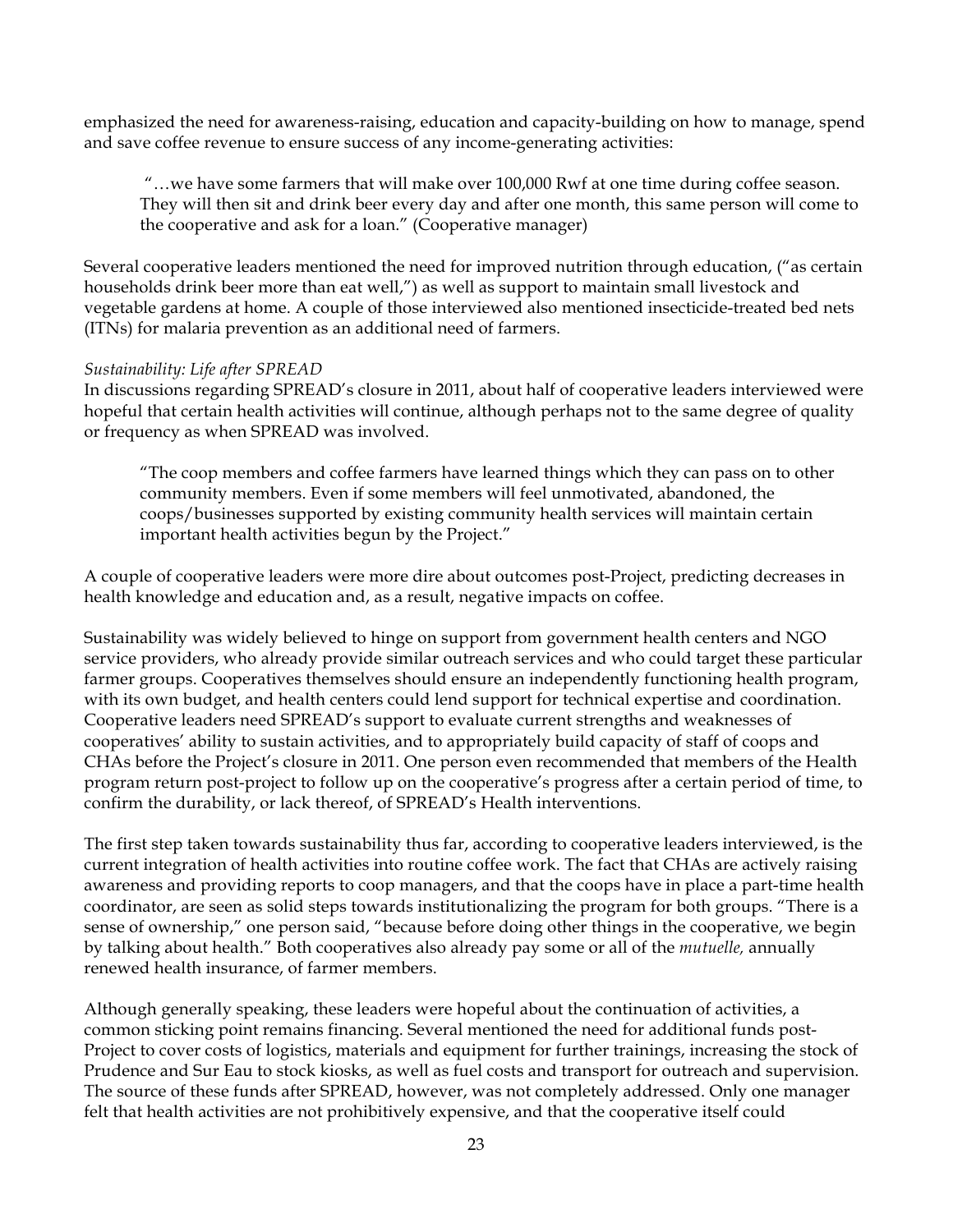emphasized the need for awareness-raising, education and capacity-building on how to manage, spend and save coffee revenue to ensure success of any income-generating activities:

> "…we have some farmers that will make over 100,000 Rwf at one time during coffee season. They will then sit and drink beer every day and after one month, this same person will come to the cooperative and ask for a loan." (Cooperative manager)

Several cooperative leaders mentioned the need for improved nutrition through education, ("as certain households drink beer more than eat well,") as well as support to maintain small livestock and vegetable gardens at home. A couple of those interviewed also mentioned insecticide-treated bed nets (ITNs) for malaria prevention as an additional need of farmers.

*Sustainability: Life after SPREAD*

In discussions regarding SPREAD's closure in 2011, about half of cooperative leaders interviewed were hopeful that certain health activities will continue, although perhaps not to the same degree of quality or frequency as when SPREAD was involved.

> "The coop members and coffee farmers have learned things which they can pass on to other community members. Even if some members will feel unmotivated, abandoned, the coops/businesses supported by existing community health services will maintain certain important health activities begun by the Project."

A couple of cooperative leaders were more dire about outcomes post-Project, predicting decreases in health knowledge and education and, as a result, negative impacts on coffee.

Sustainability was widely believed to hinge on support from government health centers and NGO service providers, who already provide similar outreach services and who could target these particular farmer groups. Cooperatives themselves should ensure an independently functioning health program, with its own budget, and health centers could lend support for technical expertise and coordination. Cooperative leaders need SPREAD's support to evaluate current strengths and weaknesses of cooperatives' ability to sustain activities, and to appropriately build capacity of staff of coops and CHAs before the Project's closure in 2011. One person even recommended that members of the Health program return post-project to follow up on the cooperative's progress after a certain period of time, to confirm the durability, or lack thereof, of SPREAD's Health interventions.

The first step taken towards sustainability thus far, according to cooperative leaders interviewed, is the current integration of health activities into routine coffee work. The fact that CHAs are actively raising awareness and providing reports to coop managers, and that the coops have in place a part-time health coordinator, are seen as solid steps towards institutionalizing the program for both groups. "There is a sense of ownership," one person said, "because before doing other things in the cooperative, we begin by talking about health." Both cooperatives also already pay some or all of the *mutuelle,* annually renewed health insurance, of farmer members.

Although generally speaking, these leaders were hopeful about the continuation of activities, a common sticking point remains financing. Several mentioned the need for additional funds post-Project to cover costs of logistics, materials and equipment for further trainings, increasing the stock of Prudence and Sur Eau to stock kiosks, as well as fuel costs and transport for outreach and supervision. The source of these funds after SPREAD, however, was not completely addressed. Only one manager felt that health activities are not prohibitively expensive, and that the cooperative itself could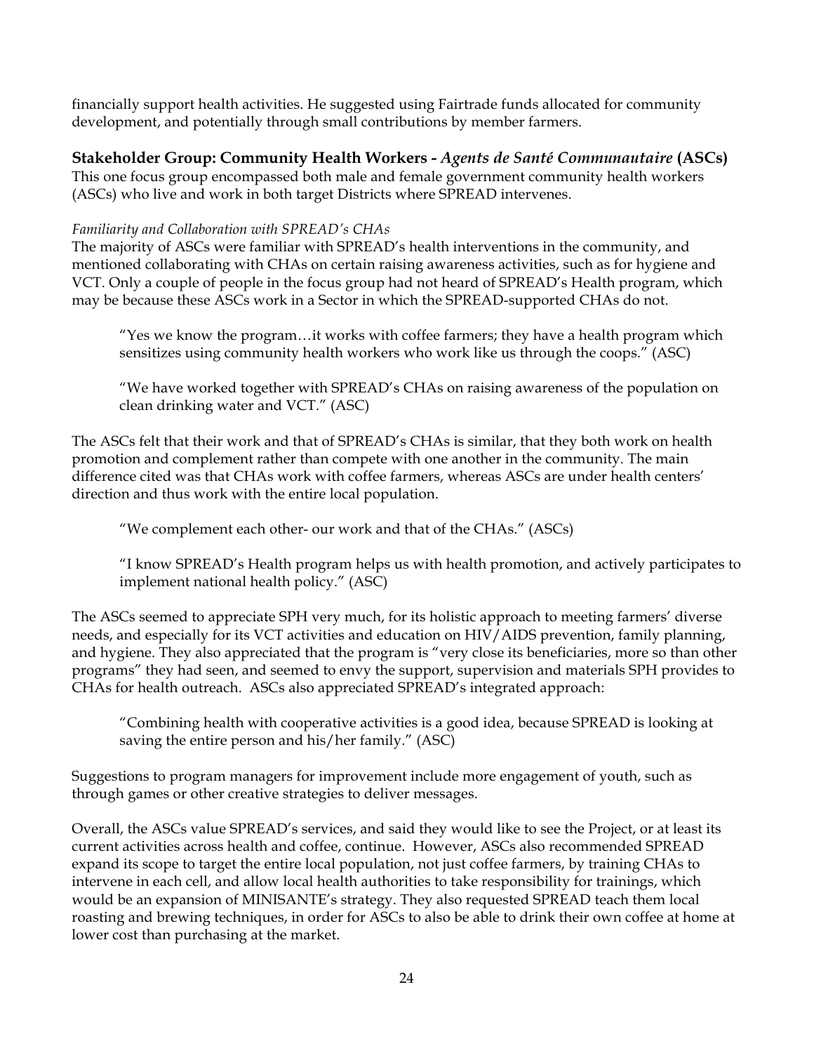financially support health activities. He suggested using Fairtrade funds allocated for community development, and potentially through small contributions by member farmers.

### Stakeholder Group: Community Health Workers - *Agents de Santé Communautaire* (ASCs)

This one focus group encompassed both male and female government community health workers (ASCs) who live and work in both target Districts where SPREAD intervenes.

*Familiarity and Collaboration with SPREAD's CHAs*

The majority of ASCs were familiar with SPREAD's health interventions in the community, and mentioned collaborating with CHAs on certain raising awareness activities, such as for hygiene and VCT. Only a couple of people in the focus group had not heard of SPREAD's Health program, which may be because these ASCs work in a Sector in which the SPREAD-supported CHAs do not.

> "Yes we know the program…it works with coffee farmers; they have a health program which sensitizes using community health workers who work like us through the coops." (ASC)

> "We have worked together with SPREAD's CHAs on raising awareness of the population on clean drinking water and VCT." (ASC)

The ASCs felt that their work and that of SPREAD's CHAs is similar, that they both work on health promotion and complement rather than compete with one another in the community. The main difference cited was that CHAs work with coffee farmers, whereas ASCs are under health centers' direction and thus work with the entire local population.

> "We complement each other- our work and that of the CHAs." (ASCs)

> "I know SPREAD's Health program helps us with health promotion, and actively participates to implement national health policy." (ASC)

The ASCs seemed to appreciate SPH very much, for its holistic approach to meeting farmers' diverse needs, and especially for its VCT activities and education on HIV/AIDS prevention, family planning, and hygiene. They also appreciated that the program is "very close its beneficiaries, more so than other programs" they had seen, and seemed to envy the support, supervision and materials SPH provides to CHAs for health outreach. ASCs also appreciated SPREAD's integrated approach:

> "Combining health with cooperative activities is a good idea, because SPREAD is looking at saving the entire person and his/her family." (ASC)

Suggestions to program managers for improvement include more engagement of youth, such as through games or other creative strategies to deliver messages.

Overall, the ASCs value SPREAD's services, and said they would like to see the Project, or at least its current activities across health and coffee, continue. However, ASCs also recommended SPREAD expand its scope to target the entire local population, not just coffee farmers, by training CHAs to intervene in each cell, and allow local health authorities to take responsibility for trainings, which would be an expansion of MINISANTE's strategy. They also requested SPREAD teach them local roasting and brewing techniques, in order for ASCs to also be able to drink their own coffee at home at lower cost than purchasing at the market.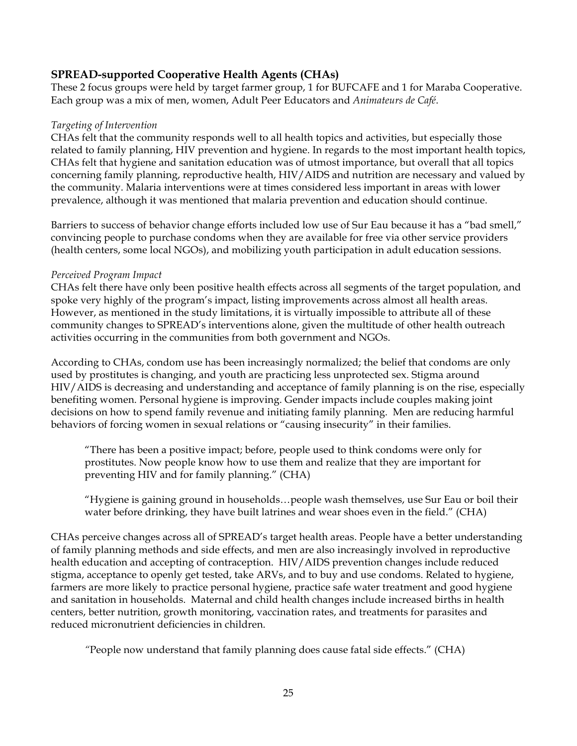### SPREAD-supported Cooperative Health Agents (CHAs)

These 2 focus groups were held by target farmer group, 1 for BUFCAFE and 1 for Maraba Cooperative. Each group was a mix of men, women, Adult Peer Educators and *Animateurs de Café*.

*Targeting of Intervention*

CHAs felt that the community responds well to all health topics and activities, but especially those related to family planning, HIV prevention and hygiene. In regards to the most important health topics, CHAs felt that hygiene and sanitation education was of utmost importance, but overall that all topics concerning family planning, reproductive health, HIV/AIDS and nutrition are necessary and valued by the community. Malaria interventions were at times considered less important in areas with lower prevalence, although it was mentioned that malaria prevention and education should continue.

Barriers to success of behavior change efforts included low use of Sur Eau because it has a "bad smell," convincing people to purchase condoms when they are available for free via other service providers (health centers, some local NGOs), and mobilizing youth participation in adult education sessions.

*Perceived Program Impact*

CHAs felt there have only been positive health effects across all segments of the target population, and spoke very highly of the program's impact, listing improvements across almost all health areas. However, as mentioned in the study limitations, it is virtually impossible to attribute all of these community changes to SPREAD's interventions alone, given the multitude of other health outreach activities occurring in the communities from both government and NGOs.

According to CHAs, condom use has been increasingly normalized; the belief that condoms are only used by prostitutes is changing, and youth are practicing less unprotected sex. Stigma around HIV/AIDS is decreasing and understanding and acceptance of family planning is on the rise, especially benefiting women. Personal hygiene is improving. Gender impacts include couples making joint decisions on how to spend family revenue and initiating family planning. Men are reducing harmful behaviors of forcing women in sexual relations or "causing insecurity" in their families.

> "There has been a positive impact; before, people used to think condoms were only for prostitutes. Now people know how to use them and realize that they are important for preventing HIV and for family planning." (CHA)

> "Hygiene is gaining ground in households…people wash themselves, use Sur Eau or boil their water before drinking, they have built latrines and wear shoes even in the field." (CHA)

CHAs perceive changes across all of SPREAD's target health areas. People have a better understanding of family planning methods and side effects, and men are also increasingly involved in reproductive health education and accepting of contraception. HIV/AIDS prevention changes include reduced stigma, acceptance to openly get tested, take ARVs, and to buy and use condoms. Related to hygiene, farmers are more likely to practice personal hygiene, practice safe water treatment and good hygiene and sanitation in households. Maternal and child health changes include increased births in health centers, better nutrition, growth monitoring, vaccination rates, and treatments for parasites and reduced micronutrient deficiencies in children.

> "People now understand that family planning does cause fatal side effects." (CHA)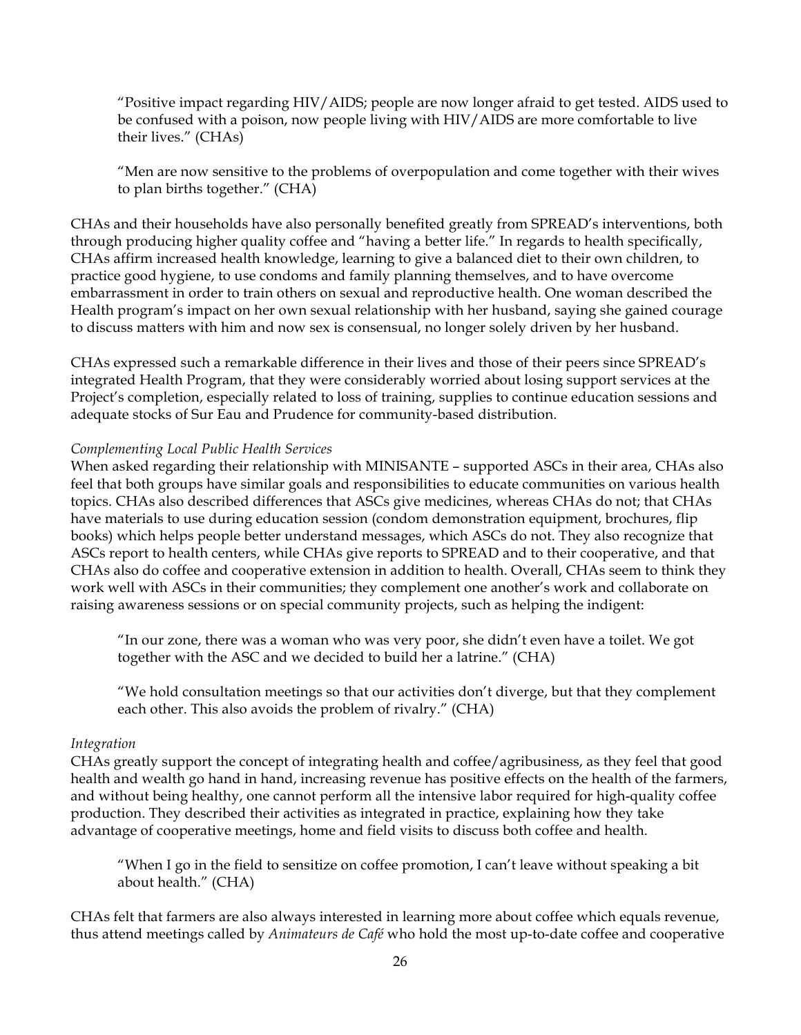> "Positive impact regarding HIV/AIDS; people are now longer afraid to get tested. AIDS used to be confused with a poison, now people living with HIV/AIDS are more comfortable to live their lives." (CHAs)

> "Men are now sensitive to the problems of overpopulation and come together with their wives to plan births together." (CHA)

CHAs and their households have also personally benefited greatly from SPREAD's interventions, both through producing higher quality coffee and "having a better life." In regards to health specifically, CHAs affirm increased health knowledge, learning to give a balanced diet to their own children, to practice good hygiene, to use condoms and family planning themselves, and to have overcome embarrassment in order to train others on sexual and reproductive health. One woman described the Health program's impact on her own sexual relationship with her husband, saying she gained courage to discuss matters with him and now sex is consensual, no longer solely driven by her husband.

CHAs expressed such a remarkable difference in their lives and those of their peers since SPREAD's integrated Health Program, that they were considerably worried about losing support services at the Project's completion, especially related to loss of training, supplies to continue education sessions and adequate stocks of Sur Eau and Prudence for community-based distribution.

*Complementing Local Public Health Services*

When asked regarding their relationship with MINISANTE – supported ASCs in their area, CHAs also feel that both groups have similar goals and responsibilities to educate communities on various health topics. CHAs also described differences that ASCs give medicines, whereas CHAs do not; that CHAs have materials to use during education session (condom demonstration equipment, brochures, flip books) which helps people better understand messages, which ASCs do not. They also recognize that ASCs report to health centers, while CHAs give reports to SPREAD and to their cooperative, and that CHAs also do coffee and cooperative extension in addition to health. Overall, CHAs seem to think they work well with ASCs in their communities; they complement one another's work and collaborate on raising awareness sessions or on special community projects, such as helping the indigent:

> "In our zone, there was a woman who was very poor, she didn't even have a toilet. We got together with the ASC and we decided to build her a latrine." (CHA)

> "We hold consultation meetings so that our activities don't diverge, but that they complement each other. This also avoids the problem of rivalry." (CHA)

*Integration*

CHAs greatly support the concept of integrating health and coffee/agribusiness, as they feel that good health and wealth go hand in hand, increasing revenue has positive effects on the health of the farmers, and without being healthy, one cannot perform all the intensive labor required for high-quality coffee production. They described their activities as integrated in practice, explaining how they take advantage of cooperative meetings, home and field visits to discuss both coffee and health.

> "When I go in the field to sensitize on coffee promotion, I can't leave without speaking a bit about health." (CHA)

CHAs felt that farmers are also always interested in learning more about coffee which equals revenue, thus attend meetings called by *Animateurs de Café* who hold the most up-to-date coffee and cooperative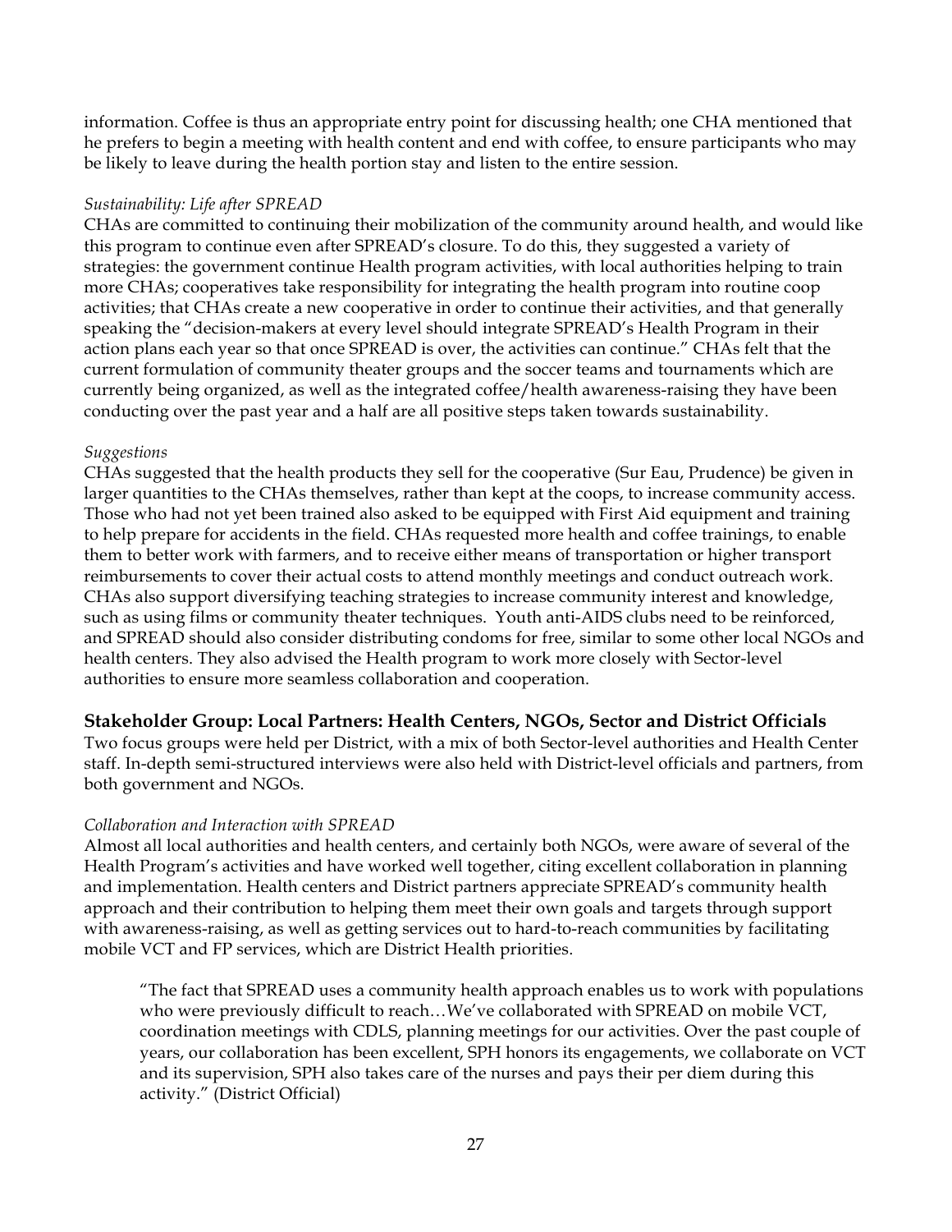information. Coffee is thus an appropriate entry point for discussing health; one CHA mentioned that he prefers to begin a meeting with health content and end with coffee, to ensure participants who may be likely to leave during the health portion stay and listen to the entire session.

*Sustainability: Life after SPREAD*

CHAs are committed to continuing their mobilization of the community around health, and would like this program to continue even after SPREAD's closure. To do this, they suggested a variety of strategies: the government continue Health program activities, with local authorities helping to train more CHAs; cooperatives take responsibility for integrating the health program into routine coop activities; that CHAs create a new cooperative in order to continue their activities, and that generally speaking the "decision-makers at every level should integrate SPREAD's Health Program in their action plans each year so that once SPREAD is over, the activities can continue." CHAs felt that the current formulation of community theater groups and the soccer teams and tournaments which are currently being organized, as well as the integrated coffee/health awareness-raising they have been conducting over the past year and a half are all positive steps taken towards sustainability.

*Suggestions*

CHAs suggested that the health products they sell for the cooperative (Sur Eau, Prudence) be given in larger quantities to the CHAs themselves, rather than kept at the coops, to increase community access. Those who had not yet been trained also asked to be equipped with First Aid equipment and training to help prepare for accidents in the field. CHAs requested more health and coffee trainings, to enable them to better work with farmers, and to receive either means of transportation or higher transport reimbursements to cover their actual costs to attend monthly meetings and conduct outreach work. CHAs also support diversifying teaching strategies to increase community interest and knowledge, such as using films or community theater techniques. Youth anti-AIDS clubs need to be reinforced, and SPREAD should also consider distributing condoms for free, similar to some other local NGOs and health centers. They also advised the Health program to work more closely with Sector-level authorities to ensure more seamless collaboration and cooperation.

### Stakeholder Group: Local Partners: Health Centers, NGOs, Sector and District Officials

Two focus groups were held per District, with a mix of both Sector-level authorities and Health Center staff. In-depth semi-structured interviews were also held with District-level officials and partners, from both government and NGOs.

*Collaboration and Interaction with SPREAD*

Almost all local authorities and health centers, and certainly both NGOs, were aware of several of the Health Program's activities and have worked well together, citing excellent collaboration in planning and implementation. Health centers and District partners appreciate SPREAD's community health approach and their contribution to helping them meet their own goals and targets through support with awareness-raising, as well as getting services out to hard-to-reach communities by facilitating mobile VCT and FP services, which are District Health priorities.

> "The fact that SPREAD uses a community health approach enables us to work with populations who were previously difficult to reach…We've collaborated with SPREAD on mobile VCT, coordination meetings with CDLS, planning meetings for our activities. Over the past couple of years, our collaboration has been excellent, SPH honors its engagements, we collaborate on VCT and its supervision, SPH also takes care of the nurses and pays their per diem during this activity." (District Official)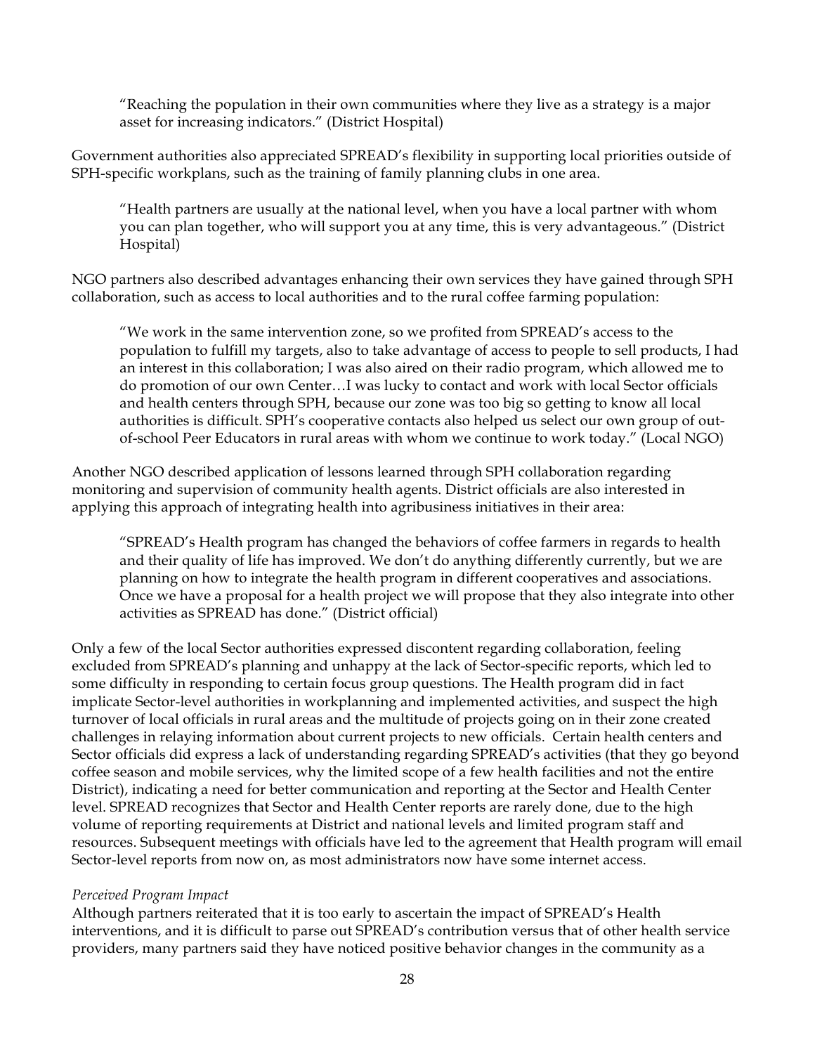> "Reaching the population in their own communities where they live as a strategy is a major asset for increasing indicators." (District Hospital)

Government authorities also appreciated SPREAD's flexibility in supporting local priorities outside of SPH-specific workplans, such as the training of family planning clubs in one area.

> "Health partners are usually at the national level, when you have a local partner with whom you can plan together, who will support you at any time, this is very advantageous." (District Hospital)

NGO partners also described advantages enhancing their own services they have gained through SPH collaboration, such as access to local authorities and to the rural coffee farming population:

> "We work in the same intervention zone, so we profited from SPREAD's access to the population to fulfill my targets, also to take advantage of access to people to sell products, I had an interest in this collaboration; I was also aired on their radio program, which allowed me to do promotion of our own Center…I was lucky to contact and work with local Sector officials and health centers through SPH, because our zone was too big so getting to know all local authorities is difficult. SPH's cooperative contacts also helped us select our own group of out-of-school Peer Educators in rural areas with whom we continue to work today." (Local NGO)

Another NGO described application of lessons learned through SPH collaboration regarding monitoring and supervision of community health agents. District officials are also interested in applying this approach of integrating health into agribusiness initiatives in their area:

> "SPREAD's Health program has changed the behaviors of coffee farmers in regards to health and their quality of life has improved. We don't do anything differently currently, but we are planning on how to integrate the health program in different cooperatives and associations. Once we have a proposal for a health project we will propose that they also integrate into other activities as SPREAD has done." (District official)

Only a few of the local Sector authorities expressed discontent regarding collaboration, feeling excluded from SPREAD's planning and unhappy at the lack of Sector-specific reports, which led to some difficulty in responding to certain focus group questions. The Health program did in fact implicate Sector-level authorities in workplanning and implemented activities, and suspect the high turnover of local officials in rural areas and the multitude of projects going on in their zone created challenges in relaying information about current projects to new officials. Certain health centers and Sector officials did express a lack of understanding regarding SPREAD's activities (that they go beyond coffee season and mobile services, why the limited scope of a few health facilities and not the entire District), indicating a need for better communication and reporting at the Sector and Health Center level. SPREAD recognizes that Sector and Health Center reports are rarely done, due to the high volume of reporting requirements at District and national levels and limited program staff and resources. Subsequent meetings with officials have led to the agreement that Health program will email Sector-level reports from now on, as most administrators now have some internet access.

*Perceived Program Impact*

Although partners reiterated that it is too early to ascertain the impact of SPREAD's Health interventions, and it is difficult to parse out SPREAD's contribution versus that of other health service providers, many partners said they have noticed positive behavior changes in the community as a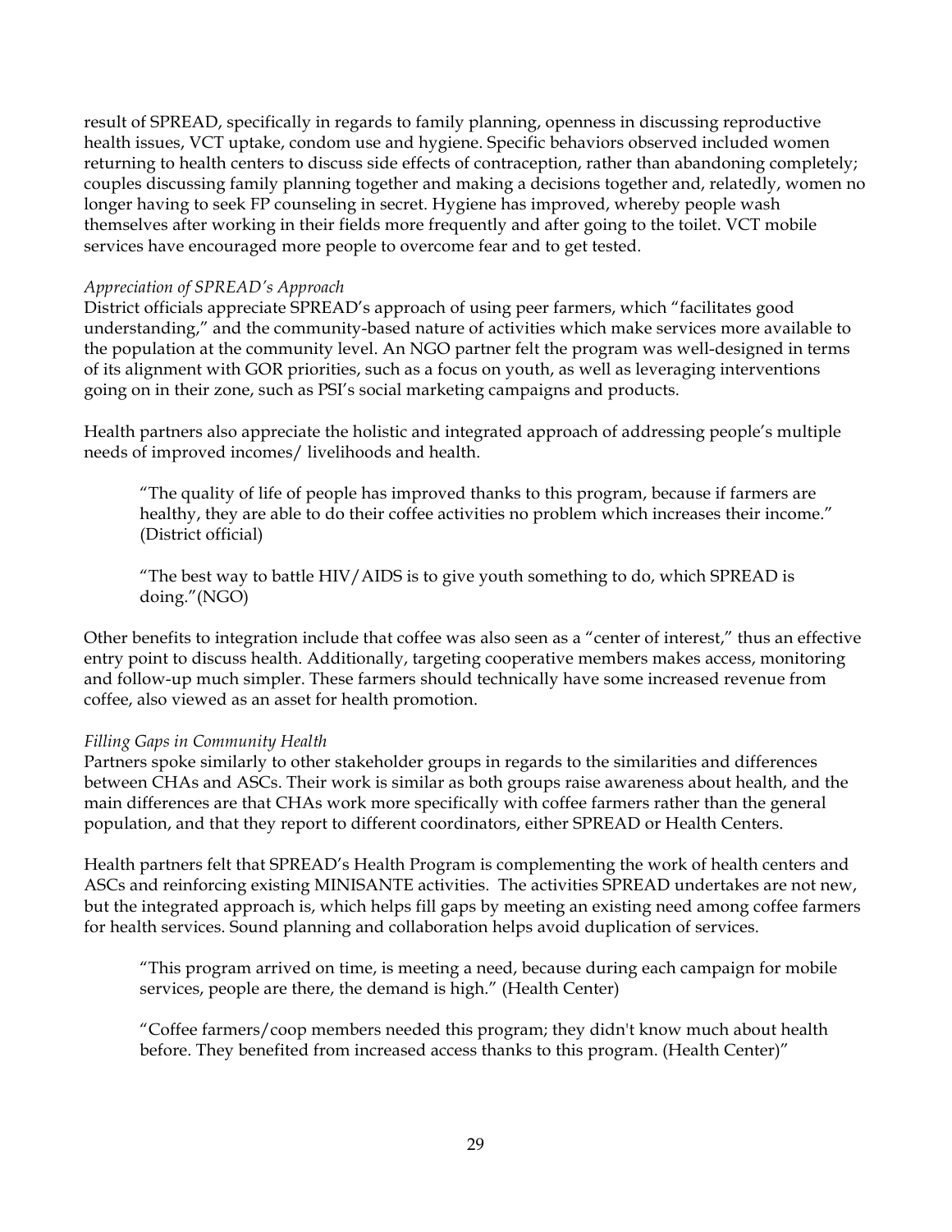result of SPREAD, specifically in regards to family planning, openness in discussing reproductive health issues, VCT uptake, condom use and hygiene. Specific behaviors observed included women returning to health centers to discuss side effects of contraception, rather than abandoning completely; couples discussing family planning together and making a decisions together and, relatedly, women no longer having to seek FP counseling in secret. Hygiene has improved, whereby people wash themselves after working in their fields more frequently and after going to the toilet. VCT mobile services have encouraged more people to overcome fear and to get tested.

*Appreciation of SPREAD's Approach*

District officials appreciate SPREAD's approach of using peer farmers, which "facilitates good understanding," and the community-based nature of activities which make services more available to the population at the community level. An NGO partner felt the program was well-designed in terms of its alignment with GOR priorities, such as a focus on youth, as well as leveraging interventions going on in their zone, such as PSI's social marketing campaigns and products.

Health partners also appreciate the holistic and integrated approach of addressing people's multiple needs of improved incomes/ livelihoods and health.

> "The quality of life of people has improved thanks to this program, because if farmers are healthy, they are able to do their coffee activities no problem which increases their income." (District official)

> "The best way to battle HIV/AIDS is to give youth something to do, which SPREAD is doing."(NGO)

Other benefits to integration include that coffee was also seen as a "center of interest," thus an effective entry point to discuss health. Additionally, targeting cooperative members makes access, monitoring and follow-up much simpler. These farmers should technically have some increased revenue from coffee, also viewed as an asset for health promotion.

*Filling Gaps in Community Health*

Partners spoke similarly to other stakeholder groups in regards to the similarities and differences between CHAs and ASCs. Their work is similar as both groups raise awareness about health, and the main differences are that CHAs work more specifically with coffee farmers rather than the general population, and that they report to different coordinators, either SPREAD or Health Centers.

Health partners felt that SPREAD's Health Program is complementing the work of health centers and ASCs and reinforcing existing MINISANTE activities. The activities SPREAD undertakes are not new, but the integrated approach is, which helps fill gaps by meeting an existing need among coffee farmers for health services. Sound planning and collaboration helps avoid duplication of services.

> "This program arrived on time, is meeting a need, because during each campaign for mobile services, people are there, the demand is high." (Health Center)

> "Coffee farmers/coop members needed this program; they didn't know much about health before. They benefited from increased access thanks to this program. (Health Center)"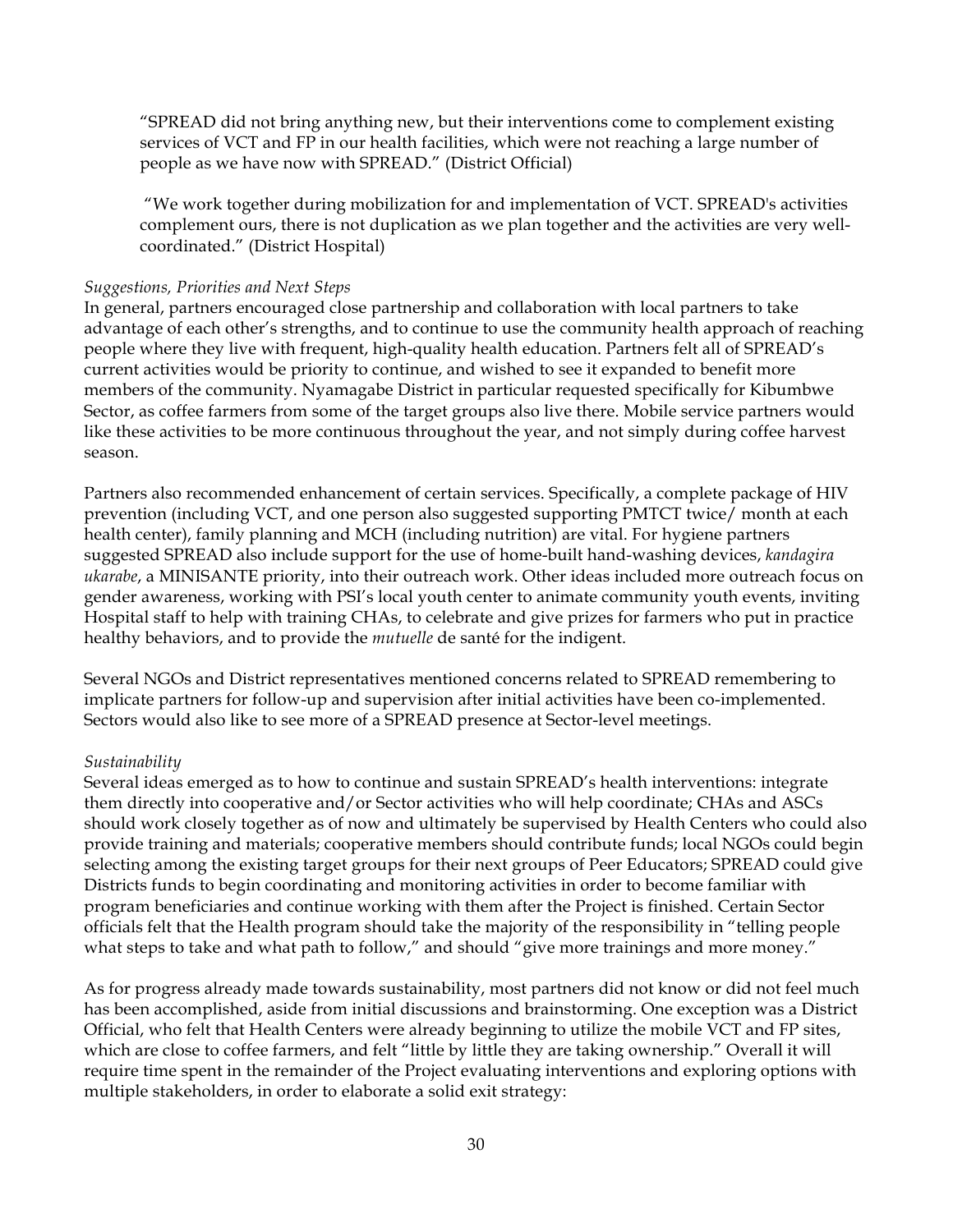> "SPREAD did not bring anything new, but their interventions come to complement existing services of VCT and FP in our health facilities, which were not reaching a large number of people as we have now with SPREAD." (District Official)

> "We work together during mobilization for and implementation of VCT. SPREAD's activities complement ours, there is not duplication as we plan together and the activities are very well-coordinated." (District Hospital)

*Suggestions, Priorities and Next Steps*

In general, partners encouraged close partnership and collaboration with local partners to take advantage of each other's strengths, and to continue to use the community health approach of reaching people where they live with frequent, high-quality health education. Partners felt all of SPREAD's current activities would be priority to continue, and wished to see it expanded to benefit more members of the community. Nyamagabe District in particular requested specifically for Kibumbwe Sector, as coffee farmers from some of the target groups also live there. Mobile service partners would like these activities to be more continuous throughout the year, and not simply during coffee harvest season.

Partners also recommended enhancement of certain services. Specifically, a complete package of HIV prevention (including VCT, and one person also suggested supporting PMTCT twice/ month at each health center), family planning and MCH (including nutrition) are vital. For hygiene partners suggested SPREAD also include support for the use of home-built hand-washing devices, *kandagira ukarabe*, a MINISANTE priority, into their outreach work. Other ideas included more outreach focus on gender awareness, working with PSI's local youth center to animate community youth events, inviting Hospital staff to help with training CHAs, to celebrate and give prizes for farmers who put in practice healthy behaviors, and to provide the *mutuelle* de santé for the indigent.

Several NGOs and District representatives mentioned concerns related to SPREAD remembering to implicate partners for follow-up and supervision after initial activities have been co-implemented. Sectors would also like to see more of a SPREAD presence at Sector-level meetings.

*Sustainability*

Several ideas emerged as to how to continue and sustain SPREAD's health interventions: integrate them directly into cooperative and/or Sector activities who will help coordinate; CHAs and ASCs should work closely together as of now and ultimately be supervised by Health Centers who could also provide training and materials; cooperative members should contribute funds; local NGOs could begin selecting among the existing target groups for their next groups of Peer Educators; SPREAD could give Districts funds to begin coordinating and monitoring activities in order to become familiar with program beneficiaries and continue working with them after the Project is finished. Certain Sector officials felt that the Health program should take the majority of the responsibility in "telling people what steps to take and what path to follow," and should "give more trainings and more money."

As for progress already made towards sustainability, most partners did not know or did not feel much has been accomplished, aside from initial discussions and brainstorming. One exception was a District Official, who felt that Health Centers were already beginning to utilize the mobile VCT and FP sites, which are close to coffee farmers, and felt "little by little they are taking ownership." Overall it will require time spent in the remainder of the Project evaluating interventions and exploring options with multiple stakeholders, in order to elaborate a solid exit strategy: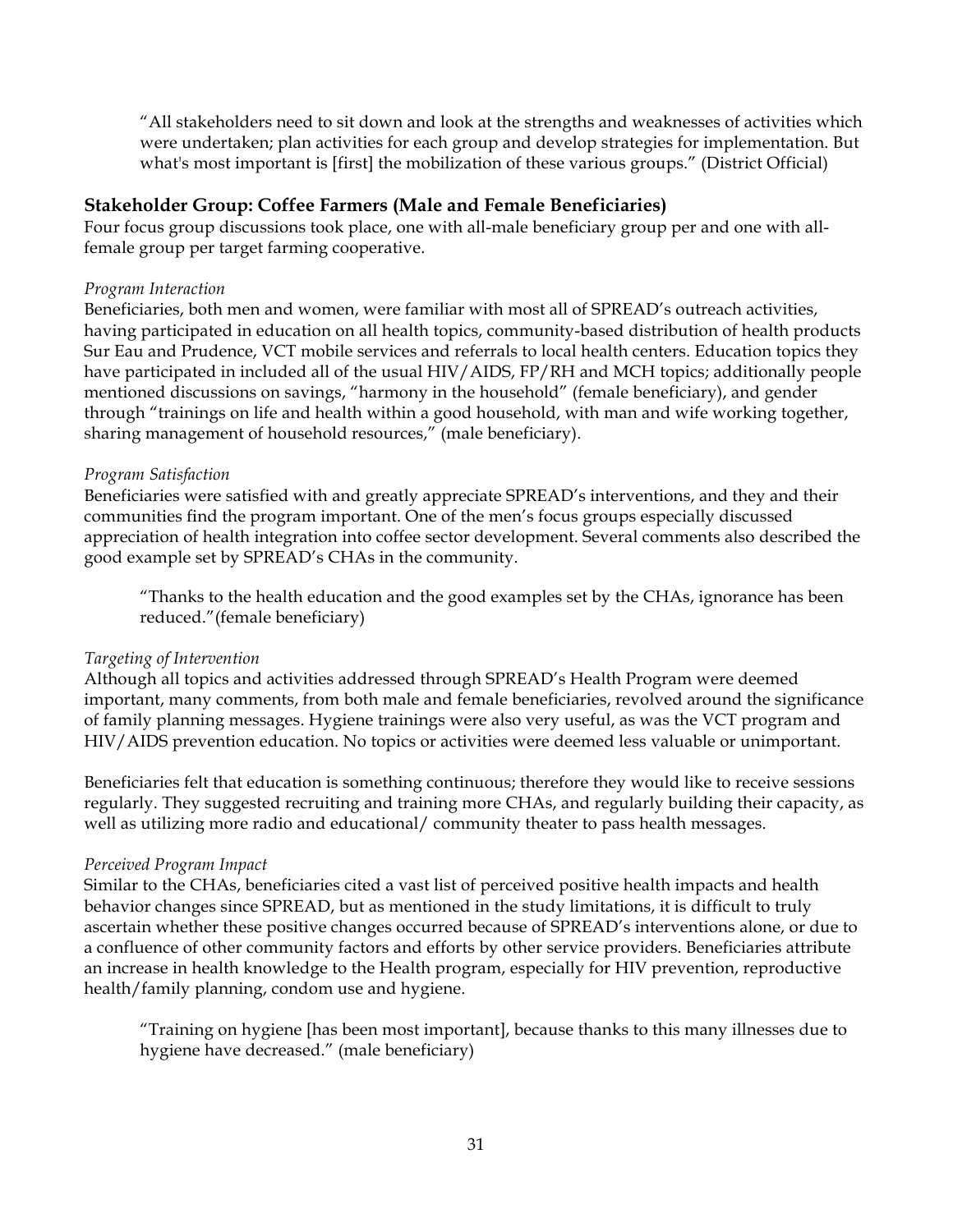> "All stakeholders need to sit down and look at the strengths and weaknesses of activities which were undertaken; plan activities for each group and develop strategies for implementation. But what's most important is [first] the mobilization of these various groups." (District Official)

### Stakeholder Group: Coffee Farmers (Male and Female Beneficiaries)

Four focus group discussions took place, one with all-male beneficiary group per and one with all-female group per target farming cooperative.

*Program Interaction*

Beneficiaries, both men and women, were familiar with most all of SPREAD's outreach activities, having participated in education on all health topics, community-based distribution of health products Sur Eau and Prudence, VCT mobile services and referrals to local health centers. Education topics they have participated in included all of the usual HIV/AIDS, FP/RH and MCH topics; additionally people mentioned discussions on savings, "harmony in the household" (female beneficiary), and gender through "trainings on life and health within a good household, with man and wife working together, sharing management of household resources," (male beneficiary).

*Program Satisfaction*

Beneficiaries were satisfied with and greatly appreciate SPREAD's interventions, and they and their communities find the program important. One of the men's focus groups especially discussed appreciation of health integration into coffee sector development. Several comments also described the good example set by SPREAD's CHAs in the community.

> "Thanks to the health education and the good examples set by the CHAs, ignorance has been reduced."(female beneficiary)

*Targeting of Intervention*

Although all topics and activities addressed through SPREAD's Health Program were deemed important, many comments, from both male and female beneficiaries, revolved around the significance of family planning messages. Hygiene trainings were also very useful, as was the VCT program and HIV/AIDS prevention education. No topics or activities were deemed less valuable or unimportant.

Beneficiaries felt that education is something continuous; therefore they would like to receive sessions regularly. They suggested recruiting and training more CHAs, and regularly building their capacity, as well as utilizing more radio and educational/ community theater to pass health messages.

*Perceived Program Impact*

Similar to the CHAs, beneficiaries cited a vast list of perceived positive health impacts and health behavior changes since SPREAD, but as mentioned in the study limitations, it is difficult to truly ascertain whether these positive changes occurred because of SPREAD's interventions alone, or due to a confluence of other community factors and efforts by other service providers. Beneficiaries attribute an increase in health knowledge to the Health program, especially for HIV prevention, reproductive health/family planning, condom use and hygiene.

> "Training on hygiene [has been most important], because thanks to this many illnesses due to hygiene have decreased." (male beneficiary)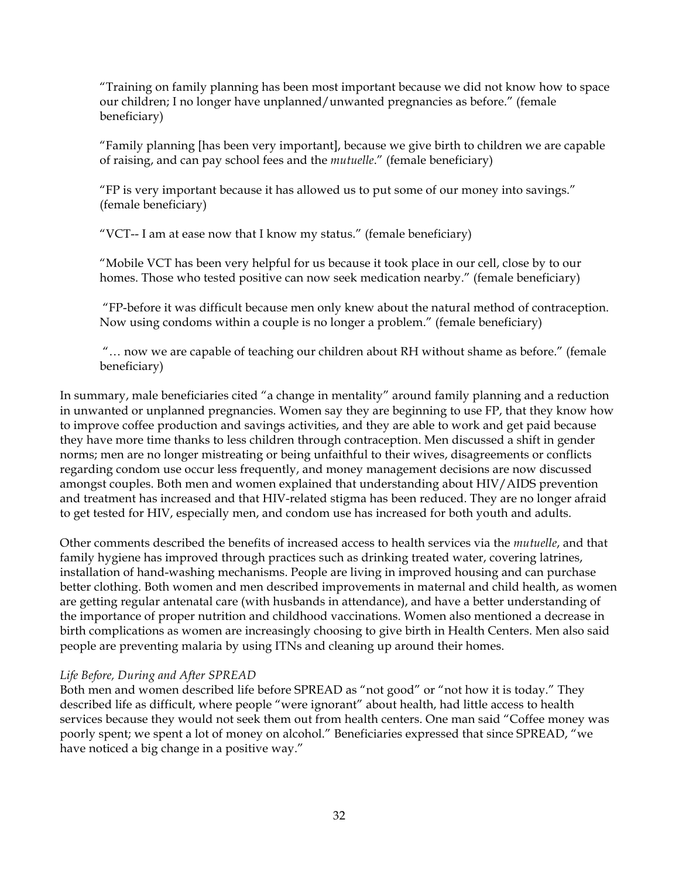> "Training on family planning has been most important because we did not know how to space our children; I no longer have unplanned/unwanted pregnancies as before." (female beneficiary)
>
> "Family planning [has been very important], because we give birth to children we are capable of raising, and can pay school fees and the *mutuelle*." (female beneficiary)
>
> "FP is very important because it has allowed us to put some of our money into savings." (female beneficiary)
>
> "VCT-- I am at ease now that I know my status." (female beneficiary)
>
> "Mobile VCT has been very helpful for us because it took place in our cell, close by to our homes. Those who tested positive can now seek medication nearby." (female beneficiary)
>
> "FP-before it was difficult because men only knew about the natural method of contraception. Now using condoms within a couple is no longer a problem." (female beneficiary)
>
> "… now we are capable of teaching our children about RH without shame as before." (female beneficiary)

In summary, male beneficiaries cited "a change in mentality" around family planning and a reduction in unwanted or unplanned pregnancies. Women say they are beginning to use FP, that they know how to improve coffee production and savings activities, and they are able to work and get paid because they have more time thanks to less children through contraception. Men discussed a shift in gender norms; men are no longer mistreating or being unfaithful to their wives, disagreements or conflicts regarding condom use occur less frequently, and money management decisions are now discussed amongst couples. Both men and women explained that understanding about HIV/AIDS prevention and treatment has increased and that HIV-related stigma has been reduced. They are no longer afraid to get tested for HIV, especially men, and condom use has increased for both youth and adults.

Other comments described the benefits of increased access to health services via the *mutuelle*, and that family hygiene has improved through practices such as drinking treated water, covering latrines, installation of hand-washing mechanisms. People are living in improved housing and can purchase better clothing. Both women and men described improvements in maternal and child health, as women are getting regular antenatal care (with husbands in attendance), and have a better understanding of the importance of proper nutrition and childhood vaccinations. Women also mentioned a decrease in birth complications as women are increasingly choosing to give birth in Health Centers. Men also said people are preventing malaria by using ITNs and cleaning up around their homes.

*Life Before, During and After SPREAD*

Both men and women described life before SPREAD as "not good" or "not how it is today." They described life as difficult, where people "were ignorant" about health, had little access to health services because they would not seek them out from health centers. One man said "Coffee money was poorly spent; we spent a lot of money on alcohol." Beneficiaries expressed that since SPREAD, "we have noticed a big change in a positive way."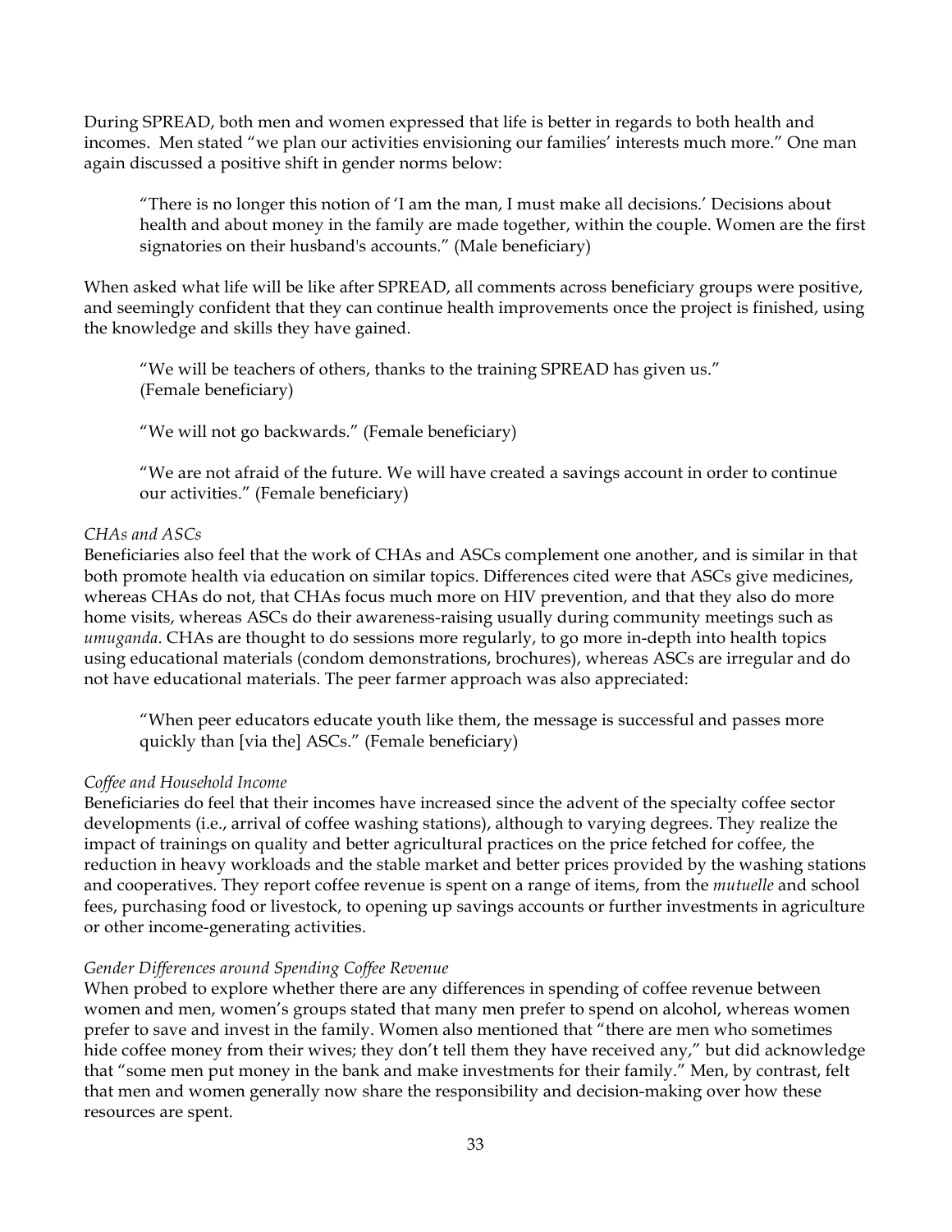During SPREAD, both men and women expressed that life is better in regards to both health and incomes. Men stated "we plan our activities envisioning our families' interests much more." One man again discussed a positive shift in gender norms below:

> "There is no longer this notion of 'I am the man, I must make all decisions.' Decisions about health and about money in the family are made together, within the couple. Women are the first signatories on their husband's accounts." (Male beneficiary)

When asked what life will be like after SPREAD, all comments across beneficiary groups were positive, and seemingly confident that they can continue health improvements once the project is finished, using the knowledge and skills they have gained.

> "We will be teachers of others, thanks to the training SPREAD has given us." (Female beneficiary)

> "We will not go backwards." (Female beneficiary)

> "We are not afraid of the future. We will have created a savings account in order to continue our activities." (Female beneficiary)

*CHAs and ASCs*

Beneficiaries also feel that the work of CHAs and ASCs complement one another, and is similar in that both promote health via education on similar topics. Differences cited were that ASCs give medicines, whereas CHAs do not, that CHAs focus much more on HIV prevention, and that they also do more home visits, whereas ASCs do their awareness-raising usually during community meetings such as *umuganda*. CHAs are thought to do sessions more regularly, to go more in-depth into health topics using educational materials (condom demonstrations, brochures), whereas ASCs are irregular and do not have educational materials. The peer farmer approach was also appreciated:

> "When peer educators educate youth like them, the message is successful and passes more quickly than [via the] ASCs." (Female beneficiary)

*Coffee and Household Income*

Beneficiaries do feel that their incomes have increased since the advent of the specialty coffee sector developments (i.e., arrival of coffee washing stations), although to varying degrees. They realize the impact of trainings on quality and better agricultural practices on the price fetched for coffee, the reduction in heavy workloads and the stable market and better prices provided by the washing stations and cooperatives. They report coffee revenue is spent on a range of items, from the *mutuelle* and school fees, purchasing food or livestock, to opening up savings accounts or further investments in agriculture or other income-generating activities.

*Gender Differences around Spending Coffee Revenue*

When probed to explore whether there are any differences in spending of coffee revenue between women and men, women's groups stated that many men prefer to spend on alcohol, whereas women prefer to save and invest in the family. Women also mentioned that "there are men who sometimes hide coffee money from their wives; they don't tell them they have received any," but did acknowledge that "some men put money in the bank and make investments for their family." Men, by contrast, felt that men and women generally now share the responsibility and decision-making over how these resources are spent.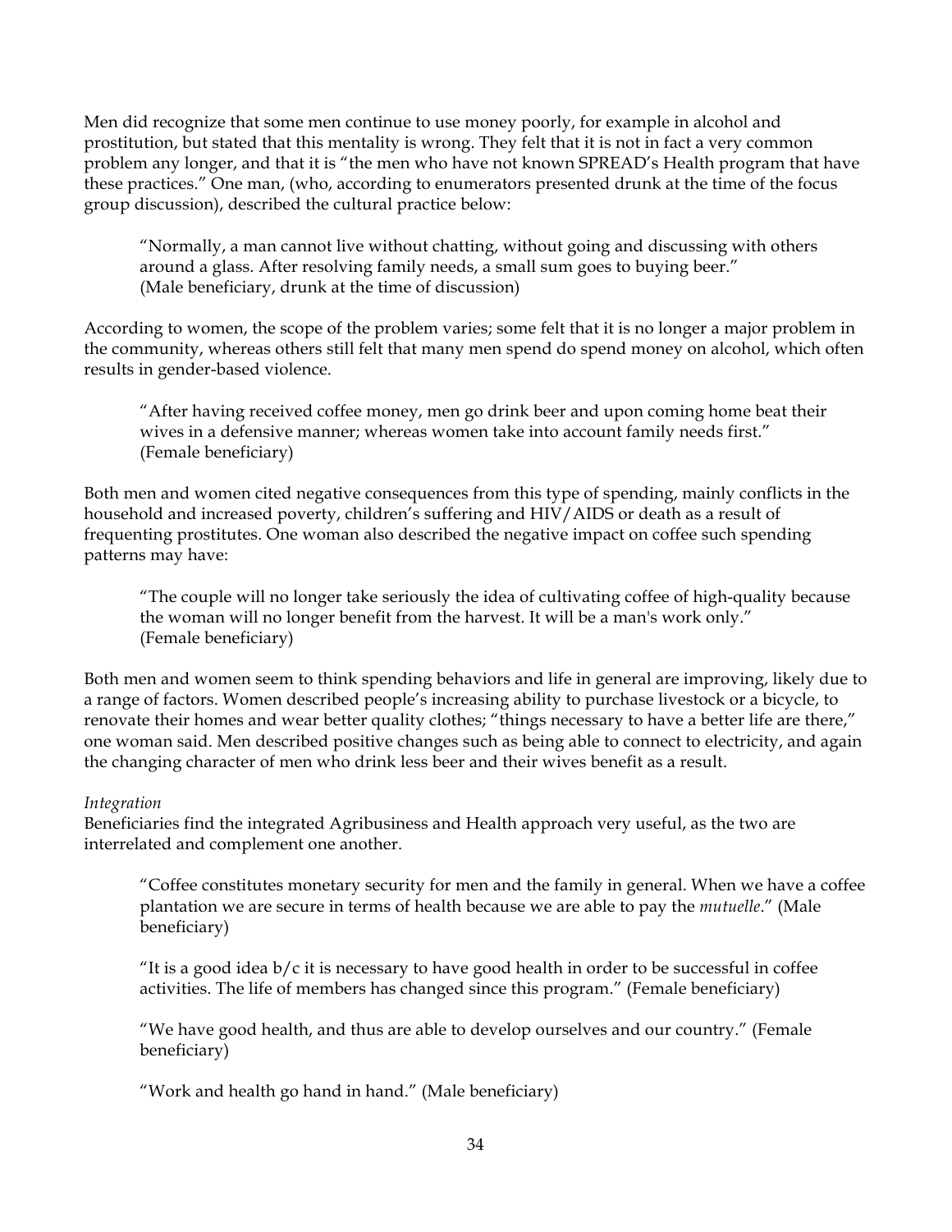Men did recognize that some men continue to use money poorly, for example in alcohol and prostitution, but stated that this mentality is wrong. They felt that it is not in fact a very common problem any longer, and that it is "the men who have not known SPREAD's Health program that have these practices." One man, (who, according to enumerators presented drunk at the time of the focus group discussion), described the cultural practice below:

> "Normally, a man cannot live without chatting, without going and discussing with others around a glass. After resolving family needs, a small sum goes to buying beer."
> (Male beneficiary, drunk at the time of discussion)

According to women, the scope of the problem varies; some felt that it is no longer a major problem in the community, whereas others still felt that many men spend do spend money on alcohol, which often results in gender-based violence.

> "After having received coffee money, men go drink beer and upon coming home beat their wives in a defensive manner; whereas women take into account family needs first."
> (Female beneficiary)

Both men and women cited negative consequences from this type of spending, mainly conflicts in the household and increased poverty, children's suffering and HIV/AIDS or death as a result of frequenting prostitutes. One woman also described the negative impact on coffee such spending patterns may have:

> "The couple will no longer take seriously the idea of cultivating coffee of high-quality because the woman will no longer benefit from the harvest. It will be a man's work only."
> (Female beneficiary)

Both men and women seem to think spending behaviors and life in general are improving, likely due to a range of factors. Women described people's increasing ability to purchase livestock or a bicycle, to renovate their homes and wear better quality clothes; "things necessary to have a better life are there," one woman said. Men described positive changes such as being able to connect to electricity, and again the changing character of men who drink less beer and their wives benefit as a result.

*Integration*

Beneficiaries find the integrated Agribusiness and Health approach very useful, as the two are interrelated and complement one another.

> "Coffee constitutes monetary security for men and the family in general. When we have a coffee plantation we are secure in terms of health because we are able to pay the *mutuelle*." (Male beneficiary)

> "It is a good idea b/c it is necessary to have good health in order to be successful in coffee activities. The life of members has changed since this program." (Female beneficiary)

> "We have good health, and thus are able to develop ourselves and our country." (Female beneficiary)

> "Work and health go hand in hand." (Male beneficiary)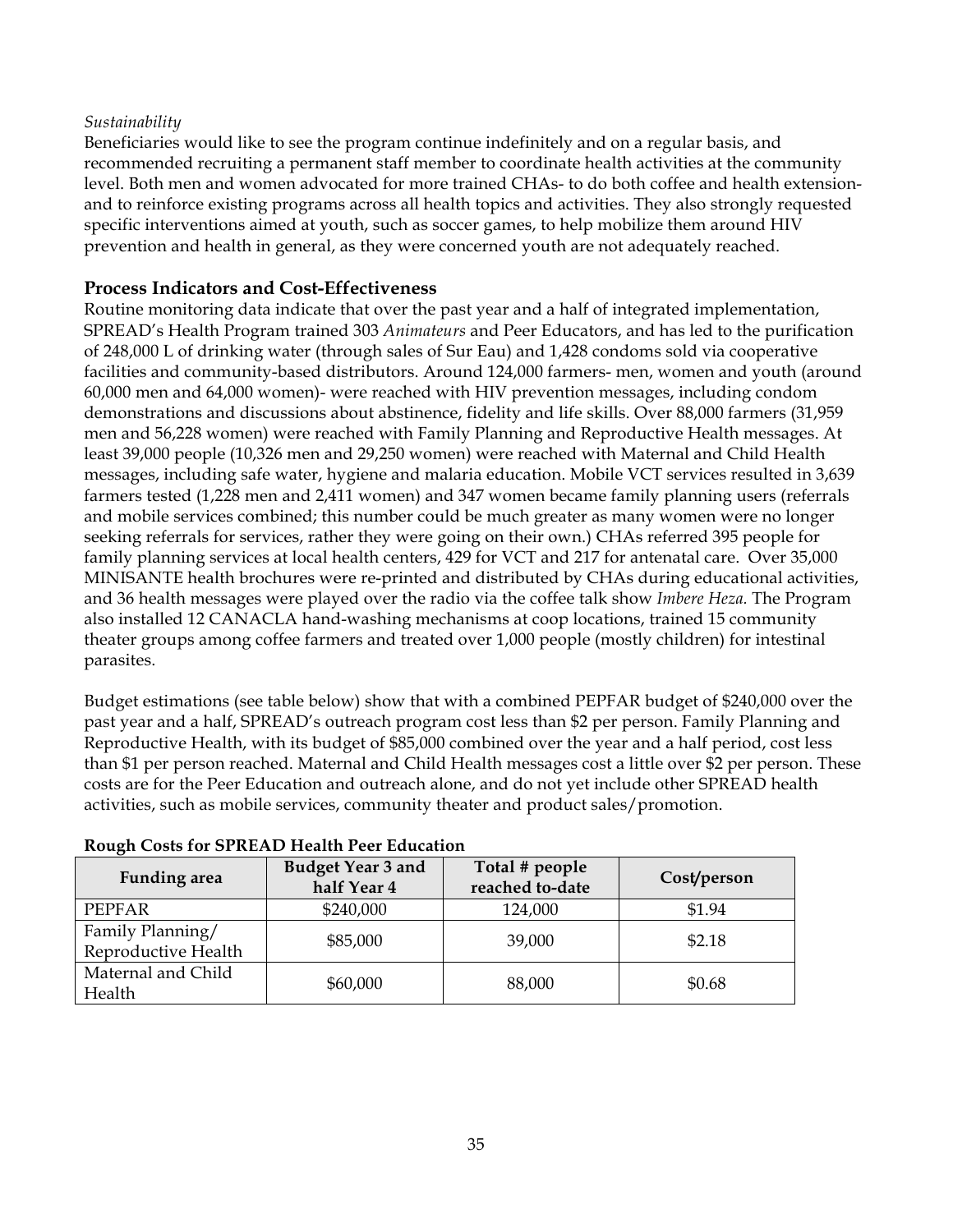*Sustainability*

Beneficiaries would like to see the program continue indefinitely and on a regular basis, and recommended recruiting a permanent staff member to coordinate health activities at the community level. Both men and women advocated for more trained CHAs- to do both coffee and health extension- and to reinforce existing programs across all health topics and activities. They also strongly requested specific interventions aimed at youth, such as soccer games, to help mobilize them around HIV prevention and health in general, as they were concerned youth are not adequately reached.

## Process Indicators and Cost-Effectiveness

Routine monitoring data indicate that over the past year and a half of integrated implementation, SPREAD's Health Program trained 303 *Animateurs* and Peer Educators, and has led to the purification of 248,000 L of drinking water (through sales of Sur Eau) and 1,428 condoms sold via cooperative facilities and community-based distributors. Around 124,000 farmers- men, women and youth (around 60,000 men and 64,000 women)- were reached with HIV prevention messages, including condom demonstrations and discussions about abstinence, fidelity and life skills. Over 88,000 farmers (31,959 men and 56,228 women) were reached with Family Planning and Reproductive Health messages. At least 39,000 people (10,326 men and 29,250 women) were reached with Maternal and Child Health messages, including safe water, hygiene and malaria education. Mobile VCT services resulted in 3,639 farmers tested (1,228 men and 2,411 women) and 347 women became family planning users (referrals and mobile services combined; this number could be much greater as many women were no longer seeking referrals for services, rather they were going on their own.) CHAs referred 395 people for family planning services at local health centers, 429 for VCT and 217 for antenatal care. Over 35,000 MINISANTE health brochures were re-printed and distributed by CHAs during educational activities, and 36 health messages were played over the radio via the coffee talk show *Imbere Heza.* The Program also installed 12 CANACLA hand-washing mechanisms at coop locations, trained 15 community theater groups among coffee farmers and treated over 1,000 people (mostly children) for intestinal parasites.

Budget estimations (see table below) show that with a combined PEPFAR budget of $240,000 over the past year and a half, SPREAD's outreach program cost less than $2 per person. Family Planning and Reproductive Health, with its budget of $85,000 combined over the year and a half period, cost less than $1 per person reached. Maternal and Child Health messages cost a little over $2 per person. These costs are for the Peer Education and outreach alone, and do not yet include other SPREAD health activities, such as mobile services, community theater and product sales/promotion.

**Rough Costs for SPREAD Health Peer Education**

| Funding area | Budget Year 3 and half Year 4 | Total # people reached to-date | Cost/person |
|---|---|---|---|
| PEPFAR | $240,000 | 124,000 | $1.94 |
| Family Planning/ Reproductive Health | $85,000 | 39,000 | $2.18 |
| Maternal and Child Health | $60,000 | 88,000 | $0.68 |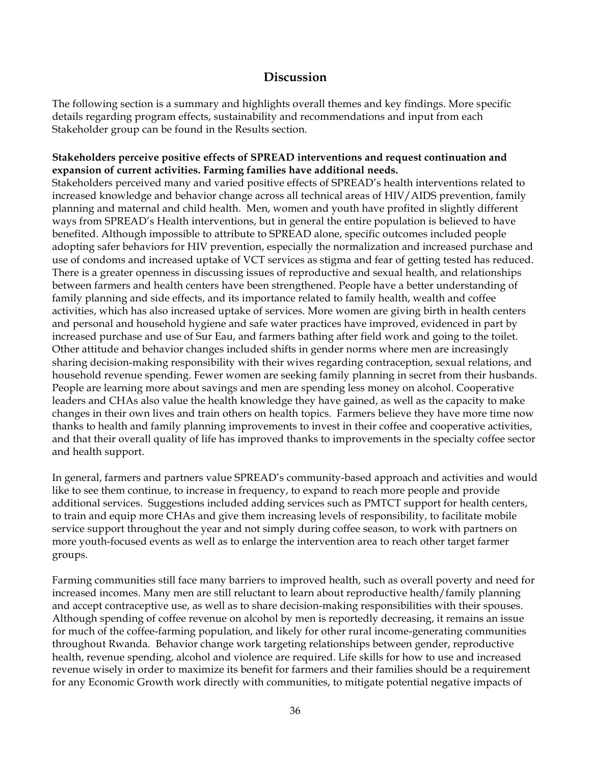## Discussion

The following section is a summary and highlights overall themes and key findings. More specific details regarding program effects, sustainability and recommendations and input from each Stakeholder group can be found in the Results section.

**Stakeholders perceive positive effects of SPREAD interventions and request continuation and expansion of current activities. Farming families have additional needs.**

Stakeholders perceived many and varied positive effects of SPREAD's health interventions related to increased knowledge and behavior change across all technical areas of HIV/AIDS prevention, family planning and maternal and child health. Men, women and youth have profited in slightly different ways from SPREAD's Health interventions, but in general the entire population is believed to have benefited. Although impossible to attribute to SPREAD alone, specific outcomes included people adopting safer behaviors for HIV prevention, especially the normalization and increased purchase and use of condoms and increased uptake of VCT services as stigma and fear of getting tested has reduced. There is a greater openness in discussing issues of reproductive and sexual health, and relationships between farmers and health centers have been strengthened. People have a better understanding of family planning and side effects, and its importance related to family health, wealth and coffee activities, which has also increased uptake of services. More women are giving birth in health centers and personal and household hygiene and safe water practices have improved, evidenced in part by increased purchase and use of Sur Eau, and farmers bathing after field work and going to the toilet. Other attitude and behavior changes included shifts in gender norms where men are increasingly sharing decision-making responsibility with their wives regarding contraception, sexual relations, and household revenue spending. Fewer women are seeking family planning in secret from their husbands. People are learning more about savings and men are spending less money on alcohol. Cooperative leaders and CHAs also value the health knowledge they have gained, as well as the capacity to make changes in their own lives and train others on health topics. Farmers believe they have more time now thanks to health and family planning improvements to invest in their coffee and cooperative activities, and that their overall quality of life has improved thanks to improvements in the specialty coffee sector and health support.

In general, farmers and partners value SPREAD's community-based approach and activities and would like to see them continue, to increase in frequency, to expand to reach more people and provide additional services. Suggestions included adding services such as PMTCT support for health centers, to train and equip more CHAs and give them increasing levels of responsibility, to facilitate mobile service support throughout the year and not simply during coffee season, to work with partners on more youth-focused events as well as to enlarge the intervention area to reach other target farmer groups.

Farming communities still face many barriers to improved health, such as overall poverty and need for increased incomes. Many men are still reluctant to learn about reproductive health/family planning and accept contraceptive use, as well as to share decision-making responsibilities with their spouses. Although spending of coffee revenue on alcohol by men is reportedly decreasing, it remains an issue for much of the coffee-farming population, and likely for other rural income-generating communities throughout Rwanda. Behavior change work targeting relationships between gender, reproductive health, revenue spending, alcohol and violence are required. Life skills for how to use and increased revenue wisely in order to maximize its benefit for farmers and their families should be a requirement for any Economic Growth work directly with communities, to mitigate potential negative impacts of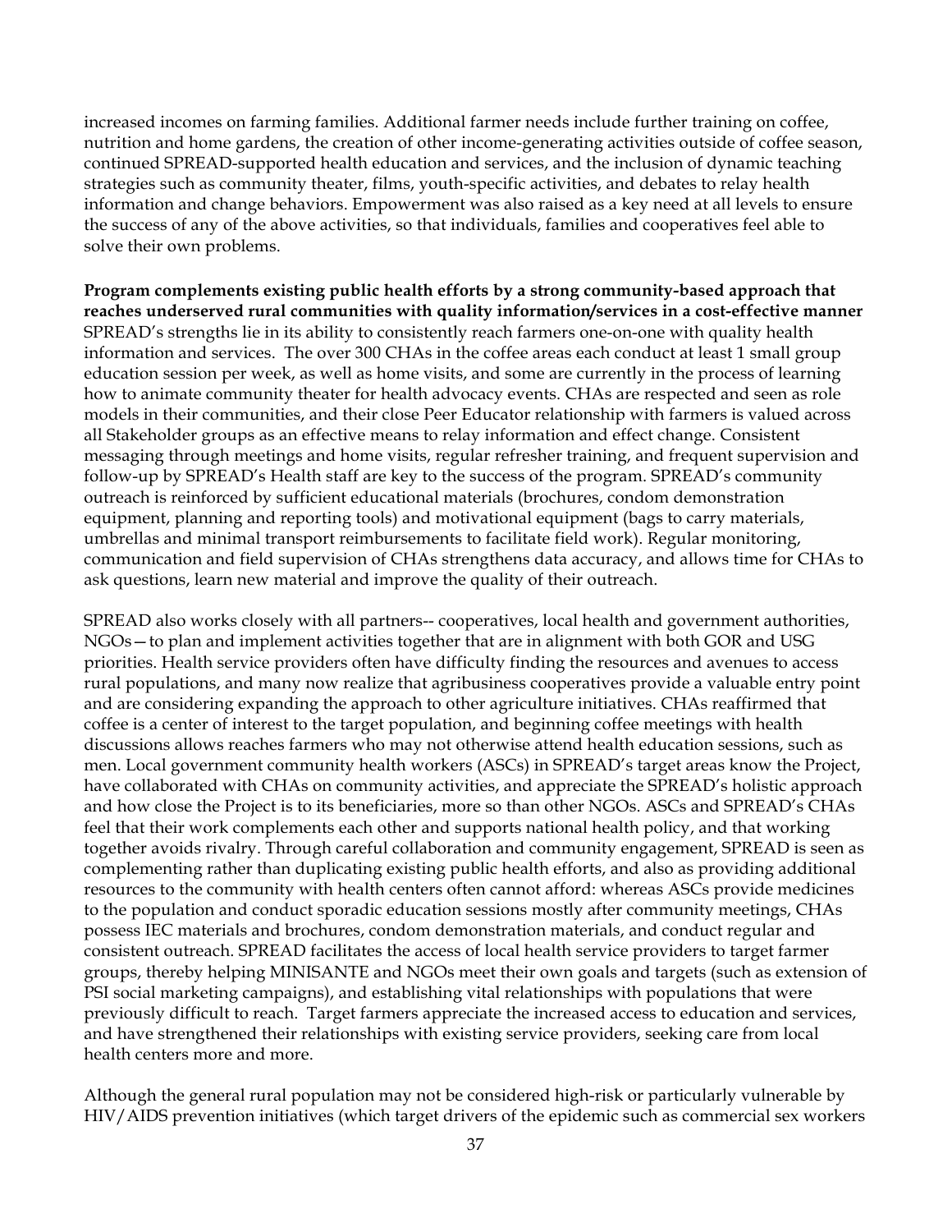increased incomes on farming families. Additional farmer needs include further training on coffee, nutrition and home gardens, the creation of other income-generating activities outside of coffee season, continued SPREAD-supported health education and services, and the inclusion of dynamic teaching strategies such as community theater, films, youth-specific activities, and debates to relay health information and change behaviors. Empowerment was also raised as a key need at all levels to ensure the success of any of the above activities, so that individuals, families and cooperatives feel able to solve their own problems.

**Program complements existing public health efforts by a strong community-based approach that reaches underserved rural communities with quality information/services in a cost-effective manner**
SPREAD's strengths lie in its ability to consistently reach farmers one-on-one with quality health information and services. The over 300 CHAs in the coffee areas each conduct at least 1 small group education session per week, as well as home visits, and some are currently in the process of learning how to animate community theater for health advocacy events. CHAs are respected and seen as role models in their communities, and their close Peer Educator relationship with farmers is valued across all Stakeholder groups as an effective means to relay information and effect change. Consistent messaging through meetings and home visits, regular refresher training, and frequent supervision and follow-up by SPREAD's Health staff are key to the success of the program. SPREAD's community outreach is reinforced by sufficient educational materials (brochures, condom demonstration equipment, planning and reporting tools) and motivational equipment (bags to carry materials, umbrellas and minimal transport reimbursements to facilitate field work). Regular monitoring, communication and field supervision of CHAs strengthens data accuracy, and allows time for CHAs to ask questions, learn new material and improve the quality of their outreach.

SPREAD also works closely with all partners-- cooperatives, local health and government authorities, NGOs—to plan and implement activities together that are in alignment with both GOR and USG priorities. Health service providers often have difficulty finding the resources and avenues to access rural populations, and many now realize that agribusiness cooperatives provide a valuable entry point and are considering expanding the approach to other agriculture initiatives. CHAs reaffirmed that coffee is a center of interest to the target population, and beginning coffee meetings with health discussions allows reaches farmers who may not otherwise attend health education sessions, such as men. Local government community health workers (ASCs) in SPREAD's target areas know the Project, have collaborated with CHAs on community activities, and appreciate the SPREAD's holistic approach and how close the Project is to its beneficiaries, more so than other NGOs. ASCs and SPREAD's CHAs feel that their work complements each other and supports national health policy, and that working together avoids rivalry. Through careful collaboration and community engagement, SPREAD is seen as complementing rather than duplicating existing public health efforts, and also as providing additional resources to the community with health centers often cannot afford: whereas ASCs provide medicines to the population and conduct sporadic education sessions mostly after community meetings, CHAs possess IEC materials and brochures, condom demonstration materials, and conduct regular and consistent outreach. SPREAD facilitates the access of local health service providers to target farmer groups, thereby helping MINISANTE and NGOs meet their own goals and targets (such as extension of PSI social marketing campaigns), and establishing vital relationships with populations that were previously difficult to reach. Target farmers appreciate the increased access to education and services, and have strengthened their relationships with existing service providers, seeking care from local health centers more and more.

Although the general rural population may not be considered high-risk or particularly vulnerable by HIV/AIDS prevention initiatives (which target drivers of the epidemic such as commercial sex workers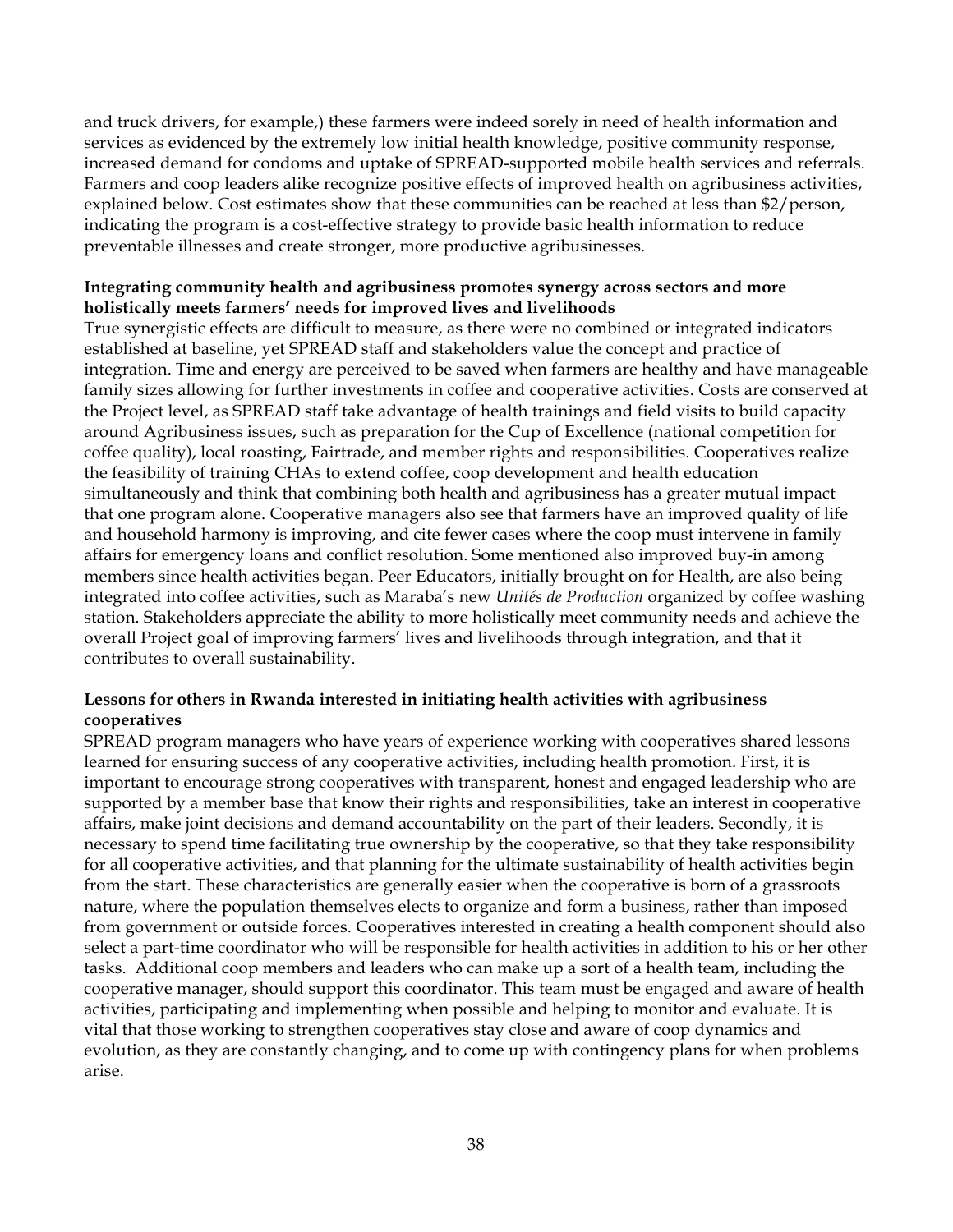and truck drivers, for example,) these farmers were indeed sorely in need of health information and services as evidenced by the extremely low initial health knowledge, positive community response, increased demand for condoms and uptake of SPREAD-supported mobile health services and referrals. Farmers and coop leaders alike recognize positive effects of improved health on agribusiness activities, explained below. Cost estimates show that these communities can be reached at less than $2/person, indicating the program is a cost-effective strategy to provide basic health information to reduce preventable illnesses and create stronger, more productive agribusinesses.

**Integrating community health and agribusiness promotes synergy across sectors and more holistically meets farmers' needs for improved lives and livelihoods**

True synergistic effects are difficult to measure, as there were no combined or integrated indicators established at baseline, yet SPREAD staff and stakeholders value the concept and practice of integration. Time and energy are perceived to be saved when farmers are healthy and have manageable family sizes allowing for further investments in coffee and cooperative activities. Costs are conserved at the Project level, as SPREAD staff take advantage of health trainings and field visits to build capacity around Agribusiness issues, such as preparation for the Cup of Excellence (national competition for coffee quality), local roasting, Fairtrade, and member rights and responsibilities. Cooperatives realize the feasibility of training CHAs to extend coffee, coop development and health education simultaneously and think that combining both health and agribusiness has a greater mutual impact that one program alone. Cooperative managers also see that farmers have an improved quality of life and household harmony is improving, and cite fewer cases where the coop must intervene in family affairs for emergency loans and conflict resolution. Some mentioned also improved buy-in among members since health activities began. Peer Educators, initially brought on for Health, are also being integrated into coffee activities, such as Maraba's new *Unités de Production* organized by coffee washing station. Stakeholders appreciate the ability to more holistically meet community needs and achieve the overall Project goal of improving farmers' lives and livelihoods through integration, and that it contributes to overall sustainability.

**Lessons for others in Rwanda interested in initiating health activities with agribusiness cooperatives**

SPREAD program managers who have years of experience working with cooperatives shared lessons learned for ensuring success of any cooperative activities, including health promotion. First, it is important to encourage strong cooperatives with transparent, honest and engaged leadership who are supported by a member base that know their rights and responsibilities, take an interest in cooperative affairs, make joint decisions and demand accountability on the part of their leaders. Secondly, it is necessary to spend time facilitating true ownership by the cooperative, so that they take responsibility for all cooperative activities, and that planning for the ultimate sustainability of health activities begin from the start. These characteristics are generally easier when the cooperative is born of a grassroots nature, where the population themselves elects to organize and form a business, rather than imposed from government or outside forces. Cooperatives interested in creating a health component should also select a part-time coordinator who will be responsible for health activities in addition to his or her other tasks. Additional coop members and leaders who can make up a sort of a health team, including the cooperative manager, should support this coordinator. This team must be engaged and aware of health activities, participating and implementing when possible and helping to monitor and evaluate. It is vital that those working to strengthen cooperatives stay close and aware of coop dynamics and evolution, as they are constantly changing, and to come up with contingency plans for when problems arise.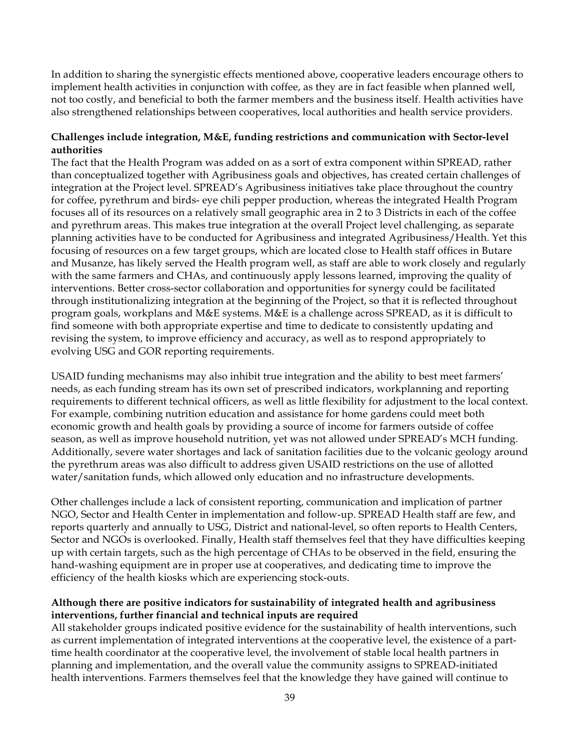In addition to sharing the synergistic effects mentioned above, cooperative leaders encourage others to implement health activities in conjunction with coffee, as they are in fact feasible when planned well, not too costly, and beneficial to both the farmer members and the business itself. Health activities have also strengthened relationships between cooperatives, local authorities and health service providers.

**Challenges include integration, M&E, funding restrictions and communication with Sector-level authorities**

The fact that the Health Program was added on as a sort of extra component within SPREAD, rather than conceptualized together with Agribusiness goals and objectives, has created certain challenges of integration at the Project level. SPREAD's Agribusiness initiatives take place throughout the country for coffee, pyrethrum and birds- eye chili pepper production, whereas the integrated Health Program focuses all of its resources on a relatively small geographic area in 2 to 3 Districts in each of the coffee and pyrethrum areas. This makes true integration at the overall Project level challenging, as separate planning activities have to be conducted for Agribusiness and integrated Agribusiness/Health. Yet this focusing of resources on a few target groups, which are located close to Health staff offices in Butare and Musanze, has likely served the Health program well, as staff are able to work closely and regularly with the same farmers and CHAs, and continuously apply lessons learned, improving the quality of interventions. Better cross-sector collaboration and opportunities for synergy could be facilitated through institutionalizing integration at the beginning of the Project, so that it is reflected throughout program goals, workplans and M&E systems. M&E is a challenge across SPREAD, as it is difficult to find someone with both appropriate expertise and time to dedicate to consistently updating and revising the system, to improve efficiency and accuracy, as well as to respond appropriately to evolving USG and GOR reporting requirements.

USAID funding mechanisms may also inhibit true integration and the ability to best meet farmers' needs, as each funding stream has its own set of prescribed indicators, workplanning and reporting requirements to different technical officers, as well as little flexibility for adjustment to the local context. For example, combining nutrition education and assistance for home gardens could meet both economic growth and health goals by providing a source of income for farmers outside of coffee season, as well as improve household nutrition, yet was not allowed under SPREAD's MCH funding. Additionally, severe water shortages and lack of sanitation facilities due to the volcanic geology around the pyrethrum areas was also difficult to address given USAID restrictions on the use of allotted water/sanitation funds, which allowed only education and no infrastructure developments.

Other challenges include a lack of consistent reporting, communication and implication of partner NGO, Sector and Health Center in implementation and follow-up. SPREAD Health staff are few, and reports quarterly and annually to USG, District and national-level, so often reports to Health Centers, Sector and NGOs is overlooked. Finally, Health staff themselves feel that they have difficulties keeping up with certain targets, such as the high percentage of CHAs to be observed in the field, ensuring the hand-washing equipment are in proper use at cooperatives, and dedicating time to improve the efficiency of the health kiosks which are experiencing stock-outs.

**Although there are positive indicators for sustainability of integrated health and agribusiness interventions, further financial and technical inputs are required**

All stakeholder groups indicated positive evidence for the sustainability of health interventions, such as current implementation of integrated interventions at the cooperative level, the existence of a part-time health coordinator at the cooperative level, the involvement of stable local health partners in planning and implementation, and the overall value the community assigns to SPREAD-initiated health interventions. Farmers themselves feel that the knowledge they have gained will continue to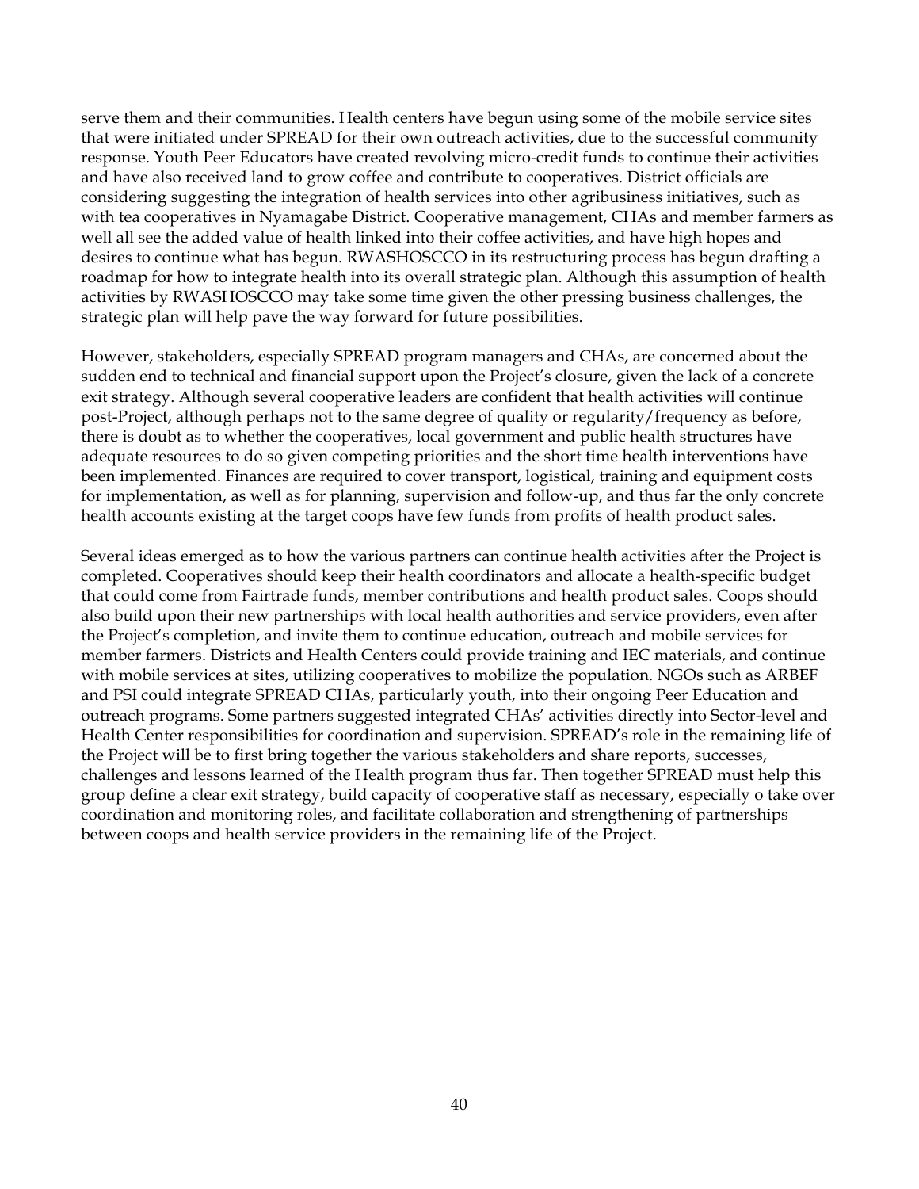serve them and their communities. Health centers have begun using some of the mobile service sites that were initiated under SPREAD for their own outreach activities, due to the successful community response. Youth Peer Educators have created revolving micro-credit funds to continue their activities and have also received land to grow coffee and contribute to cooperatives. District officials are considering suggesting the integration of health services into other agribusiness initiatives, such as with tea cooperatives in Nyamagabe District. Cooperative management, CHAs and member farmers as well all see the added value of health linked into their coffee activities, and have high hopes and desires to continue what has begun. RWASHOSCCO in its restructuring process has begun drafting a roadmap for how to integrate health into its overall strategic plan. Although this assumption of health activities by RWASHOSCCO may take some time given the other pressing business challenges, the strategic plan will help pave the way forward for future possibilities.

However, stakeholders, especially SPREAD program managers and CHAs, are concerned about the sudden end to technical and financial support upon the Project's closure, given the lack of a concrete exit strategy. Although several cooperative leaders are confident that health activities will continue post-Project, although perhaps not to the same degree of quality or regularity/frequency as before, there is doubt as to whether the cooperatives, local government and public health structures have adequate resources to do so given competing priorities and the short time health interventions have been implemented. Finances are required to cover transport, logistical, training and equipment costs for implementation, as well as for planning, supervision and follow-up, and thus far the only concrete health accounts existing at the target coops have few funds from profits of health product sales.

Several ideas emerged as to how the various partners can continue health activities after the Project is completed. Cooperatives should keep their health coordinators and allocate a health-specific budget that could come from Fairtrade funds, member contributions and health product sales. Coops should also build upon their new partnerships with local health authorities and service providers, even after the Project's completion, and invite them to continue education, outreach and mobile services for member farmers. Districts and Health Centers could provide training and IEC materials, and continue with mobile services at sites, utilizing cooperatives to mobilize the population. NGOs such as ARBEF and PSI could integrate SPREAD CHAs, particularly youth, into their ongoing Peer Education and outreach programs. Some partners suggested integrated CHAs' activities directly into Sector-level and Health Center responsibilities for coordination and supervision. SPREAD's role in the remaining life of the Project will be to first bring together the various stakeholders and share reports, successes, challenges and lessons learned of the Health program thus far. Then together SPREAD must help this group define a clear exit strategy, build capacity of cooperative staff as necessary, especially o take over coordination and monitoring roles, and facilitate collaboration and strengthening of partnerships between coops and health service providers in the remaining life of the Project.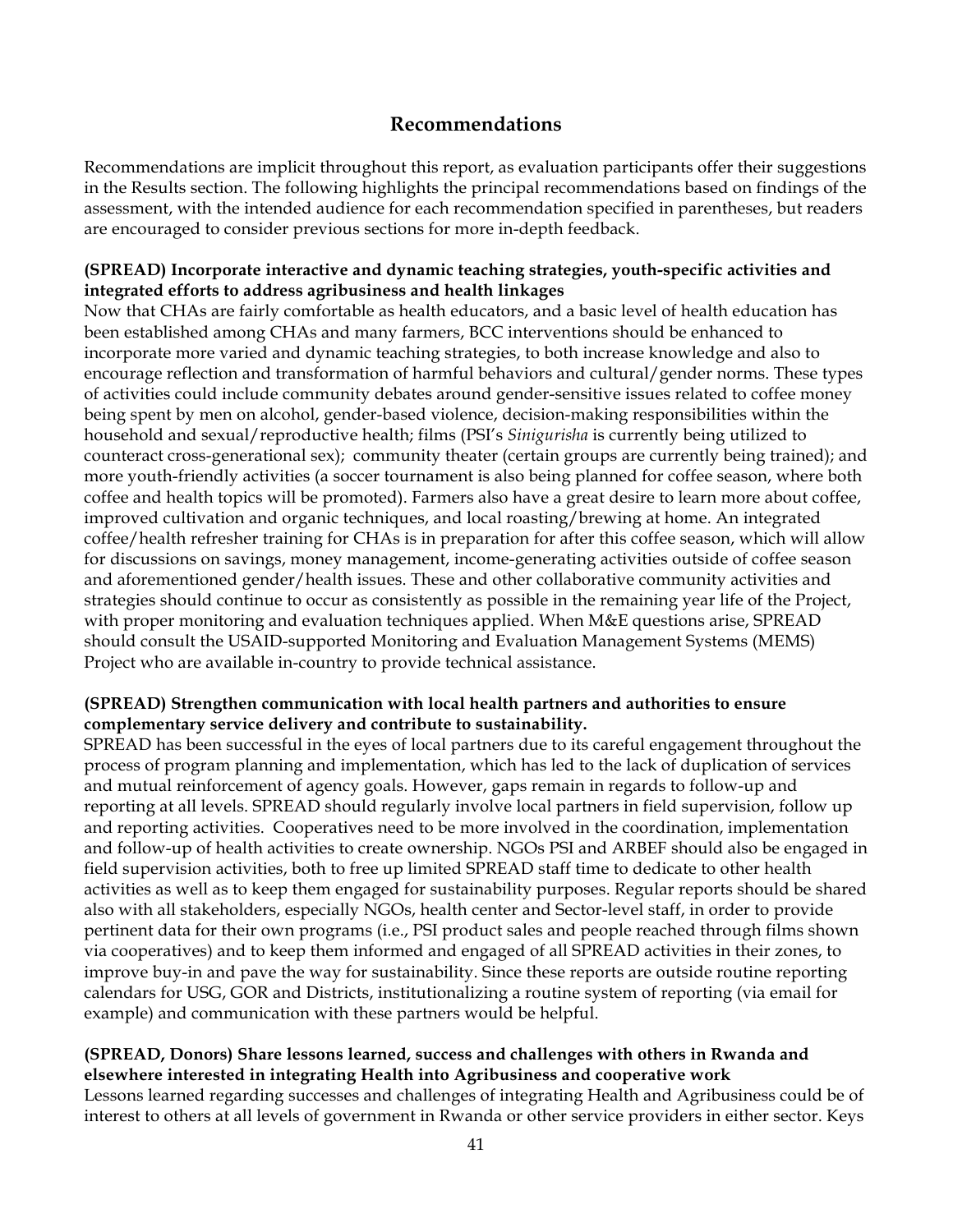## Recommendations

Recommendations are implicit throughout this report, as evaluation participants offer their suggestions in the Results section. The following highlights the principal recommendations based on findings of the assessment, with the intended audience for each recommendation specified in parentheses, but readers are encouraged to consider previous sections for more in-depth feedback.

**(SPREAD) Incorporate interactive and dynamic teaching strategies, youth-specific activities and integrated efforts to address agribusiness and health linkages**

Now that CHAs are fairly comfortable as health educators, and a basic level of health education has been established among CHAs and many farmers, BCC interventions should be enhanced to incorporate more varied and dynamic teaching strategies, to both increase knowledge and also to encourage reflection and transformation of harmful behaviors and cultural/gender norms. These types of activities could include community debates around gender-sensitive issues related to coffee money being spent by men on alcohol, gender-based violence, decision-making responsibilities within the household and sexual/reproductive health; films (PSI's *Sinigurisha* is currently being utilized to counteract cross-generational sex); community theater (certain groups are currently being trained); and more youth-friendly activities (a soccer tournament is also being planned for coffee season, where both coffee and health topics will be promoted). Farmers also have a great desire to learn more about coffee, improved cultivation and organic techniques, and local roasting/brewing at home. An integrated coffee/health refresher training for CHAs is in preparation for after this coffee season, which will allow for discussions on savings, money management, income-generating activities outside of coffee season and aforementioned gender/health issues. These and other collaborative community activities and strategies should continue to occur as consistently as possible in the remaining year life of the Project, with proper monitoring and evaluation techniques applied. When M&E questions arise, SPREAD should consult the USAID-supported Monitoring and Evaluation Management Systems (MEMS) Project who are available in-country to provide technical assistance.

**(SPREAD) Strengthen communication with local health partners and authorities to ensure complementary service delivery and contribute to sustainability.**

SPREAD has been successful in the eyes of local partners due to its careful engagement throughout the process of program planning and implementation, which has led to the lack of duplication of services and mutual reinforcement of agency goals. However, gaps remain in regards to follow-up and reporting at all levels. SPREAD should regularly involve local partners in field supervision, follow up and reporting activities. Cooperatives need to be more involved in the coordination, implementation and follow-up of health activities to create ownership. NGOs PSI and ARBEF should also be engaged in field supervision activities, both to free up limited SPREAD staff time to dedicate to other health activities as well as to keep them engaged for sustainability purposes. Regular reports should be shared also with all stakeholders, especially NGOs, health center and Sector-level staff, in order to provide pertinent data for their own programs (i.e., PSI product sales and people reached through films shown via cooperatives) and to keep them informed and engaged of all SPREAD activities in their zones, to improve buy-in and pave the way for sustainability. Since these reports are outside routine reporting calendars for USG, GOR and Districts, institutionalizing a routine system of reporting (via email for example) and communication with these partners would be helpful.

**(SPREAD, Donors) Share lessons learned, success and challenges with others in Rwanda and elsewhere interested in integrating Health into Agribusiness and cooperative work**

Lessons learned regarding successes and challenges of integrating Health and Agribusiness could be of interest to others at all levels of government in Rwanda or other service providers in either sector. Keys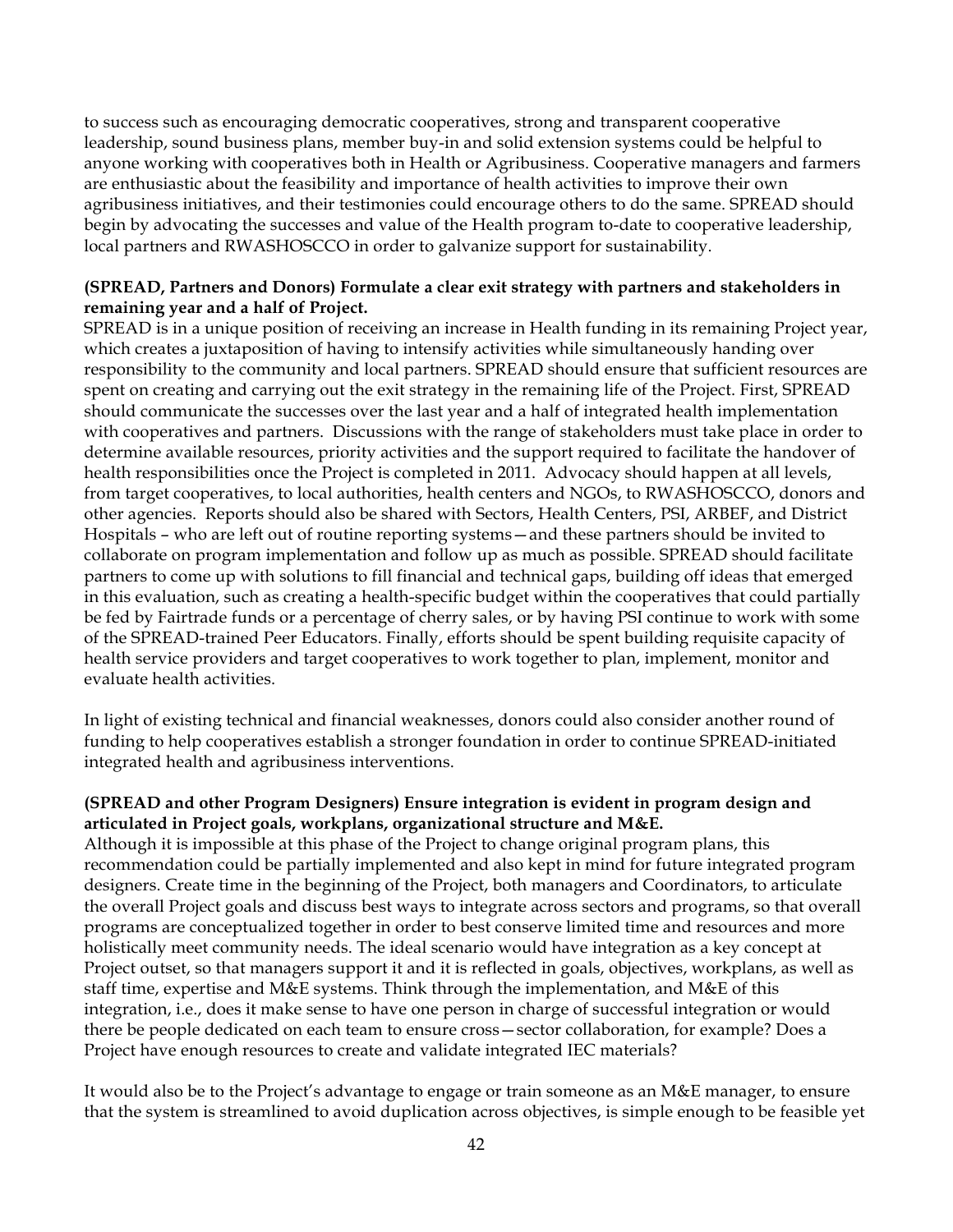to success such as encouraging democratic cooperatives, strong and transparent cooperative leadership, sound business plans, member buy-in and solid extension systems could be helpful to anyone working with cooperatives both in Health or Agribusiness. Cooperative managers and farmers are enthusiastic about the feasibility and importance of health activities to improve their own agribusiness initiatives, and their testimonies could encourage others to do the same. SPREAD should begin by advocating the successes and value of the Health program to-date to cooperative leadership, local partners and RWASHOSCCO in order to galvanize support for sustainability.

**(SPREAD, Partners and Donors) Formulate a clear exit strategy with partners and stakeholders in remaining year and a half of Project.**

SPREAD is in a unique position of receiving an increase in Health funding in its remaining Project year, which creates a juxtaposition of having to intensify activities while simultaneously handing over responsibility to the community and local partners. SPREAD should ensure that sufficient resources are spent on creating and carrying out the exit strategy in the remaining life of the Project. First, SPREAD should communicate the successes over the last year and a half of integrated health implementation with cooperatives and partners. Discussions with the range of stakeholders must take place in order to determine available resources, priority activities and the support required to facilitate the handover of health responsibilities once the Project is completed in 2011. Advocacy should happen at all levels, from target cooperatives, to local authorities, health centers and NGOs, to RWASHOSCCO, donors and other agencies. Reports should also be shared with Sectors, Health Centers, PSI, ARBEF, and District Hospitals – who are left out of routine reporting systems—and these partners should be invited to collaborate on program implementation and follow up as much as possible. SPREAD should facilitate partners to come up with solutions to fill financial and technical gaps, building off ideas that emerged in this evaluation, such as creating a health-specific budget within the cooperatives that could partially be fed by Fairtrade funds or a percentage of cherry sales, or by having PSI continue to work with some of the SPREAD-trained Peer Educators. Finally, efforts should be spent building requisite capacity of health service providers and target cooperatives to work together to plan, implement, monitor and evaluate health activities.

In light of existing technical and financial weaknesses, donors could also consider another round of funding to help cooperatives establish a stronger foundation in order to continue SPREAD-initiated integrated health and agribusiness interventions.

**(SPREAD and other Program Designers) Ensure integration is evident in program design and articulated in Project goals, workplans, organizational structure and M&E.**

Although it is impossible at this phase of the Project to change original program plans, this recommendation could be partially implemented and also kept in mind for future integrated program designers. Create time in the beginning of the Project, both managers and Coordinators, to articulate the overall Project goals and discuss best ways to integrate across sectors and programs, so that overall programs are conceptualized together in order to best conserve limited time and resources and more holistically meet community needs. The ideal scenario would have integration as a key concept at Project outset, so that managers support it and it is reflected in goals, objectives, workplans, as well as staff time, expertise and M&E systems. Think through the implementation, and M&E of this integration, i.e., does it make sense to have one person in charge of successful integration or would there be people dedicated on each team to ensure cross—sector collaboration, for example? Does a Project have enough resources to create and validate integrated IEC materials?

It would also be to the Project's advantage to engage or train someone as an M&E manager, to ensure that the system is streamlined to avoid duplication across objectives, is simple enough to be feasible yet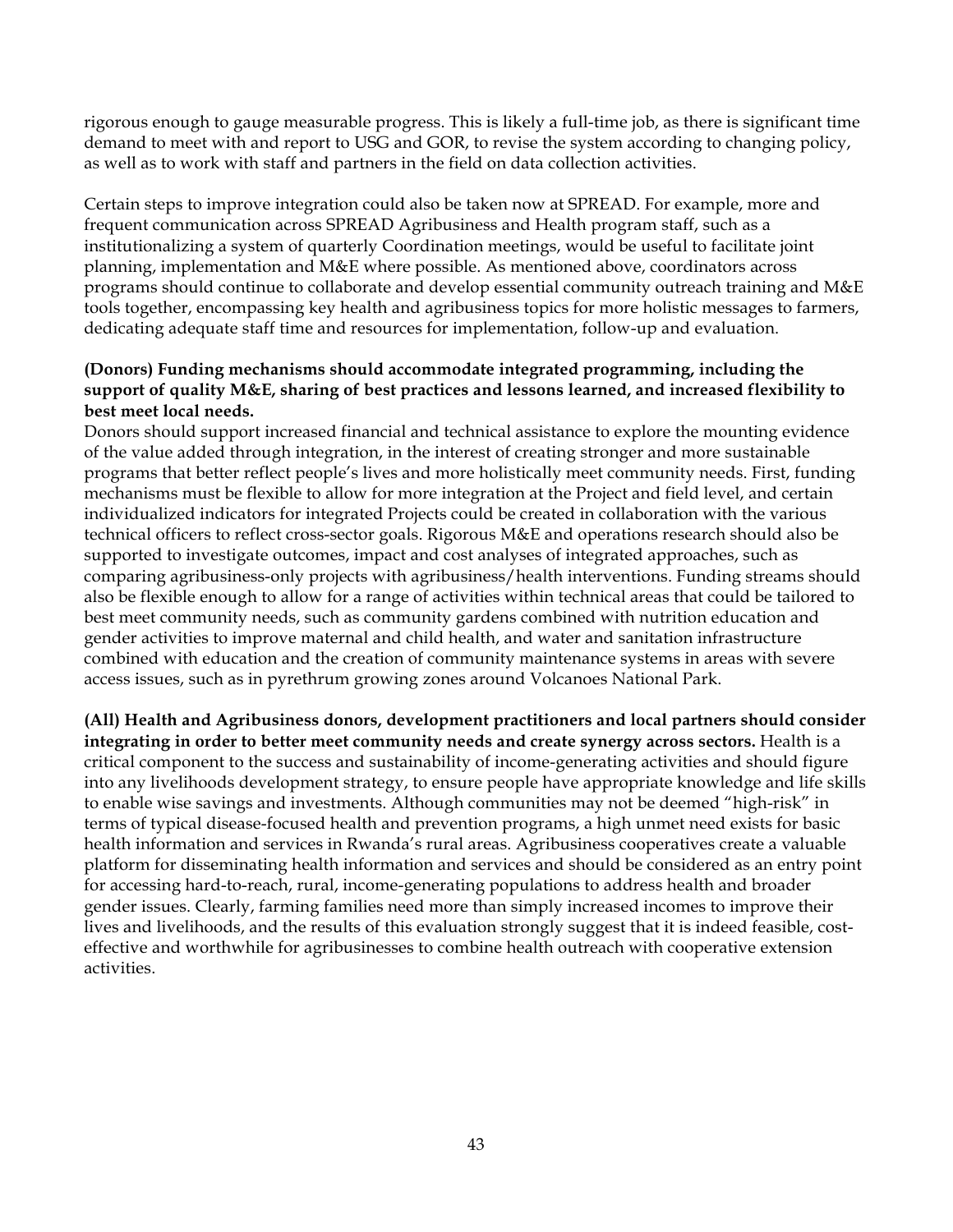rigorous enough to gauge measurable progress. This is likely a full-time job, as there is significant time demand to meet with and report to USG and GOR, to revise the system according to changing policy, as well as to work with staff and partners in the field on data collection activities.

Certain steps to improve integration could also be taken now at SPREAD. For example, more and frequent communication across SPREAD Agribusiness and Health program staff, such as a institutionalizing a system of quarterly Coordination meetings, would be useful to facilitate joint planning, implementation and M&E where possible. As mentioned above, coordinators across programs should continue to collaborate and develop essential community outreach training and M&E tools together, encompassing key health and agribusiness topics for more holistic messages to farmers, dedicating adequate staff time and resources for implementation, follow-up and evaluation.

**(Donors) Funding mechanisms should accommodate integrated programming, including the support of quality M&E, sharing of best practices and lessons learned, and increased flexibility to best meet local needs.**

Donors should support increased financial and technical assistance to explore the mounting evidence of the value added through integration, in the interest of creating stronger and more sustainable programs that better reflect people's lives and more holistically meet community needs. First, funding mechanisms must be flexible to allow for more integration at the Project and field level, and certain individualized indicators for integrated Projects could be created in collaboration with the various technical officers to reflect cross-sector goals. Rigorous M&E and operations research should also be supported to investigate outcomes, impact and cost analyses of integrated approaches, such as comparing agribusiness-only projects with agribusiness/health interventions. Funding streams should also be flexible enough to allow for a range of activities within technical areas that could be tailored to best meet community needs, such as community gardens combined with nutrition education and gender activities to improve maternal and child health, and water and sanitation infrastructure combined with education and the creation of community maintenance systems in areas with severe access issues, such as in pyrethrum growing zones around Volcanoes National Park.

**(All) Health and Agribusiness donors, development practitioners and local partners should consider integrating in order to better meet community needs and create synergy across sectors.** Health is a critical component to the success and sustainability of income-generating activities and should figure into any livelihoods development strategy, to ensure people have appropriate knowledge and life skills to enable wise savings and investments. Although communities may not be deemed "high-risk" in terms of typical disease-focused health and prevention programs, a high unmet need exists for basic health information and services in Rwanda's rural areas. Agribusiness cooperatives create a valuable platform for disseminating health information and services and should be considered as an entry point for accessing hard-to-reach, rural, income-generating populations to address health and broader gender issues. Clearly, farming families need more than simply increased incomes to improve their lives and livelihoods, and the results of this evaluation strongly suggest that it is indeed feasible, cost-effective and worthwhile for agribusinesses to combine health outreach with cooperative extension activities.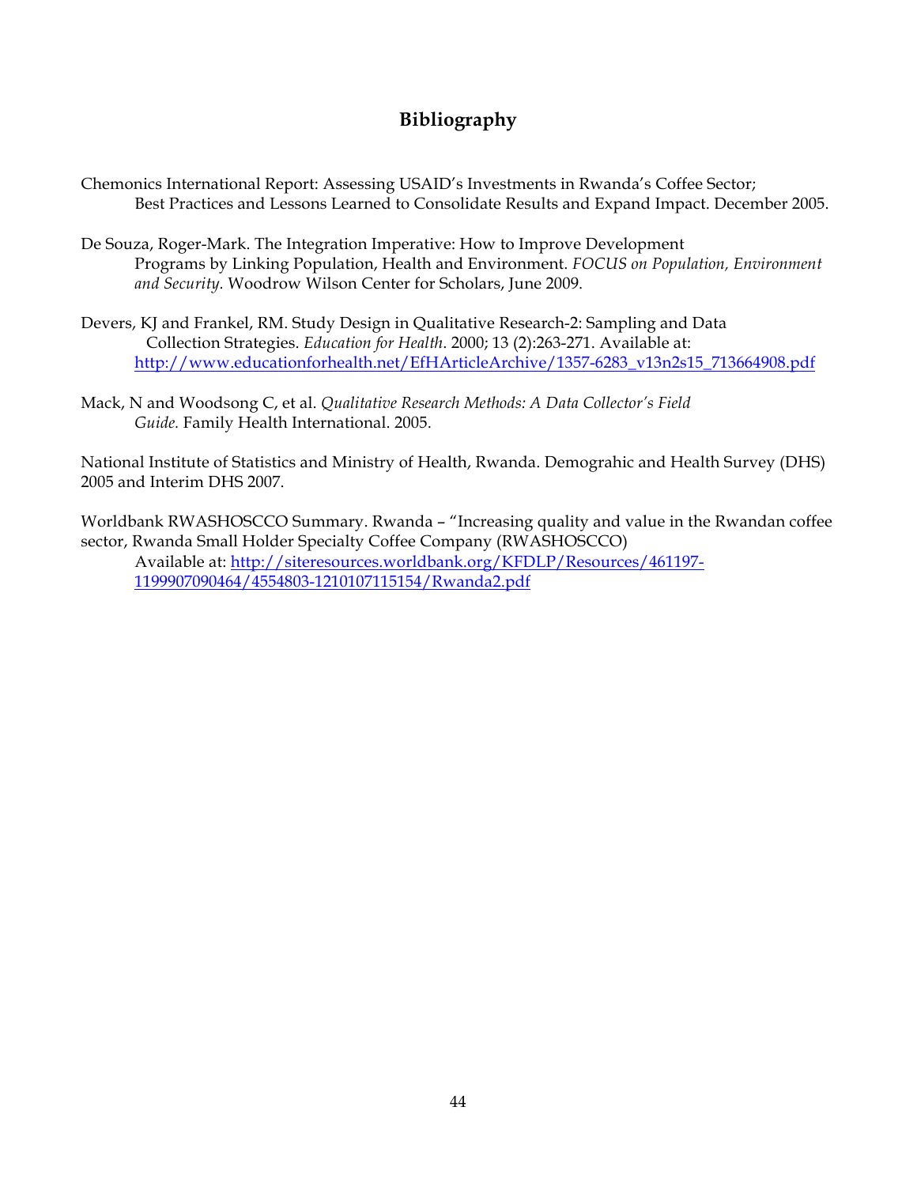# Bibliography

Chemonics International Report: Assessing USAID's Investments in Rwanda's Coffee Sector; Best Practices and Lessons Learned to Consolidate Results and Expand Impact. December 2005.

De Souza, Roger-Mark. The Integration Imperative: How to Improve Development Programs by Linking Population, Health and Environment. *FOCUS on Population, Environment and Security.* Woodrow Wilson Center for Scholars, June 2009.

Devers, KJ and Frankel, RM. Study Design in Qualitative Research-2: Sampling and Data Collection Strategies. *Education for Health*. 2000; 13 (2):263-271. Available at: [http://www.educationforhealth.net/EfHArticleArchive/1357-6283_v13n2s15_713664908.pdf](http://www.educationforhealth.net/EfHArticleArchive/1357-6283_v13n2s15_713664908.pdf)

Mack, N and Woodsong C, et al. *Qualitative Research Methods: A Data Collector's Field Guide.* Family Health International. 2005.

National Institute of Statistics and Ministry of Health, Rwanda. Demograhic and Health Survey (DHS) 2005 and Interim DHS 2007.

Worldbank RWASHOSCCO Summary. Rwanda – "Increasing quality and value in the Rwandan coffee sector, Rwanda Small Holder Specialty Coffee Company (RWASHOSCCO) Available at: [http://siteresources.worldbank.org/KFDLP/Resources/461197-1199907090464/4554803-1210107115154/Rwanda2.pdf](http://siteresources.worldbank.org/KFDLP/Resources/461197-1199907090464/4554803-1210107115154/Rwanda2.pdf)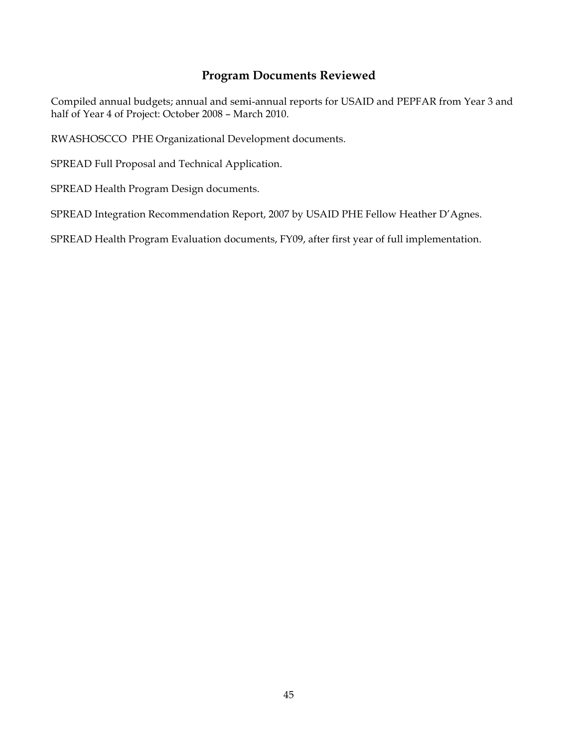## Program Documents Reviewed

Compiled annual budgets; annual and semi-annual reports for USAID and PEPFAR from Year 3 and half of Year 4 of Project: October 2008 – March 2010.

RWASHOSCCO PHE Organizational Development documents.

SPREAD Full Proposal and Technical Application.

SPREAD Health Program Design documents.

SPREAD Integration Recommendation Report, 2007 by USAID PHE Fellow Heather D'Agnes.

SPREAD Health Program Evaluation documents, FY09, after first year of full implementation.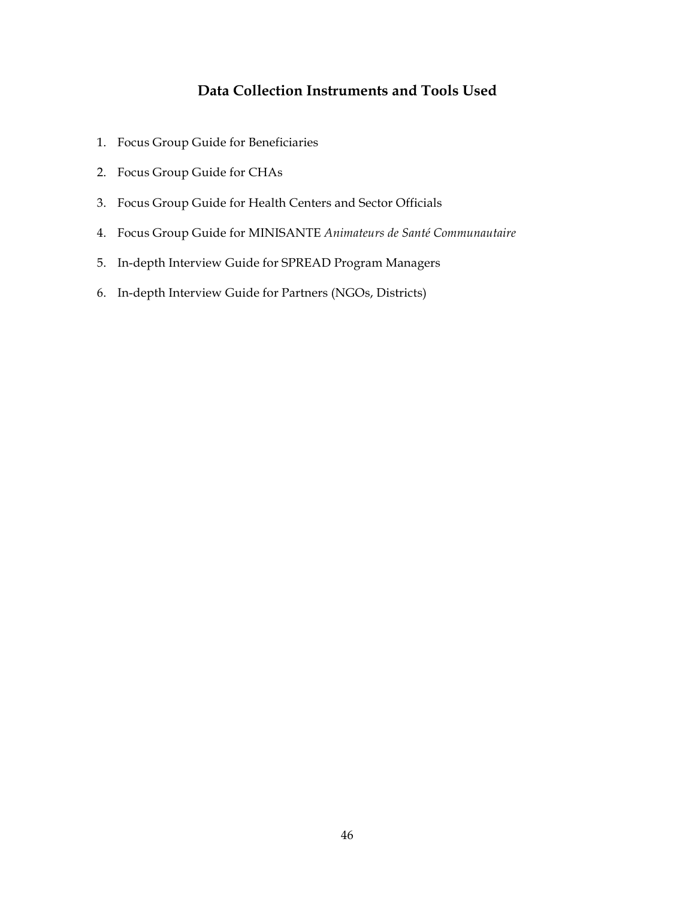## Data Collection Instruments and Tools Used

1. Focus Group Guide for Beneficiaries
2. Focus Group Guide for CHAs
3. Focus Group Guide for Health Centers and Sector Officials
4. Focus Group Guide for MINISANTE *Animateurs de Santé Communautaire*
5. In-depth Interview Guide for SPREAD Program Managers
6. In-depth Interview Guide for Partners (NGOs, Districts)